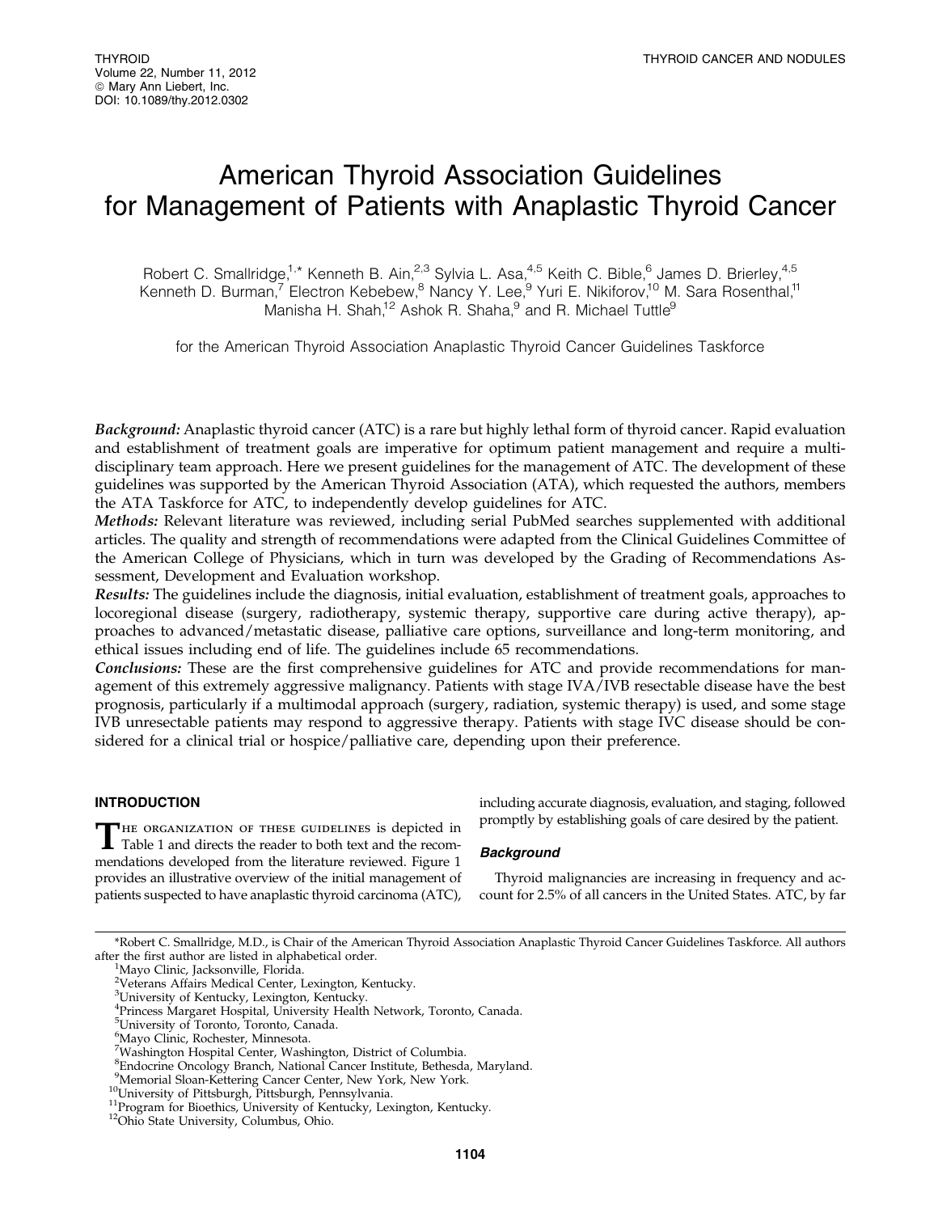# American Thyroid Association Guidelines for Management of Patients with Anaplastic Thyroid Cancer

Robert C. Smallridge,[1,*] Kenneth B. Ain,[2,3] Sylvia L. Asa,[4,5] Keith C. Bible,[6] James D. Brierley,[4,5] Kenneth D. Burman,[7] Electron Kebebew,[8] Nancy Y. Lee,[9] Yuri E. Nikiforov,[10] M. Sara Rosenthal,[11] Manisha H. Shah,[12] Ashok R. Shaha,[9] and R. Michael Tuttle[9]

for the American Thyroid Association Anaplastic Thyroid Cancer Guidelines Taskforce

***Background:*** Anaplastic thyroid cancer (ATC) is a rare but highly lethal form of thyroid cancer. Rapid evaluation and establishment of treatment goals are imperative for optimum patient management and require a multidisciplinary team approach. Here we present guidelines for the management of ATC. The development of these guidelines was supported by the American Thyroid Association (ATA), which requested the authors, members the ATA Taskforce for ATC, to independently develop guidelines for ATC.

***Methods:*** Relevant literature was reviewed, including serial PubMed searches supplemented with additional articles. The quality and strength of recommendations were adapted from the Clinical Guidelines Committee of the American College of Physicians, which in turn was developed by the Grading of Recommendations Assessment, Development and Evaluation workshop.

***Results:*** The guidelines include the diagnosis, initial evaluation, establishment of treatment goals, approaches to locoregional disease (surgery, radiotherapy, systemic therapy, supportive care during active therapy), approaches to advanced/metastatic disease, palliative care options, surveillance and long-term monitoring, and ethical issues including end of life. The guidelines include 65 recommendations.

***Conclusions:*** These are the first comprehensive guidelines for ATC and provide recommendations for management of this extremely aggressive malignancy. Patients with stage IVA/IVB resectable disease have the best prognosis, particularly if a multimodal approach (surgery, radiation, systemic therapy) is used, and some stage IVB unresectable patients may respond to aggressive therapy. Patients with stage IVC disease should be considered for a clinical trial or hospice/palliative care, depending upon their preference.

## INTRODUCTION

The organization of these guidelines is depicted in Table 1 and directs the reader to both text and the recommendations developed from the literature reviewed. Figure 1 provides an illustrative overview of the initial management of patients suspected to have anaplastic thyroid carcinoma (ATC), including accurate diagnosis, evaluation, and staging, followed promptly by establishing goals of care desired by the patient.

### *Background*

Thyroid malignancies are increasing in frequency and account for 2.5% of all cancers in the United States. ATC, by far

*Robert C. Smallridge, M.D., is Chair of the American Thyroid Association Anaplastic Thyroid Cancer Guidelines Taskforce. All authors after the first author are listed in alphabetical order.

[1]Mayo Clinic, Jacksonville, Florida.
[2]Veterans Affairs Medical Center, Lexington, Kentucky.
[3]University of Kentucky, Lexington, Kentucky.
[4]Princess Margaret Hospital, University Health Network, Toronto, Canada.
[5]University of Toronto, Toronto, Canada.
[6]Mayo Clinic, Rochester, Minnesota.
[7]Washington Hospital Center, Washington, District of Columbia.
[8]Endocrine Oncology Branch, National Cancer Institute, Bethesda, Maryland.
[9]Memorial Sloan-Kettering Cancer Center, New York, New York.
[10]University of Pittsburgh, Pittsburgh, Pennsylvania.
[11]Program for Bioethics, University of Kentucky, Lexington, Kentucky.
[12]Ohio State University, Columbus, Ohio.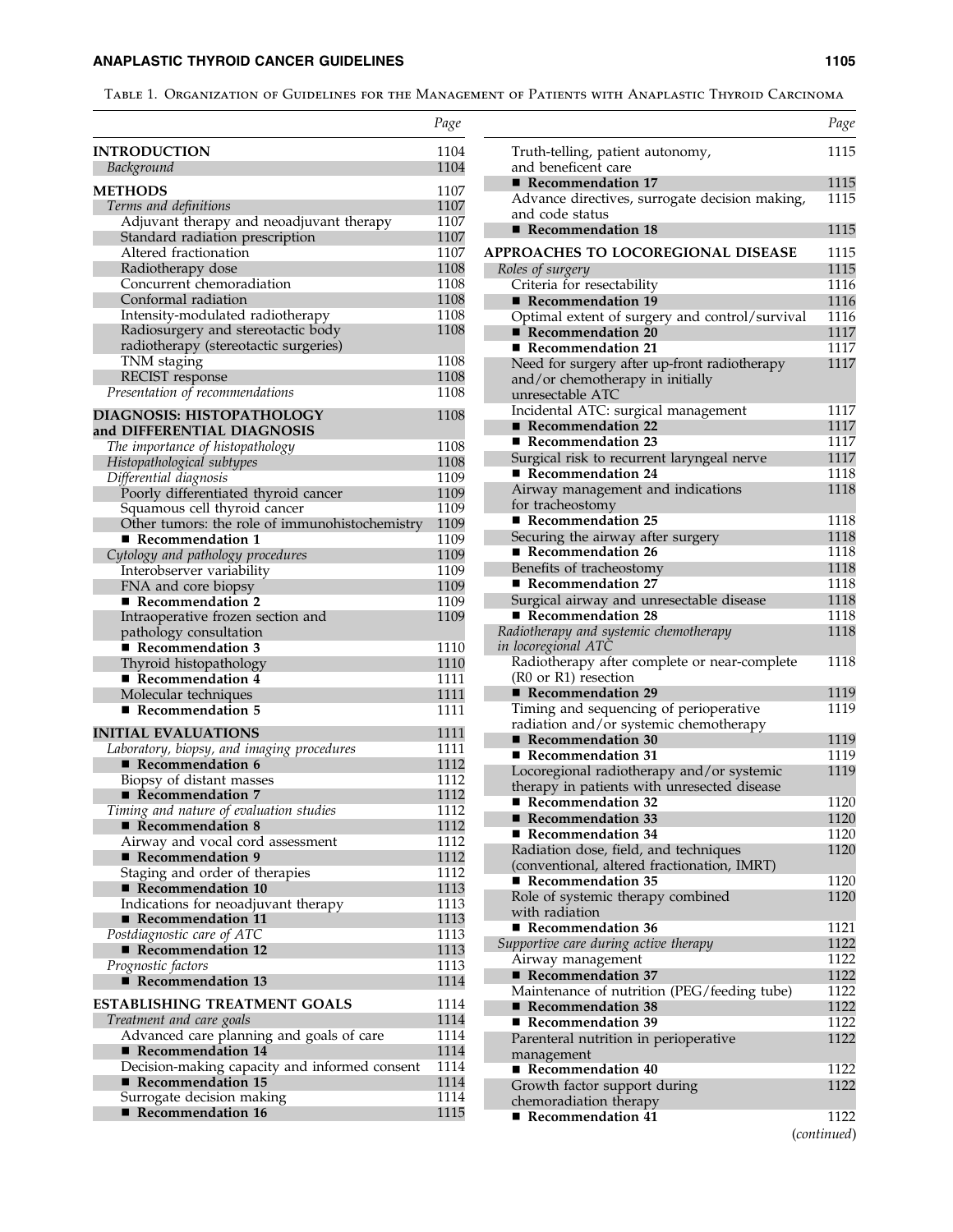Table 1. Organization of Guidelines for the Management of Patients with Anaplastic Thyroid Carcinoma

| | Page |
|---|---|
| **INTRODUCTION** | 1104 |
| *Background* | 1104 |
| **METHODS** | 1107 |
| *Terms and definitions* | 1107 |
| Adjuvant therapy and neoadjuvant therapy | 1107 |
| Standard radiation prescription | 1107 |
| Altered fractionation | 1107 |
| Radiotherapy dose | 1108 |
| Concurrent chemoradiation | 1108 |
| Conformal radiation | 1108 |
| Intensity-modulated radiotherapy | 1108 |
| Radiosurgery and stereotactic body radiotherapy (stereotactic surgeries) | 1108 |
| TNM staging | 1108 |
| RECIST response | 1108 |
| *Presentation of recommendations* | 1108 |
| **DIAGNOSIS: HISTOPATHOLOGY and DIFFERENTIAL DIAGNOSIS** | 1108 |
| *The importance of histopathology* | 1108 |
| *Histopathological subtypes* | 1108 |
| *Differential diagnosis* | 1109 |
| Poorly differentiated thyroid cancer | 1109 |
| Squamous cell thyroid cancer | 1109 |
| Other tumors: the role of immunohistochemistry | 1109 |
| ■ **Recommendation 1** | 1109 |
| *Cytology and pathology procedures* | 1109 |
| Interobserver variability | 1109 |
| FNA and core biopsy | 1109 |
| ■ **Recommendation 2** | 1109 |
| Intraoperative frozen section and pathology consultation | 1109 |
| ■ **Recommendation 3** | 1110 |
| Thyroid histopathology | 1110 |
| ■ **Recommendation 4** | 1111 |
| Molecular techniques | 1111 |
| ■ **Recommendation 5** | 1111 |
| **INITIAL EVALUATIONS** | 1111 |
| *Laboratory, biopsy, and imaging procedures* | 1111 |
| ■ **Recommendation 6** | 1112 |
| Biopsy of distant masses | 1112 |
| ■ **Recommendation 7** | 1112 |
| *Timing and nature of evaluation studies* | 1112 |
| ■ **Recommendation 8** | 1112 |
| Airway and vocal cord assessment | 1112 |
| ■ **Recommendation 9** | 1112 |
| Staging and order of therapies | 1112 |
| ■ **Recommendation 10** | 1113 |
| Indications for neoadjuvant therapy | 1113 |
| ■ **Recommendation 11** | 1113 |
| *Postdiagnostic care of ATC* | 1113 |
| ■ **Recommendation 12** | 1113 |
| *Prognostic factors* | 1113 |
| ■ **Recommendation 13** | 1114 |
| **ESTABLISHING TREATMENT GOALS** | 1114 |
| *Treatment and care goals* | 1114 |
| Advanced care planning and goals of care | 1114 |
| ■ **Recommendation 14** | 1114 |
| Decision-making capacity and informed consent | 1114 |
| ■ **Recommendation 15** | 1114 |
| Surrogate decision making | 1114 |
| ■ **Recommendation 16** | 1115 |
| Truth-telling, patient autonomy, and beneficent care | 1115 |
| ■ **Recommendation 17** | 1115 |
| Advance directives, surrogate decision making, and code status | 1115 |
| ■ **Recommendation 18** | 1115 |
| **APPROACHES TO LOCOREGIONAL DISEASE** | 1115 |
| *Roles of surgery* | 1115 |
| Criteria for resectability | 1116 |
| ■ **Recommendation 19** | 1116 |
| Optimal extent of surgery and control/survival | 1116 |
| ■ **Recommendation 20** | 1117 |
| ■ **Recommendation 21** | 1117 |
| Need for surgery after up-front radiotherapy and/or chemotherapy in initially unresectable ATC | 1117 |
| Incidental ATC: surgical management | 1117 |
| ■ **Recommendation 22** | 1117 |
| ■ **Recommendation 23** | 1117 |
| Surgical risk to recurrent laryngeal nerve | 1117 |
| ■ **Recommendation 24** | 1118 |
| Airway management and indications for tracheostomy | 1118 |
| ■ **Recommendation 25** | 1118 |
| Securing the airway after surgery | 1118 |
| ■ **Recommendation 26** | 1118 |
| Benefits of tracheostomy | 1118 |
| ■ **Recommendation 27** | 1118 |
| Surgical airway and unresectable disease | 1118 |
| ■ **Recommendation 28** | 1118 |
| *Radiotherapy and systemic chemotherapy in locoregional ATC* | 1118 |
| Radiotherapy after complete or near-complete (R0 or R1) resection | 1118 |
| ■ **Recommendation 29** | 1119 |
| Timing and sequencing of perioperative radiation and/or systemic chemotherapy | 1119 |
| ■ **Recommendation 30** | 1119 |
| ■ **Recommendation 31** | 1119 |
| Locoregional radiotherapy and/or systemic therapy in patients with unresected disease | 1119 |
| ■ **Recommendation 32** | 1120 |
| ■ **Recommendation 33** | 1120 |
| ■ **Recommendation 34** | 1120 |
| Radiation dose, field, and techniques (conventional, altered fractionation, IMRT) | 1120 |
| ■ **Recommendation 35** | 1120 |
| Role of systemic therapy combined with radiation | 1120 |
| ■ **Recommendation 36** | 1121 |
| *Supportive care during active therapy* | 1122 |
| Airway management | 1122 |
| ■ **Recommendation 37** | 1122 |
| Maintenance of nutrition (PEG/feeding tube) | 1122 |
| ■ **Recommendation 38** | 1122 |
| ■ **Recommendation 39** | 1122 |
| Parenteral nutrition in perioperative management | 1122 |
| ■ **Recommendation 40** | 1122 |
| Growth factor support during chemoradiation therapy | 1122 |
| ■ **Recommendation 41** | 1122 |

(*continued*)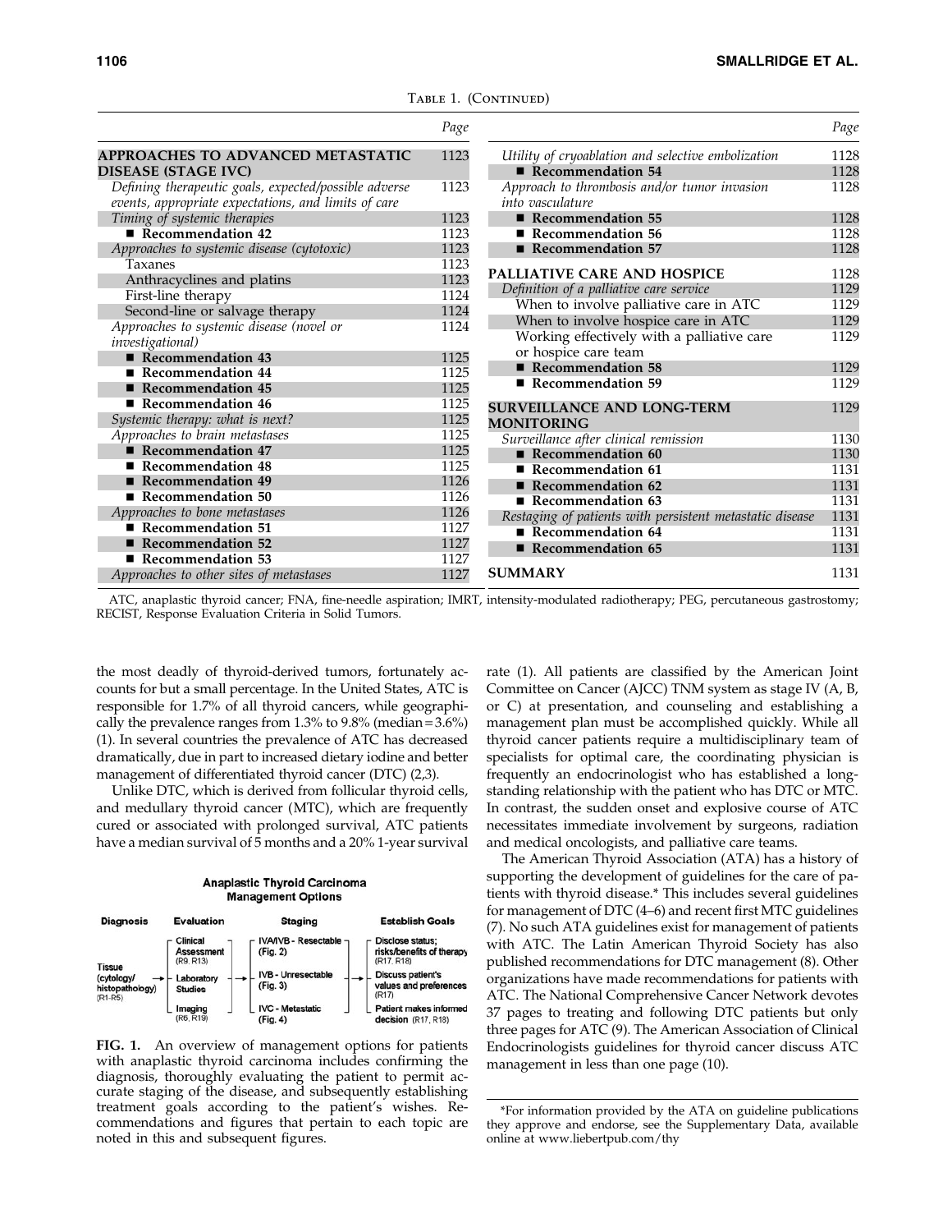Table 1. (Continued)

| | Page | | Page |
|---|---|---|---|
| **APPROACHES TO ADVANCED METASTATIC DISEASE (STAGE IVC)** | 1123 | *Utility of cryoablation and selective embolization* | 1128 |
| *Defining therapeutic goals, expected/possible adverse events, appropriate expectations, and limits of care* | 1123 | ■ **Recommendation 54** | 1128 |
| *Timing of systemic therapies* | 1123 | *Approach to thrombosis and/or tumor invasion into vasculature* | 1128 |
| ■ **Recommendation 42** | 1123 | ■ **Recommendation 55** | 1128 |
| *Approaches to systemic disease (cytotoxic)* | 1123 | ■ **Recommendation 56** | 1128 |
| Taxanes | 1123 | ■ **Recommendation 57** | 1128 |
| Anthracyclines and platins | 1123 | **PALLIATIVE CARE AND HOSPICE** | 1128 |
| First-line therapy | 1124 | *Definition of a palliative care service* | 1129 |
| Second-line or salvage therapy | 1124 | When to involve palliative care in ATC | 1129 |
| *Approaches to systemic disease (novel or investigational)* | 1124 | When to involve hospice care in ATC | 1129 |
| ■ **Recommendation 43** | 1125 | Working effectively with a palliative care or hospice care team | 1129 |
| ■ **Recommendation 44** | 1125 | ■ **Recommendation 58** | 1129 |
| ■ **Recommendation 45** | 1125 | ■ **Recommendation 59** | 1129 |
| ■ **Recommendation 46** | 1125 | **SURVEILLANCE AND LONG-TERM MONITORING** | 1129 |
| *Systemic therapy: what is next?* | 1125 | *Surveillance after clinical remission* | 1130 |
| *Approaches to brain metastases* | 1125 | ■ **Recommendation 60** | 1130 |
| ■ **Recommendation 47** | 1125 | ■ **Recommendation 61** | 1131 |
| ■ **Recommendation 48** | 1125 | ■ **Recommendation 62** | 1131 |
| ■ **Recommendation 49** | 1126 | ■ **Recommendation 63** | 1131 |
| ■ **Recommendation 50** | 1126 | *Restaging of patients with persistent metastatic disease* | 1131 |
| *Approaches to bone metastases* | 1126 | ■ **Recommendation 64** | 1131 |
| ■ **Recommendation 51** | 1127 | ■ **Recommendation 65** | 1131 |
| ■ **Recommendation 52** | 1127 | **SUMMARY** | 1131 |
| ■ **Recommendation 53** | 1127 | | |
| *Approaches to other sites of metastases* | 1127 | | |

ATC, anaplastic thyroid cancer; FNA, fine-needle aspiration; IMRT, intensity-modulated radiotherapy; PEG, percutaneous gastrostomy; RECIST, Response Evaluation Criteria in Solid Tumors.

the most deadly of thyroid-derived tumors, fortunately accounts for but a small percentage. In the United States, ATC is responsible for 1.7% of all thyroid cancers, while geographically the prevalence ranges from 1.3% to 9.8% (median = 3.6%) (1). In several countries the prevalence of ATC has decreased dramatically, due in part to increased dietary iodine and better management of differentiated thyroid cancer (DTC) (2,3).

Unlike DTC, which is derived from follicular thyroid cells, and medullary thyroid cancer (MTC), which are frequently cured or associated with prolonged survival, ATC patients have a median survival of 5 months and a 20% 1-year survival rate (1). All patients are classified by the American Joint Committee on Cancer (AJCC) TNM system as stage IV (A, B, or C) at presentation, and counseling and establishing a management plan must be accomplished quickly. While all thyroid cancer patients require a multidisciplinary team of specialists for optimal care, the coordinating physician is frequently an endocrinologist who has established a longstanding relationship with the patient who has DTC or MTC. In contrast, the sudden onset and explosive course of ATC necessitates immediate involvement by surgeons, radiation and medical oncologists, and palliative care teams.

**Anaplastic Thyroid Carcinoma Management Options**

| Diagnosis | Evaluation | Staging | Establish Goals |
|---|---|---|---|
| Tissue (cytology/histopathology) (R1-R5) | Clinical Assessment (R9, R13) | IVA/IVB - Resectable (Fig. 2) | Disclose status; risks/benefits of therapy (R17, R18) |
| | Laboratory Studies | IVB - Unresectable (Fig. 3) | Discuss patient's values and preferences (R17) |
| | Imaging (R6, R19) | IVC - Metastatic (Fig. 4) | Patient makes informed decision (R17, R18) |

**FIG. 1.** An overview of management options for patients with anaplastic thyroid carcinoma includes confirming the diagnosis, thoroughly evaluating the patient to permit accurate staging of the disease, and subsequently establishing treatment goals according to the patient's wishes. Recommendations and figures that pertain to each topic are noted in this and subsequent figures.

The American Thyroid Association (ATA) has a history of supporting the development of guidelines for the care of patients with thyroid disease.* This includes several guidelines for management of DTC (4–6) and recent first MTC guidelines (7). No such ATA guidelines exist for management of patients with ATC. The Latin American Thyroid Society has also published recommendations for DTC management (8). Other organizations have made recommendations for patients with ATC. The National Comprehensive Cancer Network devotes 37 pages to treating and following DTC patients but only three pages for ATC (9). The American Association of Clinical Endocrinologists guidelines for thyroid cancer discuss ATC management in less than one page (10).

*For information provided by the ATA on guideline publications they approve and endorse, see the Supplementary Data, available online at www.liebertpub.com/thy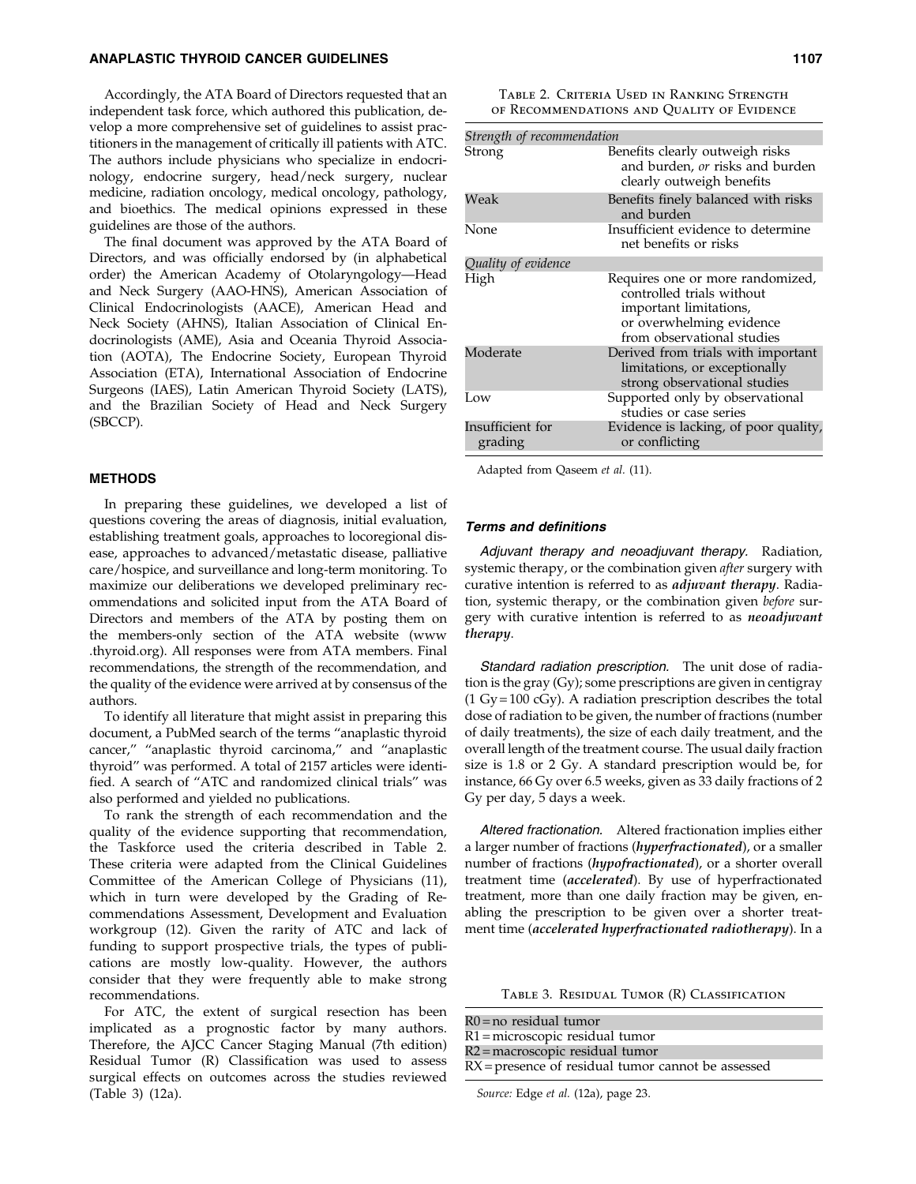Accordingly, the ATA Board of Directors requested that an independent task force, which authored this publication, develop a more comprehensive set of guidelines to assist practitioners in the management of critically ill patients with ATC. The authors include physicians who specialize in endocrinology, endocrine surgery, head/neck surgery, nuclear medicine, radiation oncology, medical oncology, pathology, and bioethics. The medical opinions expressed in these guidelines are those of the authors.

The final document was approved by the ATA Board of Directors, and was officially endorsed by (in alphabetical order) the American Academy of Otolaryngology—Head and Neck Surgery (AAO-HNS), American Association of Clinical Endocrinologists (AACE), American Head and Neck Society (AHNS), Italian Association of Clinical Endocrinologists (AME), Asia and Oceania Thyroid Association (AOTA), The Endocrine Society, European Thyroid Association (ETA), International Association of Endocrine Surgeons (IAES), Latin American Thyroid Society (LATS), and the Brazilian Society of Head and Neck Surgery (SBCCP).

## METHODS

In preparing these guidelines, we developed a list of questions covering the areas of diagnosis, initial evaluation, establishing treatment goals, approaches to locoregional disease, approaches to advanced/metastatic disease, palliative care/hospice, and surveillance and long-term monitoring. To maximize our deliberations we developed preliminary recommendations and solicited input from the ATA Board of Directors and members of the ATA by posting them on the members-only section of the ATA website (www.thyroid.org). All responses were from ATA members. Final recommendations, the strength of the recommendation, and the quality of the evidence were arrived at by consensus of the authors.

To identify all literature that might assist in preparing this document, a PubMed search of the terms "anaplastic thyroid cancer," "anaplastic thyroid carcinoma," and "anaplastic thyroid" was performed. A total of 2157 articles were identified. A search of "ATC and randomized clinical trials" was also performed and yielded no publications.

To rank the strength of each recommendation and the quality of the evidence supporting that recommendation, the Taskforce used the criteria described in Table 2. These criteria were adapted from the Clinical Guidelines Committee of the American College of Physicians (11), which in turn were developed by the Grading of Recommendations Assessment, Development and Evaluation workgroup (12). Given the rarity of ATC and lack of funding to support prospective trials, the types of publications are mostly low-quality. However, the authors consider that they were frequently able to make strong recommendations.

For ATC, the extent of surgical resection has been implicated as a prognostic factor by many authors. Therefore, the AJCC Cancer Staging Manual (7th edition) Residual Tumor (R) Classification was used to assess surgical effects on outcomes across the studies reviewed (Table 3) (12a).

Table 2. Criteria Used in Ranking Strength of Recommendations and Quality of Evidence

| | |
|---|---|
| *Strength of recommendation* | |
| Strong | Benefits clearly outweigh risks and burden, *or* risks and burden clearly outweigh benefits |
| Weak | Benefits finely balanced with risks and burden |
| None | Insufficient evidence to determine net benefits or risks |
| *Quality of evidence* | |
| High | Requires one or more randomized, controlled trials without important limitations, or overwhelming evidence from observational studies |
| Moderate | Derived from trials with important limitations, or exceptionally strong observational studies |
| Low | Supported only by observational studies or case series |
| Insufficient for grading | Evidence is lacking, of poor quality, or conflicting |

Adapted from Qaseem *et al.* (11).

### *Terms and definitions*

*Adjuvant therapy and neoadjuvant therapy.* Radiation, systemic therapy, or the combination given *after* surgery with curative intention is referred to as ***adjuvant therapy***. Radiation, systemic therapy, or the combination given *before* surgery with curative intention is referred to as ***neoadjuvant therapy***.

*Standard radiation prescription.* The unit dose of radiation is the gray (Gy); some prescriptions are given in centigray (1 Gy = 100 cGy). A radiation prescription describes the total dose of radiation to be given, the number of fractions (number of daily treatments), the size of each daily treatment, and the overall length of the treatment course. The usual daily fraction size is 1.8 or 2 Gy. A standard prescription would be, for instance, 66 Gy over 6.5 weeks, given as 33 daily fractions of 2 Gy per day, 5 days a week.

*Altered fractionation.* Altered fractionation implies either a larger number of fractions (***hyperfractionated***), or a smaller number of fractions (***hypofractionated***), or a shorter overall treatment time (***accelerated***). By use of hyperfractionated treatment, more than one daily fraction may be given, enabling the prescription to be given over a shorter treatment time (***accelerated hyperfractionated radiotherapy***). In a

Table 3. Residual Tumor (R) Classification

| |
|---|
| R0 = no residual tumor |
| R1 = microscopic residual tumor |
| R2 = macroscopic residual tumor |
| RX = presence of residual tumor cannot be assessed |

*Source:* Edge *et al.* (12a), page 23.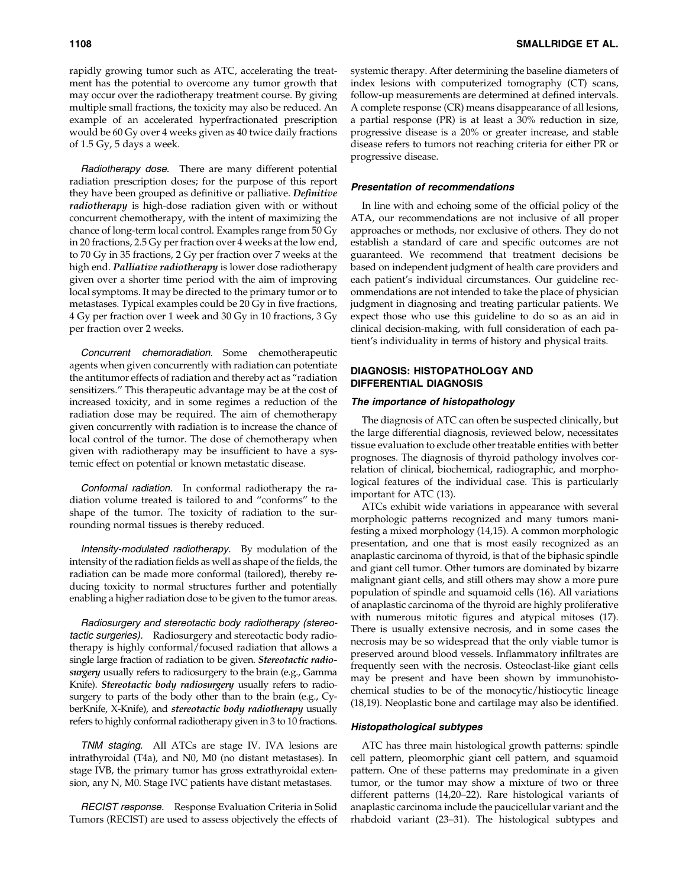rapidly growing tumor such as ATC, accelerating the treatment has the potential to overcome any tumor growth that may occur over the radiotherapy treatment course. By giving multiple small fractions, the toxicity may also be reduced. An example of an accelerated hyperfractionated prescription would be 60 Gy over 4 weeks given as 40 twice daily fractions of 1.5 Gy, 5 days a week.

*Radiotherapy dose.* There are many different potential radiation prescription doses; for the purpose of this report they have been grouped as definitive or palliative. ***Definitive radiotherapy*** is high-dose radiation given with or without concurrent chemotherapy, with the intent of maximizing the chance of long-term local control. Examples range from 50 Gy in 20 fractions, 2.5 Gy per fraction over 4 weeks at the low end, to 70 Gy in 35 fractions, 2 Gy per fraction over 7 weeks at the high end. ***Palliative radiotherapy*** is lower dose radiotherapy given over a shorter time period with the aim of improving local symptoms. It may be directed to the primary tumor or to metastases. Typical examples could be 20 Gy in five fractions, 4 Gy per fraction over 1 week and 30 Gy in 10 fractions, 3 Gy per fraction over 2 weeks.

*Concurrent chemoradiation.* Some chemotherapeutic agents when given concurrently with radiation can potentiate the antitumor effects of radiation and thereby act as "radiation sensitizers." This therapeutic advantage may be at the cost of increased toxicity, and in some regimes a reduction of the radiation dose may be required. The aim of chemotherapy given concurrently with radiation is to increase the chance of local control of the tumor. The dose of chemotherapy when given with radiotherapy may be insufficient to have a systemic effect on potential or known metastatic disease.

*Conformal radiation.* In conformal radiotherapy the radiation volume treated is tailored to and "conforms" to the shape of the tumor. The toxicity of radiation to the surrounding normal tissues is thereby reduced.

*Intensity-modulated radiotherapy.* By modulation of the intensity of the radiation fields as well as shape of the fields, the radiation can be made more conformal (tailored), thereby reducing toxicity to normal structures further and potentially enabling a higher radiation dose to be given to the tumor areas.

*Radiosurgery and stereotactic body radiotherapy (stereotactic surgeries).* Radiosurgery and stereotactic body radiotherapy is highly conformal/focused radiation that allows a single large fraction of radiation to be given. ***Stereotactic radiosurgery*** usually refers to radiosurgery to the brain (e.g., Gamma Knife). ***Stereotactic body radiosurgery*** usually refers to radiosurgery to parts of the body other than to the brain (e.g., CyberKnife, X-Knife), and ***stereotactic body radiotherapy*** usually refers to highly conformal radiotherapy given in 3 to 10 fractions.

*TNM staging.* All ATCs are stage IV. IVA lesions are intrathyroidal (T4a), and N0, M0 (no distant metastases). In stage IVB, the primary tumor has gross extrathyroidal extension, any N, M0. Stage IVC patients have distant metastases.

*RECIST response.* Response Evaluation Criteria in Solid Tumors (RECIST) are used to assess objectively the effects of systemic therapy. After determining the baseline diameters of index lesions with computerized tomography (CT) scans, follow-up measurements are determined at defined intervals. A complete response (CR) means disappearance of all lesions, a partial response (PR) is at least a 30% reduction in size, progressive disease is a 20% or greater increase, and stable disease refers to tumors not reaching criteria for either PR or progressive disease.

### *Presentation of recommendations*

In line with and echoing some of the official policy of the ATA, our recommendations are not inclusive of all proper approaches or methods, nor exclusive of others. They do not establish a standard of care and specific outcomes are not guaranteed. We recommend that treatment decisions be based on independent judgment of health care providers and each patient's individual circumstances. Our guideline recommendations are not intended to take the place of physician judgment in diagnosing and treating particular patients. We expect those who use this guideline to do so as an aid in clinical decision-making, with full consideration of each patient's individuality in terms of history and physical traits.

## DIAGNOSIS: HISTOPATHOLOGY AND DIFFERENTIAL DIAGNOSIS

### *The importance of histopathology*

The diagnosis of ATC can often be suspected clinically, but the large differential diagnosis, reviewed below, necessitates tissue evaluation to exclude other treatable entities with better prognoses. The diagnosis of thyroid pathology involves correlation of clinical, biochemical, radiographic, and morphological features of the individual case. This is particularly important for ATC (13).

ATCs exhibit wide variations in appearance with several morphologic patterns recognized and many tumors manifesting a mixed morphology (14,15). A common morphologic presentation, and one that is most easily recognized as an anaplastic carcinoma of thyroid, is that of the biphasic spindle and giant cell tumor. Other tumors are dominated by bizarre malignant giant cells, and still others may show a more pure population of spindle and squamoid cells (16). All variations of anaplastic carcinoma of the thyroid are highly proliferative with numerous mitotic figures and atypical mitoses (17). There is usually extensive necrosis, and in some cases the necrosis may be so widespread that the only viable tumor is preserved around blood vessels. Inflammatory infiltrates are frequently seen with the necrosis. Osteoclast-like giant cells may be present and have been shown by immunohistochemical studies to be of the monocytic/histiocytic lineage (18,19). Neoplastic bone and cartilage may also be identified.

### *Histopathological subtypes*

ATC has three main histological growth patterns: spindle cell pattern, pleomorphic giant cell pattern, and squamoid pattern. One of these patterns may predominate in a given tumor, or the tumor may show a mixture of two or three different patterns (14,20–22). Rare histological variants of anaplastic carcinoma include the paucicellular variant and the rhabdoid variant (23–31). The histological subtypes and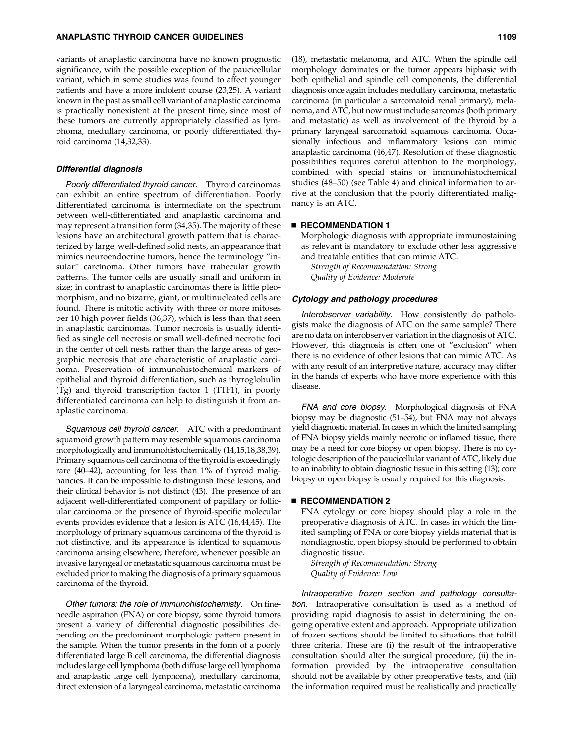variants of anaplastic carcinoma have no known prognostic significance, with the possible exception of the paucicellular variant, which in some studies was found to affect younger patients and have a more indolent course (23,25). A variant known in the past as small cell variant of anaplastic carcinoma is practically nonexistent at the present time, since most of these tumors are currently appropriately classified as lymphoma, medullary carcinoma, or poorly differentiated thyroid carcinoma (14,32,33).

### Differential diagnosis

*Poorly differentiated thyroid cancer.* Thyroid carcinomas can exhibit an entire spectrum of differentiation. Poorly differentiated carcinoma is intermediate on the spectrum between well-differentiated and anaplastic carcinoma and may represent a transition form (34,35). The majority of these lesions have an architectural growth pattern that is characterized by large, well-defined solid nests, an appearance that mimics neuroendocrine tumors, hence the terminology "insular" carcinoma. Other tumors have trabecular growth patterns. The tumor cells are usually small and uniform in size; in contrast to anaplastic carcinomas there is little pleomorphism, and no bizarre, giant, or multinucleated cells are found. There is mitotic activity with three or more mitoses per 10 high power fields (36,37), which is less than that seen in anaplastic carcinomas. Tumor necrosis is usually identified as single cell necrosis or small well-defined necrotic foci in the center of cell nests rather than the large areas of geographic necrosis that are characteristic of anaplastic carcinoma. Preservation of immunohistochemical markers of epithelial and thyroid differentiation, such as thyroglobulin (Tg) and thyroid transcription factor 1 (TTF1), in poorly differentiated carcinoma can help to distinguish it from anaplastic carcinoma.

*Squamous cell thyroid cancer.* ATC with a predominant squamoid growth pattern may resemble squamous carcinoma morphologically and immunohistochemically (14,15,18,38,39). Primary squamous cell carcinoma of the thyroid is exceedingly rare (40–42), accounting for less than 1% of thyroid malignancies. It can be impossible to distinguish these lesions, and their clinical behavior is not distinct (43). The presence of an adjacent well-differentiated component of papillary or follicular carcinoma or the presence of thyroid-specific molecular events provides evidence that a lesion is ATC (16,44,45). The morphology of primary squamous carcinoma of the thyroid is not distinctive, and its appearance is identical to squamous carcinoma arising elsewhere; therefore, whenever possible an invasive laryngeal or metastatic squamous carcinoma must be excluded prior to making the diagnosis of a primary squamous carcinoma of the thyroid.

*Other tumors: the role of immunohistochemisty.* On fine-needle aspiration (FNA) or core biopsy, some thyroid tumors present a variety of differential diagnostic possibilities depending on the predominant morphologic pattern present in the sample. When the tumor presents in the form of a poorly differentiated large B cell carcinoma, the differential diagnosis includes large cell lymphoma (both diffuse large cell lymphoma and anaplastic large cell lymphoma), medullary carcinoma, direct extension of a laryngeal carcinoma, metastatic carcinoma (18), metastatic melanoma, and ATC. When the spindle cell morphology dominates or the tumor appears biphasic with both epithelial and spindle cell components, the differential diagnosis once again includes medullary carcinoma, metastatic carcinoma (in particular a sarcomatoid renal primary), melanoma, and ATC, but now must include sarcomas (both primary and metastatic) as well as involvement of the thyroid by a primary laryngeal sarcomatoid squamous carcinoma. Occasionally infectious and inflammatory lesions can mimic anaplastic carcinoma (46,47). Resolution of these diagnostic possibilities requires careful attention to the morphology, combined with special stains or immunohistochemical studies (48–50) (see Table 4) and clinical information to arrive at the conclusion that the poorly differentiated malignancy is an ATC.

#### ■ RECOMMENDATION 1

Morphologic diagnosis with appropriate immunostaining as relevant is mandatory to exclude other less aggressive and treatable entities that can mimic ATC.

*Strength of Recommendation: Strong*
*Quality of Evidence: Moderate*

### Cytology and pathology procedures

*Interobserver variability.* How consistently do pathologists make the diagnosis of ATC on the same sample? There are no data on interobserver variation in the diagnosis of ATC. However, this diagnosis is often one of "exclusion" when there is no evidence of other lesions that can mimic ATC. As with any result of an interpretive nature, accuracy may differ in the hands of experts who have more experience with this disease.

*FNA and core biopsy.* Morphological diagnosis of FNA biopsy may be diagnostic (51–54), but FNA may not always yield diagnostic material. In cases in which the limited sampling of FNA biopsy yields mainly necrotic or inflamed tissue, there may be a need for core biopsy or open biopsy. There is no cytologic description of the paucicellular variant of ATC, likely due to an inability to obtain diagnostic tissue in this setting (13); core biopsy or open biopsy is usually required for this diagnosis.

#### ■ RECOMMENDATION 2

FNA cytology or core biopsy should play a role in the preoperative diagnosis of ATC. In cases in which the limited sampling of FNA or core biopsy yields material that is nondiagnostic, open biopsy should be performed to obtain diagnostic tissue.

*Strength of Recommendation: Strong*
*Quality of Evidence: Low*

*Intraoperative frozen section and pathology consultation.* Intraoperative consultation is used as a method of providing rapid diagnosis to assist in determining the ongoing operative extent and approach. Appropriate utilization of frozen sections should be limited to situations that fulfill three criteria. These are (i) the result of the intraoperative consultation should alter the surgical procedure, (ii) the information provided by the intraoperative consultation should not be available by other preoperative tests, and (iii) the information required must be realistically and practically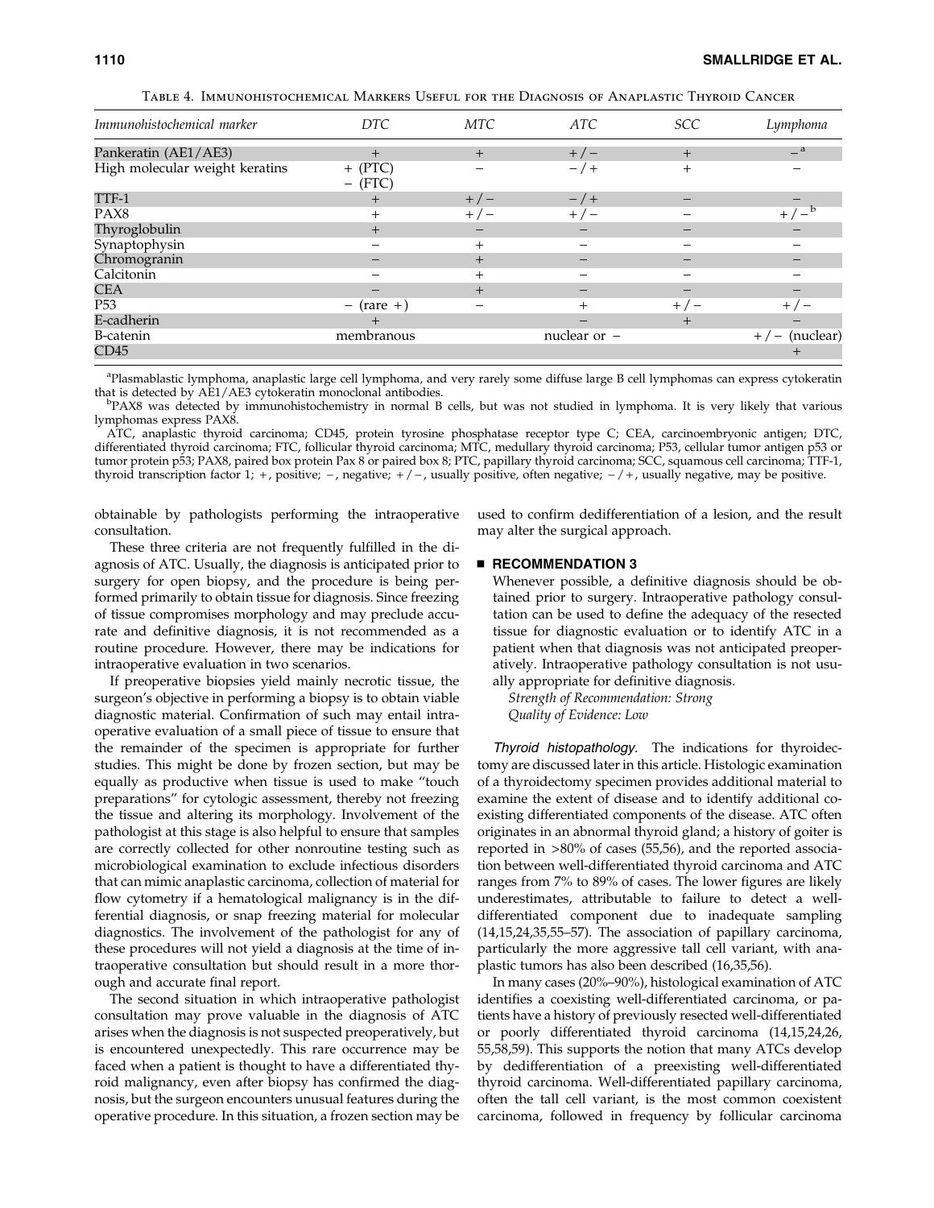Table 4. Immunohistochemical Markers Useful for the Diagnosis of Anaplastic Thyroid Cancer

| Immunohistochemical marker | DTC | MTC | ATC | SCC | Lymphoma |
|---|---|---|---|---|---|
| Pankeratin (AE1/AE3) | + | + | +/− | + | −[a] |
| High molecular weight keratins | + (PTC) − (FTC) | − | −/+ | + | − |
| TTF-1 | + | +/− | −/+ | − | − |
| PAX8 | + | +/− | +/− | − | +/−[b] |
| Thyroglobulin | + | − | − | − | − |
| Synaptophysin | − | + | − | − | − |
| Chromogranin | − | + | − | − | − |
| Calcitonin | − | + | − | − | − |
| CEA | − | + | − | − | − |
| P53 | − (rare +) | − | + | +/− | +/− |
| E-cadherin | + | | − | + | − |
| B-catenin | membranous | | nuclear or − | | +/− (nuclear) |
| CD45 | | | | | + |

[a]Plasmablastic lymphoma, anaplastic large cell lymphoma, and very rarely some diffuse large B cell lymphomas can express cytokeratin that is detected by AE1/AE3 cytokeratin monoclonal antibodies.

[b]PAX8 was detected by immunohistochemistry in normal B cells, but was not studied in lymphoma. It is very likely that various lymphomas express PAX8.

ATC, anaplastic thyroid carcinoma; CD45, protein tyrosine phosphatase receptor type C; CEA, carcinoembryonic antigen; DTC, differentiated thyroid carcinoma; FTC, follicular thyroid carcinoma; MTC, medullary thyroid carcinoma; P53, cellular tumor antigen p53 or tumor protein p53; PAX8, paired box protein Pax 8 or paired box 8; PTC, papillary thyroid carcinoma; SCC, squamous cell carcinoma; TTF-1, thyroid transcription factor 1; +, positive; −, negative; +/−, usually positive, often negative; −/+, usually negative, may be positive.

obtainable by pathologists performing the intraoperative consultation.

These three criteria are not frequently fulfilled in the diagnosis of ATC. Usually, the diagnosis is anticipated prior to surgery for open biopsy, and the procedure is being performed primarily to obtain tissue for diagnosis. Since freezing of tissue compromises morphology and may preclude accurate and definitive diagnosis, it is not recommended as a routine procedure. However, there may be indications for intraoperative evaluation in two scenarios.

If preoperative biopsies yield mainly necrotic tissue, the surgeon's objective in performing a biopsy is to obtain viable diagnostic material. Confirmation of such may entail intraoperative evaluation of a small piece of tissue to ensure that the remainder of the specimen is appropriate for further studies. This might be done by frozen section, but may be equally as productive when tissue is used to make "touch preparations" for cytologic assessment, thereby not freezing the tissue and altering its morphology. Involvement of the pathologist at this stage is also helpful to ensure that samples are correctly collected for other nonroutine testing such as microbiological examination to exclude infectious disorders that can mimic anaplastic carcinoma, collection of material for flow cytometry if a hematological malignancy is in the differential diagnosis, or snap freezing material for molecular diagnostics. The involvement of the pathologist for any of these procedures will not yield a diagnosis at the time of intraoperative consultation but should result in a more thorough and accurate final report.

The second situation in which intraoperative pathologist consultation may prove valuable in the diagnosis of ATC arises when the diagnosis is not suspected preoperatively, but is encountered unexpectedly. This rare occurrence may be faced when a patient is thought to have a differentiated thyroid malignancy, even after biopsy has confirmed the diagnosis, but the surgeon encounters unusual features during the operative procedure. In this situation, a frozen section may be used to confirm dedifferentiation of a lesion, and the result may alter the surgical approach.

## ■ RECOMMENDATION 3

Whenever possible, a definitive diagnosis should be obtained prior to surgery. Intraoperative pathology consultation can be used to define the adequacy of the resected tissue for diagnostic evaluation or to identify ATC in a patient when that diagnosis was not anticipated preoperatively. Intraoperative pathology consultation is not usually appropriate for definitive diagnosis.

*Strength of Recommendation: Strong*
*Quality of Evidence: Low*

*Thyroid histopathology.* The indications for thyroidectomy are discussed later in this article. Histologic examination of a thyroidectomy specimen provides additional material to examine the extent of disease and to identify additional coexisting differentiated components of the disease. ATC often originates in an abnormal thyroid gland; a history of goiter is reported in >80% of cases (55,56), and the reported association between well-differentiated thyroid carcinoma and ATC ranges from 7% to 89% of cases. The lower figures are likely underestimates, attributable to failure to detect a well-differentiated component due to inadequate sampling (14,15,24,35,55–57). The association of papillary carcinoma, particularly the more aggressive tall cell variant, with anaplastic tumors has also been described (16,35,56).

In many cases (20%–90%), histological examination of ATC identifies a coexisting well-differentiated carcinoma, or patients have a history of previously resected well-differentiated or poorly differentiated thyroid carcinoma (14,15,24,26, 55,58,59). This supports the notion that many ATCs develop by dedifferentiation of a preexisting well-differentiated thyroid carcinoma. Well-differentiated papillary carcinoma, often the tall cell variant, is the most common coexistent carcinoma, followed in frequency by follicular carcinoma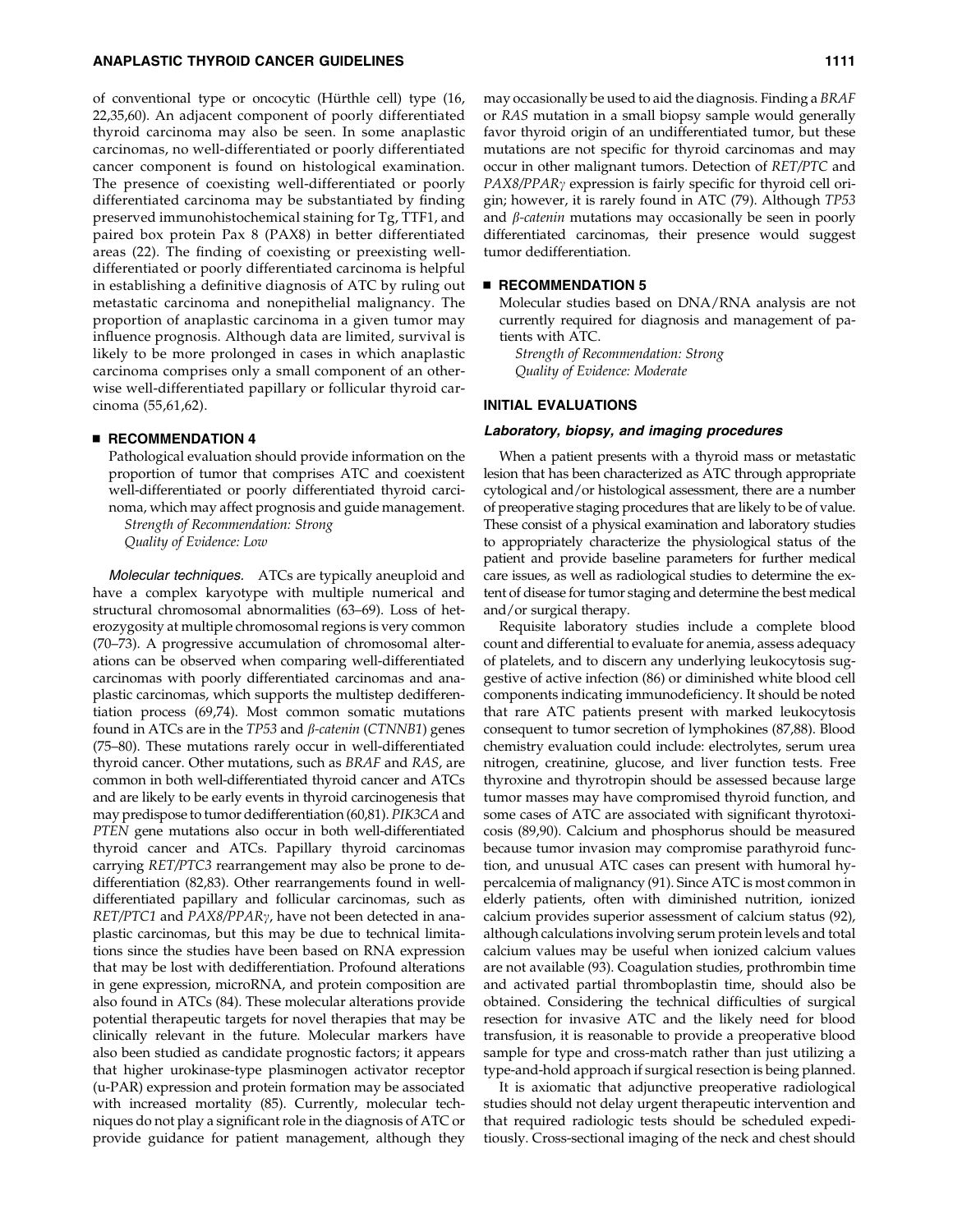of conventional type or oncocytic (Hürthle cell) type (16, 22,35,60). An adjacent component of poorly differentiated thyroid carcinoma may also be seen. In some anaplastic carcinomas, no well-differentiated or poorly differentiated cancer component is found on histological examination. The presence of coexisting well-differentiated or poorly differentiated carcinoma may be substantiated by finding preserved immunohistochemical staining for Tg, TTF1, and paired box protein Pax 8 (PAX8) in better differentiated areas (22). The finding of coexisting or preexisting well-differentiated or poorly differentiated carcinoma is helpful in establishing a definitive diagnosis of ATC by ruling out metastatic carcinoma and nonepithelial malignancy. The proportion of anaplastic carcinoma in a given tumor may influence prognosis. Although data are limited, survival is likely to be more prolonged in cases in which anaplastic carcinoma comprises only a small component of an otherwise well-differentiated papillary or follicular thyroid carcinoma (55,61,62).

### ■ RECOMMENDATION 4

Pathological evaluation should provide information on the proportion of tumor that comprises ATC and coexistent well-differentiated or poorly differentiated thyroid carcinoma, which may affect prognosis and guide management.

*Strength of Recommendation: Strong*
*Quality of Evidence: Low*

*Molecular techniques.* ATCs are typically aneuploid and have a complex karyotype with multiple numerical and structural chromosomal abnormalities (63–69). Loss of heterozygosity at multiple chromosomal regions is very common (70–73). A progressive accumulation of chromosomal alterations can be observed when comparing well-differentiated carcinomas with poorly differentiated carcinomas and anaplastic carcinomas, which supports the multistep dedifferentiation process (69,74). Most common somatic mutations found in ATCs are in the *TP53* and *β-catenin* (*CTNNB1*) genes (75–80). These mutations rarely occur in well-differentiated thyroid cancer. Other mutations, such as *BRAF* and *RAS*, are common in both well-differentiated thyroid cancer and ATCs and are likely to be early events in thyroid carcinogenesis that may predispose to tumor dedifferentiation (60,81). *PIK3CA* and *PTEN* gene mutations also occur in both well-differentiated thyroid cancer and ATCs. Papillary thyroid carcinomas carrying *RET/PTC3* rearrangement may also be prone to dedifferentiation (82,83). Other rearrangements found in well-differentiated papillary and follicular carcinomas, such as *RET/PTC1* and *PAX8/PPARγ*, have not been detected in anaplastic carcinomas, but this may be due to technical limitations since the studies have been based on RNA expression that may be lost with dedifferentiation. Profound alterations in gene expression, microRNA, and protein composition are also found in ATCs (84). These molecular alterations provide potential therapeutic targets for novel therapies that may be clinically relevant in the future. Molecular markers have also been studied as candidate prognostic factors; it appears that higher urokinase-type plasminogen activator receptor (u-PAR) expression and protein formation may be associated with increased mortality (85). Currently, molecular techniques do not play a significant role in the diagnosis of ATC or provide guidance for patient management, although they may occasionally be used to aid the diagnosis. Finding a *BRAF* or *RAS* mutation in a small biopsy sample would generally favor thyroid origin of an undifferentiated tumor, but these mutations are not specific for thyroid carcinomas and may occur in other malignant tumors. Detection of *RET/PTC* and *PAX8/PPARγ* expression is fairly specific for thyroid cell origin; however, it is rarely found in ATC (79). Although *TP53* and *β-catenin* mutations may occasionally be seen in poorly differentiated carcinomas, their presence would suggest tumor dedifferentiation.

### ■ RECOMMENDATION 5

Molecular studies based on DNA/RNA analysis are not currently required for diagnosis and management of patients with ATC.

*Strength of Recommendation: Strong*
*Quality of Evidence: Moderate*

## INITIAL EVALUATIONS

### *Laboratory, biopsy, and imaging procedures*

When a patient presents with a thyroid mass or metastatic lesion that has been characterized as ATC through appropriate cytological and/or histological assessment, there are a number of preoperative staging procedures that are likely to be of value. These consist of a physical examination and laboratory studies to appropriately characterize the physiological status of the patient and provide baseline parameters for further medical care issues, as well as radiological studies to determine the extent of disease for tumor staging and determine the best medical and/or surgical therapy.

Requisite laboratory studies include a complete blood count and differential to evaluate for anemia, assess adequacy of platelets, and to discern any underlying leukocytosis suggestive of active infection (86) or diminished white blood cell components indicating immunodeficiency. It should be noted that rare ATC patients present with marked leukocytosis consequent to tumor secretion of lymphokines (87,88). Blood chemistry evaluation could include: electrolytes, serum urea nitrogen, creatinine, glucose, and liver function tests. Free thyroxine and thyrotropin should be assessed because large tumor masses may have compromised thyroid function, and some cases of ATC are associated with significant thyrotoxicosis (89,90). Calcium and phosphorus should be measured because tumor invasion may compromise parathyroid function, and unusual ATC cases can present with humoral hypercalcemia of malignancy (91). Since ATC is most common in elderly patients, often with diminished nutrition, ionized calcium provides superior assessment of calcium status (92), although calculations involving serum protein levels and total calcium values may be useful when ionized calcium values are not available (93). Coagulation studies, prothrombin time and activated partial thromboplastin time, should also be obtained. Considering the technical difficulties of surgical resection for invasive ATC and the likely need for blood transfusion, it is reasonable to provide a preoperative blood sample for type and cross-match rather than just utilizing a type-and-hold approach if surgical resection is being planned.

It is axiomatic that adjunctive preoperative radiological studies should not delay urgent therapeutic intervention and that required radiologic tests should be scheduled expeditiously. Cross-sectional imaging of the neck and chest should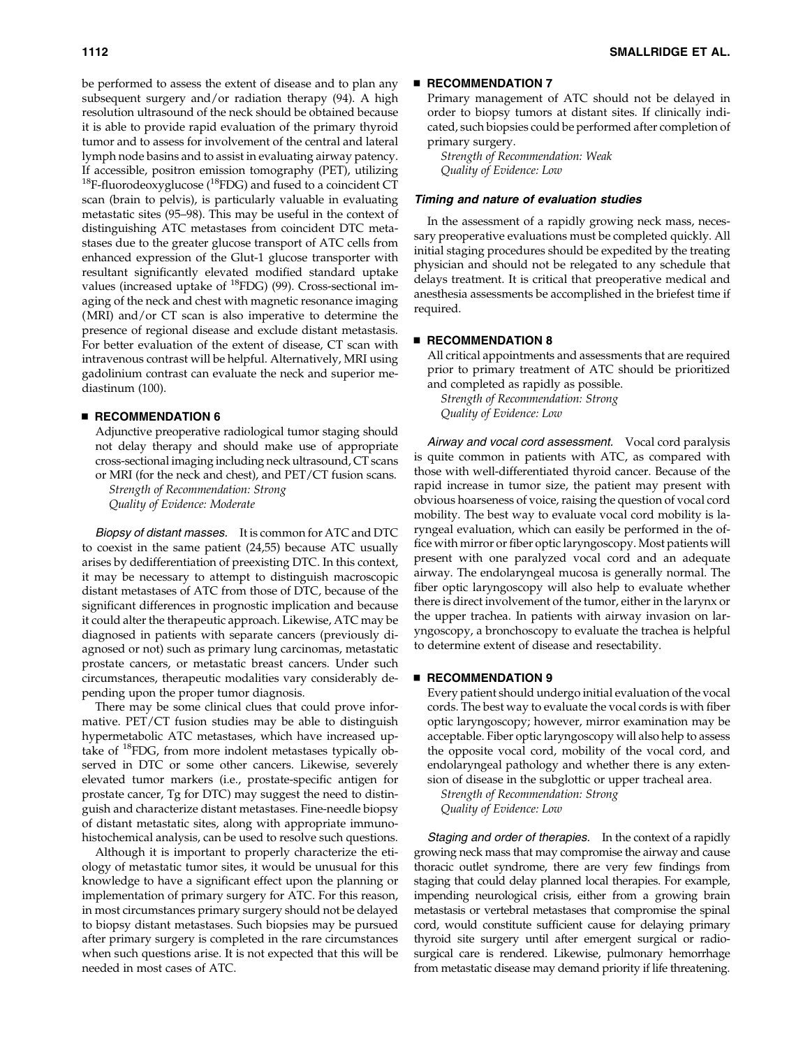be performed to assess the extent of disease and to plan any subsequent surgery and/or radiation therapy (94). A high resolution ultrasound of the neck should be obtained because it is able to provide rapid evaluation of the primary thyroid tumor and to assess for involvement of the central and lateral lymph node basins and to assist in evaluating airway patency. If accessible, positron emission tomography (PET), utilizing $^{18}$F-fluorodeoxyglucose ($^{18}$FDG) and fused to a coincident CT scan (brain to pelvis), is particularly valuable in evaluating metastatic sites (95–98). This may be useful in the context of distinguishing ATC metastases from coincident DTC metastases due to the greater glucose transport of ATC cells from enhanced expression of the Glut-1 glucose transporter with resultant significantly elevated modified standard uptake values (increased uptake of $^{18}$FDG) (99). Cross-sectional imaging of the neck and chest with magnetic resonance imaging (MRI) and/or CT scan is also imperative to determine the presence of regional disease and exclude distant metastasis. For better evaluation of the extent of disease, CT scan with intravenous contrast will be helpful. Alternatively, MRI using gadolinium contrast can evaluate the neck and superior mediastinum (100).

## ■ RECOMMENDATION 6

Adjunctive preoperative radiological tumor staging should not delay therapy and should make use of appropriate cross-sectional imaging including neck ultrasound, CT scans or MRI (for the neck and chest), and PET/CT fusion scans.

*Strength of Recommendation: Strong*
*Quality of Evidence: Moderate*

*Biopsy of distant masses.* It is common for ATC and DTC to coexist in the same patient (24,55) because ATC usually arises by dedifferentiation of preexisting DTC. In this context, it may be necessary to attempt to distinguish macroscopic distant metastases of ATC from those of DTC, because of the significant differences in prognostic implication and because it could alter the therapeutic approach. Likewise, ATC may be diagnosed in patients with separate cancers (previously diagnosed or not) such as primary lung carcinomas, metastatic prostate cancers, or metastatic breast cancers. Under such circumstances, therapeutic modalities vary considerably depending upon the proper tumor diagnosis.

There may be some clinical clues that could prove informative. PET/CT fusion studies may be able to distinguish hypermetabolic ATC metastases, which have increased uptake of $^{18}$FDG, from more indolent metastases typically observed in DTC or some other cancers. Likewise, severely elevated tumor markers (i.e., prostate-specific antigen for prostate cancer, Tg for DTC) may suggest the need to distinguish and characterize distant metastases. Fine-needle biopsy of distant metastatic sites, along with appropriate immunohistochemical analysis, can be used to resolve such questions.

Although it is important to properly characterize the etiology of metastatic tumor sites, it would be unusual for this knowledge to have a significant effect upon the planning or implementation of primary surgery for ATC. For this reason, in most circumstances primary surgery should not be delayed to biopsy distant metastases. Such biopsies may be pursued after primary surgery is completed in the rare circumstances when such questions arise. It is not expected that this will be needed in most cases of ATC.

## ■ RECOMMENDATION 7

Primary management of ATC should not be delayed in order to biopsy tumors at distant sites. If clinically indicated, such biopsies could be performed after completion of primary surgery.

*Strength of Recommendation: Weak*
*Quality of Evidence: Low*

### Timing and nature of evaluation studies

In the assessment of a rapidly growing neck mass, necessary preoperative evaluations must be completed quickly. All initial staging procedures should be expedited by the treating physician and should not be relegated to any schedule that delays treatment. It is critical that preoperative medical and anesthesia assessments be accomplished in the briefest time if required.

## ■ RECOMMENDATION 8

All critical appointments and assessments that are required prior to primary treatment of ATC should be prioritized and completed as rapidly as possible.

*Strength of Recommendation: Strong*
*Quality of Evidence: Low*

*Airway and vocal cord assessment.* Vocal cord paralysis is quite common in patients with ATC, as compared with those with well-differentiated thyroid cancer. Because of the rapid increase in tumor size, the patient may present with obvious hoarseness of voice, raising the question of vocal cord mobility. The best way to evaluate vocal cord mobility is laryngeal evaluation, which can easily be performed in the office with mirror or fiber optic laryngoscopy. Most patients will present with one paralyzed vocal cord and an adequate airway. The endolaryngeal mucosa is generally normal. The fiber optic laryngoscopy will also help to evaluate whether there is direct involvement of the tumor, either in the larynx or the upper trachea. In patients with airway invasion on laryngoscopy, a bronchoscopy to evaluate the trachea is helpful to determine extent of disease and resectability.

## ■ RECOMMENDATION 9

Every patient should undergo initial evaluation of the vocal cords. The best way to evaluate the vocal cords is with fiber optic laryngoscopy; however, mirror examination may be acceptable. Fiber optic laryngoscopy will also help to assess the opposite vocal cord, mobility of the vocal cord, and endolaryngeal pathology and whether there is any extension of disease in the subglottic or upper tracheal area.

*Strength of Recommendation: Strong*
*Quality of Evidence: Low*

*Staging and order of therapies.* In the context of a rapidly growing neck mass that may compromise the airway and cause thoracic outlet syndrome, there are very few findings from staging that could delay planned local therapies. For example, impending neurological crisis, either from a growing brain metastasis or vertebral metastases that compromise the spinal cord, would constitute sufficient cause for delaying primary thyroid site surgery until after emergent surgical or radiosurgical care is rendered. Likewise, pulmonary hemorrhage from metastatic disease may demand priority if life threatening.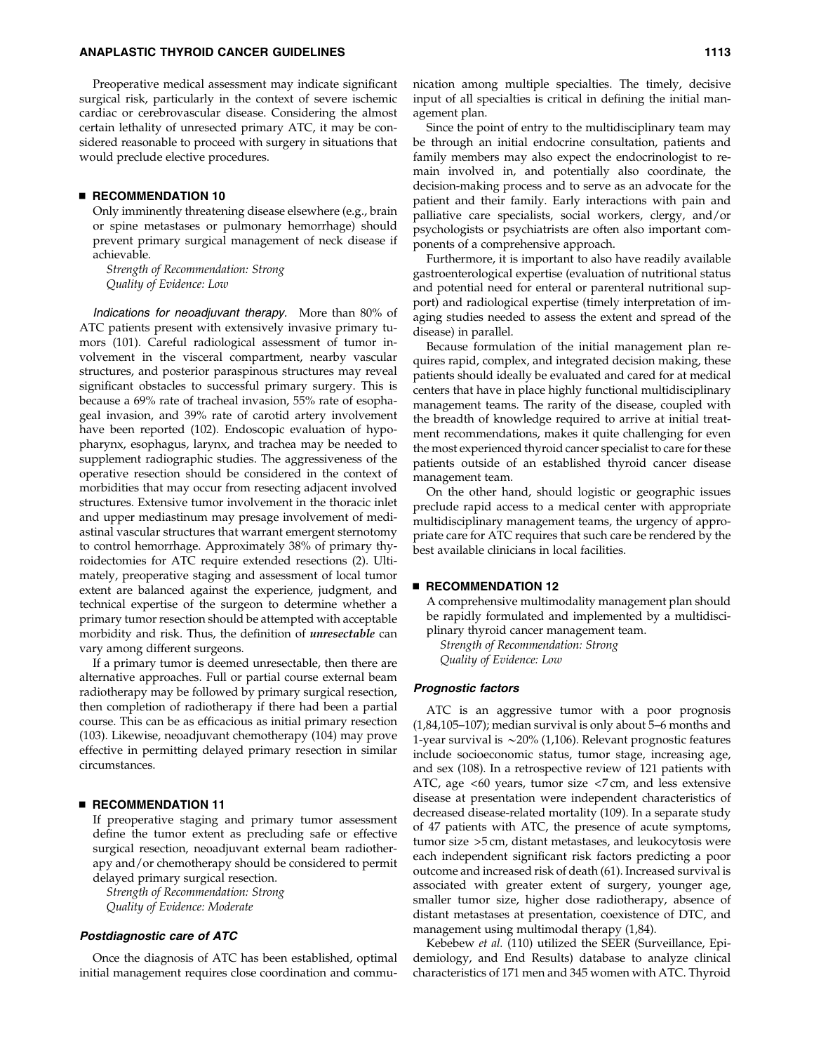Preoperative medical assessment may indicate significant surgical risk, particularly in the context of severe ischemic cardiac or cerebrovascular disease. Considering the almost certain lethality of unresected primary ATC, it may be considered reasonable to proceed with surgery in situations that would preclude elective procedures.

## ■ RECOMMENDATION 10

Only imminently threatening disease elsewhere (e.g., brain or spine metastases or pulmonary hemorrhage) should prevent primary surgical management of neck disease if achievable.

*Strength of Recommendation: Strong*
*Quality of Evidence: Low*

*Indications for neoadjuvant therapy.* More than 80% of ATC patients present with extensively invasive primary tumors (101). Careful radiological assessment of tumor involvement in the visceral compartment, nearby vascular structures, and posterior paraspinous structures may reveal significant obstacles to successful primary surgery. This is because a 69% rate of tracheal invasion, 55% rate of esophageal invasion, and 39% rate of carotid artery involvement have been reported (102). Endoscopic evaluation of hypopharynx, esophagus, larynx, and trachea may be needed to supplement radiographic studies. The aggressiveness of the operative resection should be considered in the context of morbidities that may occur from resecting adjacent involved structures. Extensive tumor involvement in the thoracic inlet and upper mediastinum may presage involvement of mediastinal vascular structures that warrant emergent sternotomy to control hemorrhage. Approximately 38% of primary thyroidectomies for ATC require extended resections (2). Ultimately, preoperative staging and assessment of local tumor extent are balanced against the experience, judgment, and technical expertise of the surgeon to determine whether a primary tumor resection should be attempted with acceptable morbidity and risk. Thus, the definition of ***unresectable*** can vary among different surgeons.

If a primary tumor is deemed unresectable, then there are alternative approaches. Full or partial course external beam radiotherapy may be followed by primary surgical resection, then completion of radiotherapy if there had been a partial course. This can be as efficacious as initial primary resection (103). Likewise, neoadjuvant chemotherapy (104) may prove effective in permitting delayed primary resection in similar circumstances.

## ■ RECOMMENDATION 11

If preoperative staging and primary tumor assessment define the tumor extent as precluding safe or effective surgical resection, neoadjuvant external beam radiotherapy and/or chemotherapy should be considered to permit delayed primary surgical resection.

*Strength of Recommendation: Strong*
*Quality of Evidence: Moderate*

### *Postdiagnostic care of ATC*

Once the diagnosis of ATC has been established, optimal initial management requires close coordination and communication among multiple specialties. The timely, decisive input of all specialties is critical in defining the initial management plan.

Since the point of entry to the multidisciplinary team may be through an initial endocrine consultation, patients and family members may also expect the endocrinologist to remain involved in, and potentially also coordinate, the decision-making process and to serve as an advocate for the patient and their family. Early interactions with pain and palliative care specialists, social workers, clergy, and/or psychologists or psychiatrists are often also important components of a comprehensive approach.

Furthermore, it is important to also have readily available gastroenterological expertise (evaluation of nutritional status and potential need for enteral or parenteral nutritional support) and radiological expertise (timely interpretation of imaging studies needed to assess the extent and spread of the disease) in parallel.

Because formulation of the initial management plan requires rapid, complex, and integrated decision making, these patients should ideally be evaluated and cared for at medical centers that have in place highly functional multidisciplinary management teams. The rarity of the disease, coupled with the breadth of knowledge required to arrive at initial treatment recommendations, makes it quite challenging for even the most experienced thyroid cancer specialist to care for these patients outside of an established thyroid cancer disease management team.

On the other hand, should logistic or geographic issues preclude rapid access to a medical center with appropriate multidisciplinary management teams, the urgency of appropriate care for ATC requires that such care be rendered by the best available clinicians in local facilities.

## ■ RECOMMENDATION 12

A comprehensive multimodality management plan should be rapidly formulated and implemented by a multidisciplinary thyroid cancer management team.

*Strength of Recommendation: Strong*
*Quality of Evidence: Low*

### *Prognostic factors*

ATC is an aggressive tumor with a poor prognosis (1,84,105–107); median survival is only about 5–6 months and 1-year survival is ~20% (1,106). Relevant prognostic features include socioeconomic status, tumor stage, increasing age, and sex (108). In a retrospective review of 121 patients with ATC, age <60 years, tumor size <7 cm, and less extensive disease at presentation were independent characteristics of decreased disease-related mortality (109). In a separate study of 47 patients with ATC, the presence of acute symptoms, tumor size >5 cm, distant metastases, and leukocytosis were each independent significant risk factors predicting a poor outcome and increased risk of death (61). Increased survival is associated with greater extent of surgery, younger age, smaller tumor size, higher dose radiotherapy, absence of distant metastases at presentation, coexistence of DTC, and management using multimodal therapy (1,84).

Kebebew *et al.* (110) utilized the SEER (Surveillance, Epidemiology, and End Results) database to analyze clinical characteristics of 171 men and 345 women with ATC. Thyroid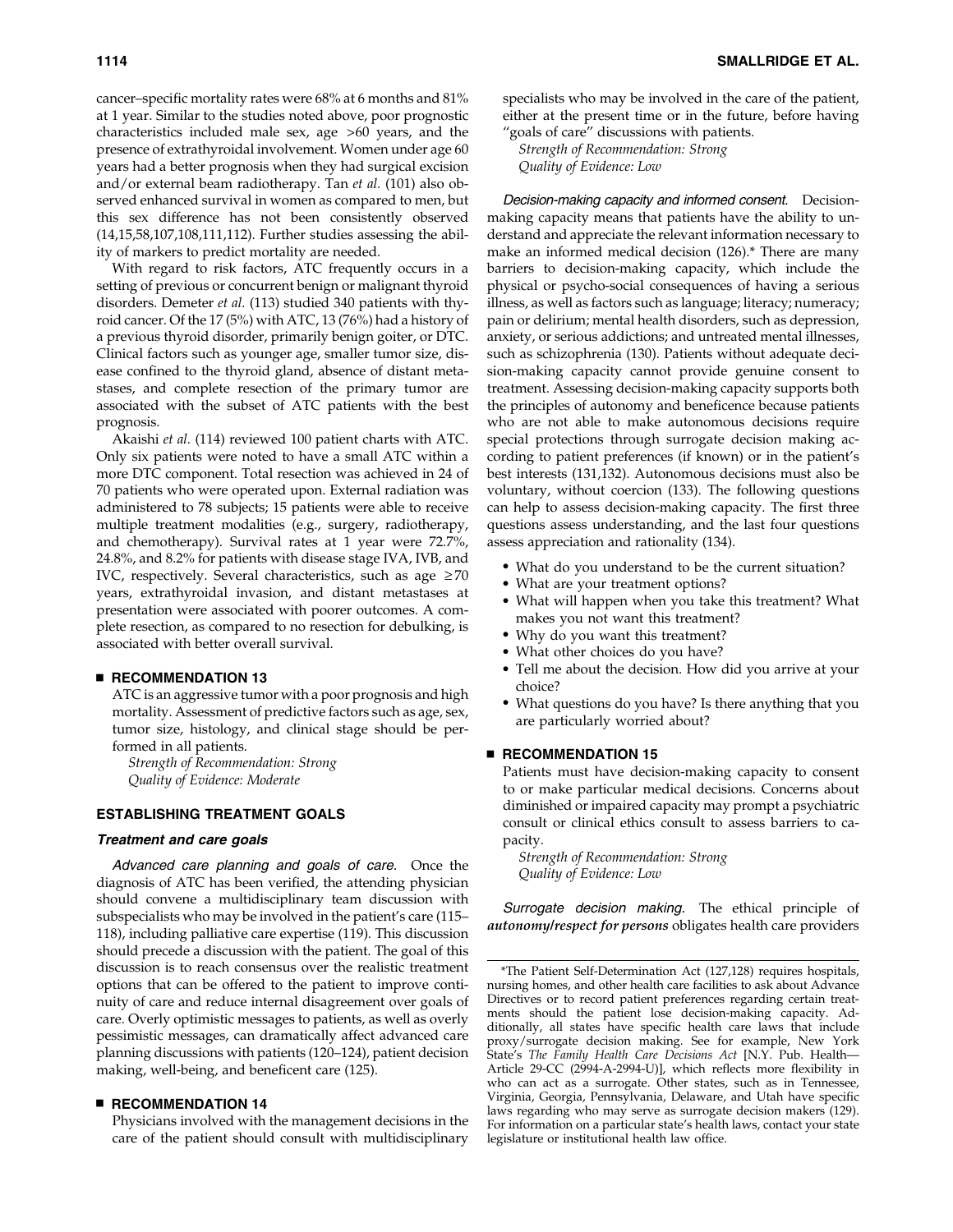cancer–specific mortality rates were 68% at 6 months and 81% at 1 year. Similar to the studies noted above, poor prognostic characteristics included male sex, age >60 years, and the presence of extrathyroidal involvement. Women under age 60 years had a better prognosis when they had surgical excision and/or external beam radiotherapy. Tan *et al.* (101) also observed enhanced survival in women as compared to men, but this sex difference has not been consistently observed (14,15,58,107,108,111,112). Further studies assessing the ability of markers to predict mortality are needed.

With regard to risk factors, ATC frequently occurs in a setting of previous or concurrent benign or malignant thyroid disorders. Demeter *et al.* (113) studied 340 patients with thyroid cancer. Of the 17 (5%) with ATC, 13 (76%) had a history of a previous thyroid disorder, primarily benign goiter, or DTC. Clinical factors such as younger age, smaller tumor size, disease confined to the thyroid gland, absence of distant metastases, and complete resection of the primary tumor are associated with the subset of ATC patients with the best prognosis.

Akaishi *et al.* (114) reviewed 100 patient charts with ATC. Only six patients were noted to have a small ATC within a more DTC component. Total resection was achieved in 24 of 70 patients who were operated upon. External radiation was administered to 78 subjects; 15 patients were able to receive multiple treatment modalities (e.g., surgery, radiotherapy, and chemotherapy). Survival rates at 1 year were 72.7%, 24.8%, and 8.2% for patients with disease stage IVA, IVB, and IVC, respectively. Several characteristics, such as age ≥70 years, extrathyroidal invasion, and distant metastases at presentation were associated with poorer outcomes. A complete resection, as compared to no resection for debulking, is associated with better overall survival.

### ■ RECOMMENDATION 13

ATC is an aggressive tumor with a poor prognosis and high mortality. Assessment of predictive factors such as age, sex, tumor size, histology, and clinical stage should be performed in all patients.

*Strength of Recommendation: Strong*
*Quality of Evidence: Moderate*

## ESTABLISHING TREATMENT GOALS

### *Treatment and care goals*

*Advanced care planning and goals of care.* Once the diagnosis of ATC has been verified, the attending physician should convene a multidisciplinary team discussion with subspecialists who may be involved in the patient's care (115–118), including palliative care expertise (119). This discussion should precede a discussion with the patient. The goal of this discussion is to reach consensus over the realistic treatment options that can be offered to the patient to improve continuity of care and reduce internal disagreement over goals of care. Overly optimistic messages to patients, as well as overly pessimistic messages, can dramatically affect advanced care planning discussions with patients (120–124), patient decision making, well-being, and beneficent care (125).

### ■ RECOMMENDATION 14

Physicians involved with the management decisions in the care of the patient should consult with multidisciplinary specialists who may be involved in the care of the patient, either at the present time or in the future, before having "goals of care" discussions with patients.

*Strength of Recommendation: Strong*
*Quality of Evidence: Low*

*Decision-making capacity and informed consent.* Decision-making capacity means that patients have the ability to understand and appreciate the relevant information necessary to make an informed medical decision (126).* There are many barriers to decision-making capacity, which include the physical or psycho-social consequences of having a serious illness, as well as factors such as language; literacy; numeracy; pain or delirium; mental health disorders, such as depression, anxiety, or serious addictions; and untreated mental illnesses, such as schizophrenia (130). Patients without adequate decision-making capacity cannot provide genuine consent to treatment. Assessing decision-making capacity supports both the principles of autonomy and beneficence because patients who are not able to make autonomous decisions require special protections through surrogate decision making according to patient preferences (if known) or in the patient's best interests (131,132). Autonomous decisions must also be voluntary, without coercion (133). The following questions can help to assess decision-making capacity. The first three questions assess understanding, and the last four questions assess appreciation and rationality (134).

- What do you understand to be the current situation?
- What are your treatment options?
- What will happen when you take this treatment? What makes you not want this treatment?
- Why do you want this treatment?
- What other choices do you have?
- Tell me about the decision. How did you arrive at your choice?
- What questions do you have? Is there anything that you are particularly worried about?

### ■ RECOMMENDATION 15

Patients must have decision-making capacity to consent to or make particular medical decisions. Concerns about diminished or impaired capacity may prompt a psychiatric consult or clinical ethics consult to assess barriers to capacity.

*Strength of Recommendation: Strong*
*Quality of Evidence: Low*

*Surrogate decision making.* The ethical principle of ***autonomy/respect for persons*** obligates health care providers

*The Patient Self-Determination Act (127,128) requires hospitals, nursing homes, and other health care facilities to ask about Advance Directives or to record patient preferences regarding certain treatments should the patient lose decision-making capacity. Additionally, all states have specific health care laws that include proxy/surrogate decision making. See for example, New York State's *The Family Health Care Decisions Act* [N.Y. Pub. Health—Article 29-CC (2994-A-2994-U)], which reflects more flexibility in who can act as a surrogate. Other states, such as in Tennessee, Virginia, Georgia, Pennsylvania, Delaware, and Utah have specific laws regarding who may serve as surrogate decision makers (129). For information on a particular state's health laws, contact your state legislature or institutional health law office.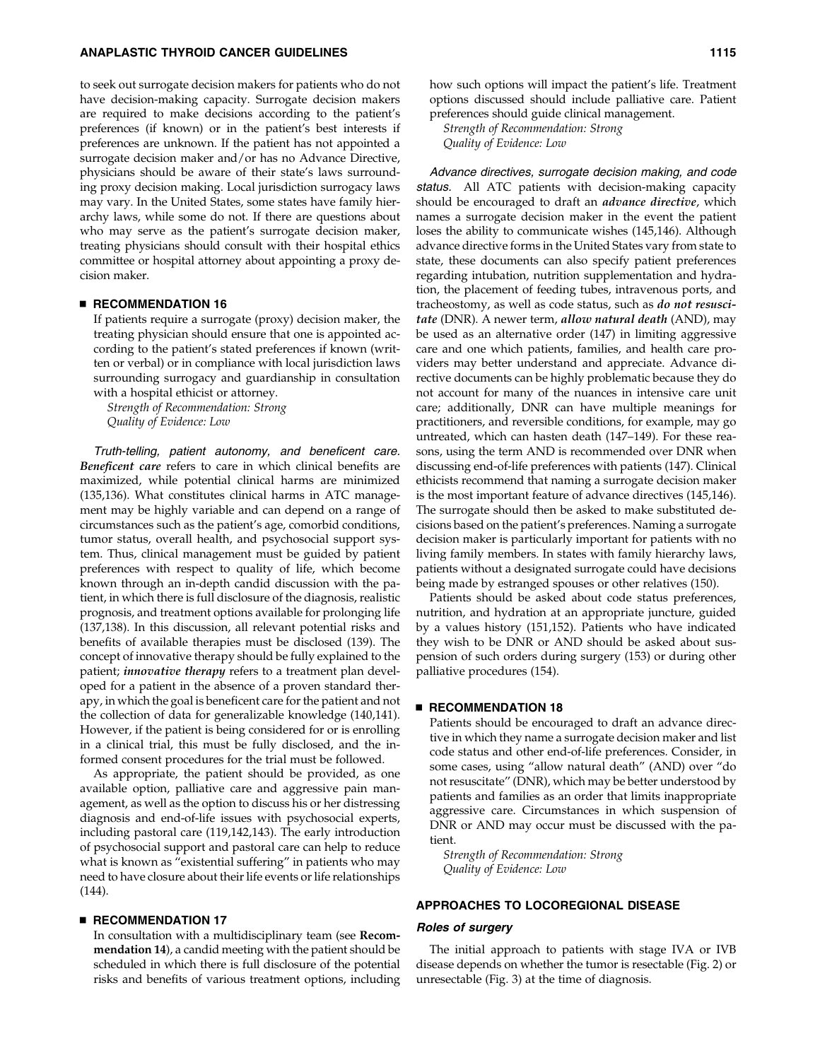to seek out surrogate decision makers for patients who do not have decision-making capacity. Surrogate decision makers are required to make decisions according to the patient's preferences (if known) or in the patient's best interests if preferences are unknown. If the patient has not appointed a surrogate decision maker and/or has no Advance Directive, physicians should be aware of their state's laws surrounding proxy decision making. Local jurisdiction surrogacy laws may vary. In the United States, some states have family hierarchy laws, while some do not. If there are questions about who may serve as the patient's surrogate decision maker, treating physicians should consult with their hospital ethics committee or hospital attorney about appointing a proxy decision maker.

## ■ RECOMMENDATION 16

If patients require a surrogate (proxy) decision maker, the treating physician should ensure that one is appointed according to the patient's stated preferences if known (written or verbal) or in compliance with local jurisdiction laws surrounding surrogacy and guardianship in consultation with a hospital ethicist or attorney.

*Strength of Recommendation: Strong*
*Quality of Evidence: Low*

*Truth-telling, patient autonomy, and beneficent care.* ***Beneficent care*** refers to care in which clinical benefits are maximized, while potential clinical harms are minimized (135,136). What constitutes clinical harms in ATC management may be highly variable and can depend on a range of circumstances such as the patient's age, comorbid conditions, tumor status, overall health, and psychosocial support system. Thus, clinical management must be guided by patient preferences with respect to quality of life, which become known through an in-depth candid discussion with the patient, in which there is full disclosure of the diagnosis, realistic prognosis, and treatment options available for prolonging life (137,138). In this discussion, all relevant potential risks and benefits of available therapies must be disclosed (139). The concept of innovative therapy should be fully explained to the patient; ***innovative therapy*** refers to a treatment plan developed for a patient in the absence of a proven standard therapy, in which the goal is beneficent care for the patient and not the collection of data for generalizable knowledge (140,141). However, if the patient is being considered for or is enrolling in a clinical trial, this must be fully disclosed, and the informed consent procedures for the trial must be followed.

As appropriate, the patient should be provided, as one available option, palliative care and aggressive pain management, as well as the option to discuss his or her distressing diagnosis and end-of-life issues with psychosocial experts, including pastoral care (119,142,143). The early introduction of psychosocial support and pastoral care can help to reduce what is known as "existential suffering" in patients who may need to have closure about their life events or life relationships (144).

## ■ RECOMMENDATION 17

In consultation with a multidisciplinary team (see **Recommendation 14**), a candid meeting with the patient should be scheduled in which there is full disclosure of the potential risks and benefits of various treatment options, including how such options will impact the patient's life. Treatment options discussed should include palliative care. Patient preferences should guide clinical management.

*Strength of Recommendation: Strong*
*Quality of Evidence: Low*

*Advance directives, surrogate decision making, and code status.* All ATC patients with decision-making capacity should be encouraged to draft an ***advance directive***, which names a surrogate decision maker in the event the patient loses the ability to communicate wishes (145,146). Although advance directive forms in the United States vary from state to state, these documents can also specify patient preferences regarding intubation, nutrition supplementation and hydration, the placement of feeding tubes, intravenous ports, and tracheostomy, as well as code status, such as ***do not resuscitate*** (DNR). A newer term, ***allow natural death*** (AND), may be used as an alternative order (147) in limiting aggressive care and one which patients, families, and health care providers may better understand and appreciate. Advance directive documents can be highly problematic because they do not account for many of the nuances in intensive care unit care; additionally, DNR can have multiple meanings for practitioners, and reversible conditions, for example, may go untreated, which can hasten death (147–149). For these reasons, using the term AND is recommended over DNR when discussing end-of-life preferences with patients (147). Clinical ethicists recommend that naming a surrogate decision maker is the most important feature of advance directives (145,146). The surrogate should then be asked to make substituted decisions based on the patient's preferences. Naming a surrogate decision maker is particularly important for patients with no living family members. In states with family hierarchy laws, patients without a designated surrogate could have decisions being made by estranged spouses or other relatives (150).

Patients should be asked about code status preferences, nutrition, and hydration at an appropriate juncture, guided by a values history (151,152). Patients who have indicated they wish to be DNR or AND should be asked about suspension of such orders during surgery (153) or during other palliative procedures (154).

## ■ RECOMMENDATION 18

Patients should be encouraged to draft an advance directive in which they name a surrogate decision maker and list code status and other end-of-life preferences. Consider, in some cases, using "allow natural death" (AND) over "do not resuscitate" (DNR), which may be better understood by patients and families as an order that limits inappropriate aggressive care. Circumstances in which suspension of DNR or AND may occur must be discussed with the patient.

*Strength of Recommendation: Strong*
*Quality of Evidence: Low*

## APPROACHES TO LOCOREGIONAL DISEASE

### Roles of surgery

The initial approach to patients with stage IVA or IVB disease depends on whether the tumor is resectable (Fig. 2) or unresectable (Fig. 3) at the time of diagnosis.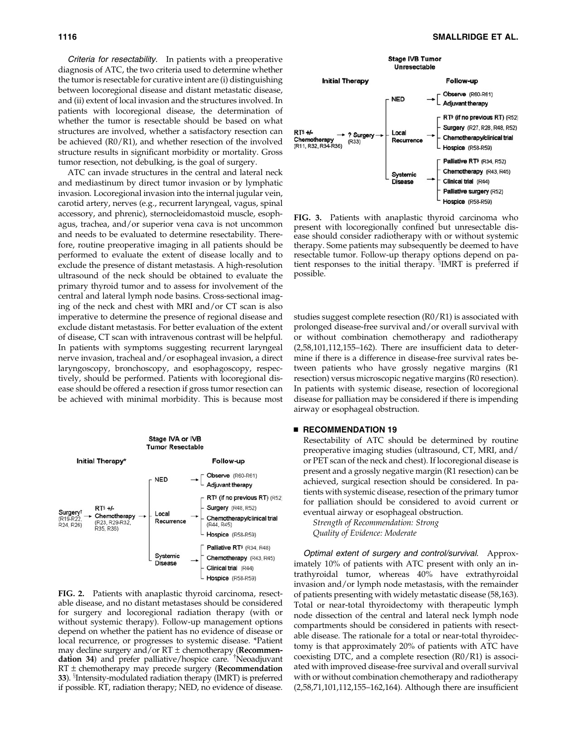*Criteria for resectability.* In patients with a preoperative diagnosis of ATC, the two criteria used to determine whether the tumor is resectable for curative intent are (i) distinguishing between locoregional disease and distant metastatic disease, and (ii) extent of local invasion and the structures involved. In patients with locoregional disease, the determination of whether the tumor is resectable should be based on what structures are involved, whether a satisfactory resection can be achieved (R0/R1), and whether resection of the involved structure results in significant morbidity or mortality. Gross tumor resection, not debulking, is the goal of surgery.

ATC can invade structures in the central and lateral neck and mediastinum by direct tumor invasion or by lymphatic invasion. Locoregional invasion into the internal jugular vein, carotid artery, nerves (e.g., recurrent laryngeal, vagus, spinal accessory, and phrenic), sternocleidomastoid muscle, esophagus, trachea, and/or superior vena cava is not uncommon and needs to be evaluated to determine resectability. Therefore, routine preoperative imaging in all patients should be performed to evaluate the extent of disease locally and to exclude the presence of distant metastasis. A high-resolution ultrasound of the neck should be obtained to evaluate the primary thyroid tumor and to assess for involvement of the central and lateral lymph node basins. Cross-sectional imaging of the neck and chest with MRI and/or CT scan is also imperative to determine the presence of regional disease and exclude distant metastasis. For better evaluation of the extent of disease, CT scan with intravenous contrast will be helpful. In patients with symptoms suggesting recurrent laryngeal nerve invasion, tracheal and/or esophageal invasion, a direct laryngoscopy, bronchoscopy, and esophagoscopy, respectively, should be performed. Patients with locoregional disease should be offered a resection if gross tumor resection can be achieved with minimal morbidity. This is because most studies suggest complete resection (R0/R1) is associated with prolonged disease-free survival and/or overall survival with or without combination chemotherapy and radiotherapy (2,58,101,112,155–162). There are insufficient data to determine if there is a difference in disease-free survival rates between patients who have grossly negative margins (R1 resection) versus microscopic negative margins (R0 resection). In patients with systemic disease, resection of locoregional disease for palliation may be considered if there is impending airway or esophageal obstruction.

Stage IVA or IVB
Tumor Resectable

Initial Therapy*

Follow-up

Surgery† (R19-R22, R24, R26) → RT§ +/- Chemotherapy (R23, R29-R32, R35, R36) →

NED → Observe (R60-R61); Adjuvant therapy

Local Recurrence → RT§ (if no previous RT) (R52); Surgery (R48, R52); Chemotherapy/clinical trial (R44, R45); Hospice (R58-R59)

Systemic Disease → Palliative RT§ (R34, R48); Chemotherapy (R43, R45); Clinical trial (R44); Hospice (R58-R59)

**FIG. 2.** Patients with anaplastic thyroid carcinoma, resectable disease, and no distant metastases should be considered for surgery and locoregional radiation therapy (with or without systemic therapy). Follow-up management options depend on whether the patient has no evidence of disease or local recurrence, or progresses to systemic disease. *Patient may decline surgery and/or RT ± chemotherapy (**Recommendation 34**) and prefer palliative/hospice care. †Neoadjuvant RT ± chemotherapy may precede surgery (**Recommendation 33**). §Intensity-modulated radiation therapy (IMRT) is preferred if possible. RT, radiation therapy; NED, no evidence of disease.

Stage IVB Tumor
Unresectable

Initial Therapy

Follow-up

RT§ +/- Chemotherapy (R11, R32, R34-R36) → ? Surgery (R33) →

NED → Observe (R60-R61); Adjuvant therapy

Local Recurrence → RT§ (if no previous RT) (R52); Surgery (R27, R28, R48, R52); Chemotherapy/clinical trial; Hospice (R58-R59)

Systemic Disease → Palliative RT§ (R34, R52); Chemotherapy (R43, R45); Clinical trial (R44); Palliative surgery (R52); Hospice (R58-R59)

**FIG. 3.** Patients with anaplastic thyroid carcinoma who present with locoregionally confined but unresectable disease should consider radiotherapy with or without systemic therapy. Some patients may subsequently be deemed to have resectable tumor. Follow-up therapy options depend on patient responses to the initial therapy. §IMRT is preferred if possible.

## ■ RECOMMENDATION 19

Resectability of ATC should be determined by routine preoperative imaging studies (ultrasound, CT, MRI, and/or PET scan of the neck and chest). If locoregional disease is present and a grossly negative margin (R1 resection) can be achieved, surgical resection should be considered. In patients with systemic disease, resection of the primary tumor for palliation should be considered to avoid current or eventual airway or esophageal obstruction.

*Strength of Recommendation: Strong*
*Quality of Evidence: Moderate*

*Optimal extent of surgery and control/survival.* Approximately 10% of patients with ATC present with only an intrathyroidal tumor, whereas 40% have extrathyroidal invasion and/or lymph node metastasis, with the remainder of patients presenting with widely metastatic disease (58,163). Total or near-total thyroidectomy with therapeutic lymph node dissection of the central and lateral neck lymph node compartments should be considered in patients with resectable disease. The rationale for a total or near-total thyroidectomy is that approximately 20% of patients with ATC have coexisting DTC, and a complete resection (R0/R1) is associated with improved disease-free survival and overall survival with or without combination chemotherapy and radiotherapy (2,58,71,101,112,155–162,164). Although there are insufficient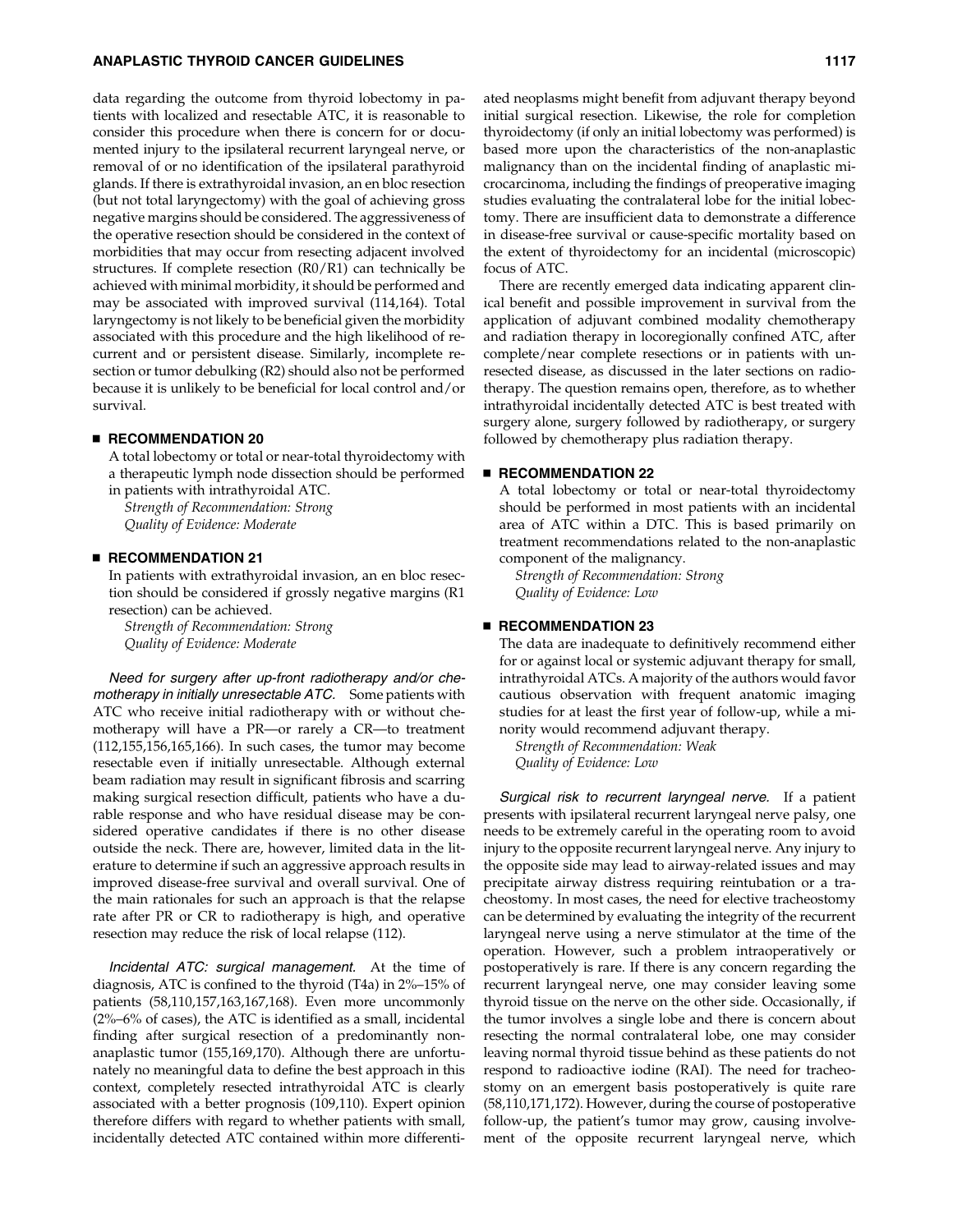data regarding the outcome from thyroid lobectomy in patients with localized and resectable ATC, it is reasonable to consider this procedure when there is concern for or documented injury to the ipsilateral recurrent laryngeal nerve, or removal of or no identification of the ipsilateral parathyroid glands. If there is extrathyroidal invasion, an en bloc resection (but not total laryngectomy) with the goal of achieving gross negative margins should be considered. The aggressiveness of the operative resection should be considered in the context of morbidities that may occur from resecting adjacent involved structures. If complete resection (R0/R1) can technically be achieved with minimal morbidity, it should be performed and may be associated with improved survival (114,164). Total laryngectomy is not likely to be beneficial given the morbidity associated with this procedure and the high likelihood of recurrent and or persistent disease. Similarly, incomplete resection or tumor debulking (R2) should also not be performed because it is unlikely to be beneficial for local control and/or survival.

### ■ RECOMMENDATION 20

A total lobectomy or total or near-total thyroidectomy with a therapeutic lymph node dissection should be performed in patients with intrathyroidal ATC.

*Strength of Recommendation: Strong*
*Quality of Evidence: Moderate*

### ■ RECOMMENDATION 21

In patients with extrathyroidal invasion, an en bloc resection should be considered if grossly negative margins (R1 resection) can be achieved.

*Strength of Recommendation: Strong*
*Quality of Evidence: Moderate*

*Need for surgery after up-front radiotherapy and/or chemotherapy in initially unresectable ATC.* Some patients with ATC who receive initial radiotherapy with or without chemotherapy will have a PR—or rarely a CR—to treatment (112,155,156,165,166). In such cases, the tumor may become resectable even if initially unresectable. Although external beam radiation may result in significant fibrosis and scarring making surgical resection difficult, patients who have a durable response and who have residual disease may be considered operative candidates if there is no other disease outside the neck. There are, however, limited data in the literature to determine if such an aggressive approach results in improved disease-free survival and overall survival. One of the main rationales for such an approach is that the relapse rate after PR or CR to radiotherapy is high, and operative resection may reduce the risk of local relapse (112).

*Incidental ATC: surgical management.* At the time of diagnosis, ATC is confined to the thyroid (T4a) in 2%–15% of patients (58,110,157,163,167,168). Even more uncommonly (2%–6% of cases), the ATC is identified as a small, incidental finding after surgical resection of a predominantly non-anaplastic tumor (155,169,170). Although there are unfortunately no meaningful data to define the best approach in this context, completely resected intrathyroidal ATC is clearly associated with a better prognosis (109,110). Expert opinion therefore differs with regard to whether patients with small, incidentally detected ATC contained within more differentiated neoplasms might benefit from adjuvant therapy beyond initial surgical resection. Likewise, the role for completion thyroidectomy (if only an initial lobectomy was performed) is based more upon the characteristics of the non-anaplastic malignancy than on the incidental finding of anaplastic microcarcinoma, including the findings of preoperative imaging studies evaluating the contralateral lobe for the initial lobectomy. There are insufficient data to demonstrate a difference in disease-free survival or cause-specific mortality based on the extent of thyroidectomy for an incidental (microscopic) focus of ATC.

There are recently emerged data indicating apparent clinical benefit and possible improvement in survival from the application of adjuvant combined modality chemotherapy and radiation therapy in locoregionally confined ATC, after complete/near complete resections or in patients with unresected disease, as discussed in the later sections on radiotherapy. The question remains open, therefore, as to whether intrathyroidal incidentally detected ATC is best treated with surgery alone, surgery followed by radiotherapy, or surgery followed by chemotherapy plus radiation therapy.

### ■ RECOMMENDATION 22

A total lobectomy or total or near-total thyroidectomy should be performed in most patients with an incidental area of ATC within a DTC. This is based primarily on treatment recommendations related to the non-anaplastic component of the malignancy.

*Strength of Recommendation: Strong*
*Quality of Evidence: Low*

### ■ RECOMMENDATION 23

The data are inadequate to definitively recommend either for or against local or systemic adjuvant therapy for small, intrathyroidal ATCs. A majority of the authors would favor cautious observation with frequent anatomic imaging studies for at least the first year of follow-up, while a minority would recommend adjuvant therapy.

*Strength of Recommendation: Weak*
*Quality of Evidence: Low*

*Surgical risk to recurrent laryngeal nerve.* If a patient presents with ipsilateral recurrent laryngeal nerve palsy, one needs to be extremely careful in the operating room to avoid injury to the opposite recurrent laryngeal nerve. Any injury to the opposite side may lead to airway-related issues and may precipitate airway distress requiring reintubation or a tracheostomy. In most cases, the need for elective tracheostomy can be determined by evaluating the integrity of the recurrent laryngeal nerve using a nerve stimulator at the time of the operation. However, such a problem intraoperatively or postoperatively is rare. If there is any concern regarding the recurrent laryngeal nerve, one may consider leaving some thyroid tissue on the nerve on the other side. Occasionally, if the tumor involves a single lobe and there is concern about resecting the normal contralateral lobe, one may consider leaving normal thyroid tissue behind as these patients do not respond to radioactive iodine (RAI). The need for tracheostomy on an emergent basis postoperatively is quite rare (58,110,171,172). However, during the course of postoperative follow-up, the patient's tumor may grow, causing involvement of the opposite recurrent laryngeal nerve, which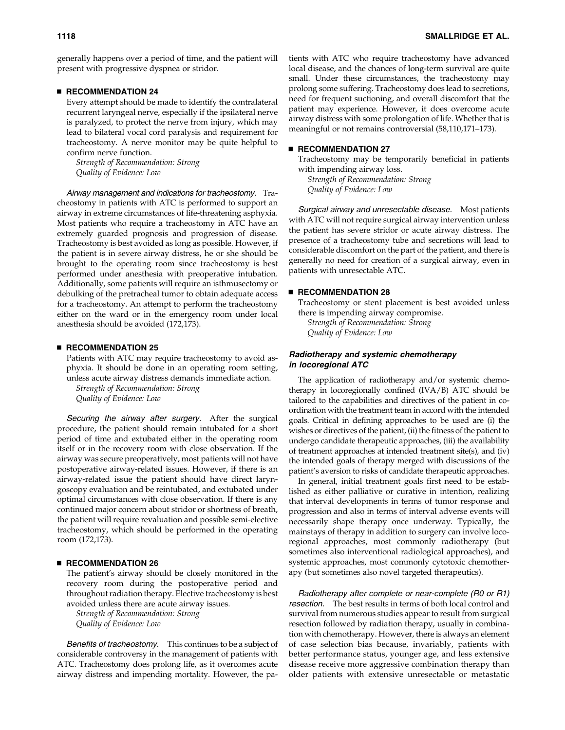generally happens over a period of time, and the patient will present with progressive dyspnea or stridor.

■ **RECOMMENDATION 24**

Every attempt should be made to identify the contralateral recurrent laryngeal nerve, especially if the ipsilateral nerve is paralyzed, to protect the nerve from injury, which may lead to bilateral vocal cord paralysis and requirement for tracheostomy. A nerve monitor may be quite helpful to confirm nerve function.

*Strength of Recommendation: Strong*
*Quality of Evidence: Low*

*Airway management and indications for tracheostomy.* Tracheostomy in patients with ATC is performed to support an airway in extreme circumstances of life-threatening asphyxia. Most patients who require a tracheostomy in ATC have an extremely guarded prognosis and progression of disease. Tracheostomy is best avoided as long as possible. However, if the patient is in severe airway distress, he or she should be brought to the operating room since tracheostomy is best performed under anesthesia with preoperative intubation. Additionally, some patients will require an isthmusectomy or debulking of the pretracheal tumor to obtain adequate access for a tracheostomy. An attempt to perform the tracheostomy either on the ward or in the emergency room under local anesthesia should be avoided (172,173).

■ **RECOMMENDATION 25**

Patients with ATC may require tracheostomy to avoid asphyxia. It should be done in an operating room setting, unless acute airway distress demands immediate action.

*Strength of Recommendation: Strong*
*Quality of Evidence: Low*

*Securing the airway after surgery.* After the surgical procedure, the patient should remain intubated for a short period of time and extubated either in the operating room itself or in the recovery room with close observation. If the airway was secure preoperatively, most patients will not have postoperative airway-related issues. However, if there is an airway-related issue the patient should have direct laryngoscopy evaluation and be reintubated, and extubated under optimal circumstances with close observation. If there is any continued major concern about stridor or shortness of breath, the patient will require revaluation and possible semi-elective tracheostomy, which should be performed in the operating room (172,173).

■ **RECOMMENDATION 26**

The patient's airway should be closely monitored in the recovery room during the postoperative period and throughout radiation therapy. Elective tracheostomy is best avoided unless there are acute airway issues.

*Strength of Recommendation: Strong*
*Quality of Evidence: Low*

*Benefits of tracheostomy.* This continues to be a subject of considerable controversy in the management of patients with ATC. Tracheostomy does prolong life, as it overcomes acute airway distress and impending mortality. However, the patients with ATC who require tracheostomy have advanced local disease, and the chances of long-term survival are quite small. Under these circumstances, the tracheostomy may prolong some suffering. Tracheostomy does lead to secretions, need for frequent suctioning, and overall discomfort that the patient may experience. However, it does overcome acute airway distress with some prolongation of life. Whether that is meaningful or not remains controversial (58,110,171–173).

■ **RECOMMENDATION 27**

Tracheostomy may be temporarily beneficial in patients with impending airway loss.

*Strength of Recommendation: Strong*
*Quality of Evidence: Low*

*Surgical airway and unresectable disease.* Most patients with ATC will not require surgical airway intervention unless the patient has severe stridor or acute airway distress. The presence of a tracheostomy tube and secretions will lead to considerable discomfort on the part of the patient, and there is generally no need for creation of a surgical airway, even in patients with unresectable ATC.

■ **RECOMMENDATION 28**

Tracheostomy or stent placement is best avoided unless there is impending airway compromise.

*Strength of Recommendation: Strong*
*Quality of Evidence: Low*

### *Radiotherapy and systemic chemotherapy in locoregional ATC*

The application of radiotherapy and/or systemic chemotherapy in locoregionally confined (IVA/B) ATC should be tailored to the capabilities and directives of the patient in coordination with the treatment team in accord with the intended goals. Critical in defining approaches to be used are (i) the wishes or directives of the patient, (ii) the fitness of the patient to undergo candidate therapeutic approaches, (iii) the availability of treatment approaches at intended treatment site(s), and (iv) the intended goals of therapy merged with discussions of the patient's aversion to risks of candidate therapeutic approaches.

In general, initial treatment goals first need to be established as either palliative or curative in intention, realizing that interval developments in terms of tumor response and progression and also in terms of interval adverse events will necessarily shape therapy once underway. Typically, the mainstays of therapy in addition to surgery can involve locoregional approaches, most commonly radiotherapy (but sometimes also interventional radiological approaches), and systemic approaches, most commonly cytotoxic chemotherapy (but sometimes also novel targeted therapeutics).

*Radiotherapy after complete or near-complete (R0 or R1) resection.* The best results in terms of both local control and survival from numerous studies appear to result from surgical resection followed by radiation therapy, usually in combination with chemotherapy. However, there is always an element of case selection bias because, invariably, patients with better performance status, younger age, and less extensive disease receive more aggressive combination therapy than older patients with extensive unresectable or metastatic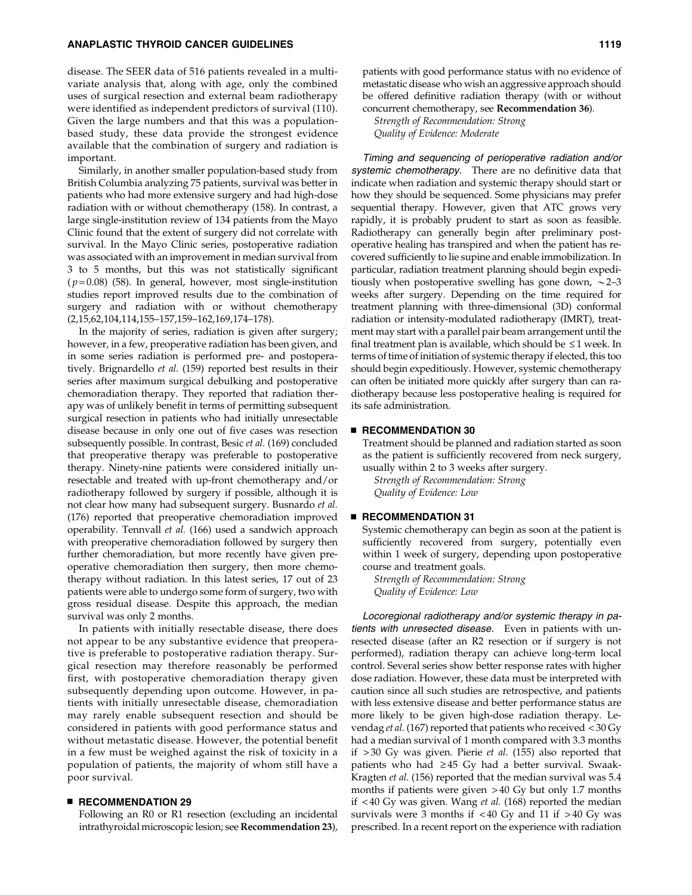disease. The SEER data of 516 patients revealed in a multivariate analysis that, along with age, only the combined uses of surgical resection and external beam radiotherapy were identified as independent predictors of survival (110). Given the large numbers and that this was a population-based study, these data provide the strongest evidence available that the combination of surgery and radiation is important.

Similarly, in another smaller population-based study from British Columbia analyzing 75 patients, survival was better in patients who had more extensive surgery and had high-dose radiation with or without chemotherapy (158). In contrast, a large single-institution review of 134 patients from the Mayo Clinic found that the extent of surgery did not correlate with survival. In the Mayo Clinic series, postoperative radiation was associated with an improvement in median survival from 3 to 5 months, but this was not statistically significant ($p = 0.08$) (58). In general, however, most single-institution studies report improved results due to the combination of surgery and radiation with or without chemotherapy (2,15,62,104,114,155–157,159–162,169,174–178).

In the majority of series, radiation is given after surgery; however, in a few, preoperative radiation has been given, and in some series radiation is performed pre- and postoperatively. Brignardello *et al.* (159) reported best results in their series after maximum surgical debulking and postoperative chemoradiation therapy. They reported that radiation therapy was of unlikely benefit in terms of permitting subsequent surgical resection in patients who had initially unresectable disease because in only one out of five cases was resection subsequently possible. In contrast, Besic *et al.* (169) concluded that preoperative therapy was preferable to postoperative therapy. Ninety-nine patients were considered initially unresectable and treated with up-front chemotherapy and/or radiotherapy followed by surgery if possible, although it is not clear how many had subsequent surgery. Busnardo *et al.* (176) reported that preoperative chemoradiation improved operability. Tennvall *et al.* (166) used a sandwich approach with preoperative chemoradiation followed by surgery then further chemoradiation, but more recently have given preoperative chemoradiation then surgery, then more chemotherapy without radiation. In this latest series, 17 out of 23 patients were able to undergo some form of surgery, two with gross residual disease. Despite this approach, the median survival was only 2 months.

In patients with initially resectable disease, there does not appear to be any substantive evidence that preoperative is preferable to postoperative radiation therapy. Surgical resection may therefore reasonably be performed first, with postoperative chemoradiation therapy given subsequently depending upon outcome. However, in patients with initially unresectable disease, chemoradiation may rarely enable subsequent resection and should be considered in patients with good performance status and without metastatic disease. However, the potential benefit in a few must be weighed against the risk of toxicity in a population of patients, the majority of whom still have a poor survival.

## ■ RECOMMENDATION 29

Following an R0 or R1 resection (excluding an incidental intrathyroidal microscopic lesion; see **Recommendation 23**), patients with good performance status with no evidence of metastatic disease who wish an aggressive approach should be offered definitive radiation therapy (with or without concurrent chemotherapy, see **Recommendation 36**).

*Strength of Recommendation: Strong*
*Quality of Evidence: Moderate*

*Timing and sequencing of perioperative radiation and/or systemic chemotherapy.* There are no definitive data that indicate when radiation and systemic therapy should start or how they should be sequenced. Some physicians may prefer sequential therapy. However, given that ATC grows very rapidly, it is probably prudent to start as soon as feasible. Radiotherapy can generally begin after preliminary postoperative healing has transpired and when the patient has recovered sufficiently to lie supine and enable immobilization. In particular, radiation treatment planning should begin expeditiously when postoperative swelling has gone down, ~2–3 weeks after surgery. Depending on the time required for treatment planning with three-dimensional (3D) conformal radiation or intensity-modulated radiotherapy (IMRT), treatment may start with a parallel pair beam arrangement until the final treatment plan is available, which should be ≤1 week. In terms of time of initiation of systemic therapy if elected, this too should begin expeditiously. However, systemic chemotherapy can often be initiated more quickly after surgery than can radiotherapy because less postoperative healing is required for its safe administration.

## ■ RECOMMENDATION 30

Treatment should be planned and radiation started as soon as the patient is sufficiently recovered from neck surgery, usually within 2 to 3 weeks after surgery.

*Strength of Recommendation: Strong*
*Quality of Evidence: Low*

## ■ RECOMMENDATION 31

Systemic chemotherapy can begin as soon at the patient is sufficiently recovered from surgery, potentially even within 1 week of surgery, depending upon postoperative course and treatment goals.

*Strength of Recommendation: Strong*
*Quality of Evidence: Low*

*Locoregional radiotherapy and/or systemic therapy in patients with unresected disease.* Even in patients with unresected disease (after an R2 resection or if surgery is not performed), radiation therapy can achieve long-term local control. Several series show better response rates with higher dose radiation. However, these data must be interpreted with caution since all such studies are retrospective, and patients with less extensive disease and better performance status are more likely to be given high-dose radiation therapy. Levendag *et al.* (167) reported that patients who received <30 Gy had a median survival of 1 month compared with 3.3 months if >30 Gy was given. Pierie *et al.* (155) also reported that patients who had ≥45 Gy had a better survival. Swaak-Kragten *et al.* (156) reported that the median survival was 5.4 months if patients were given >40 Gy but only 1.7 months if <40 Gy was given. Wang *et al.* (168) reported the median survivals were 3 months if <40 Gy and 11 if >40 Gy was prescribed. In a recent report on the experience with radiation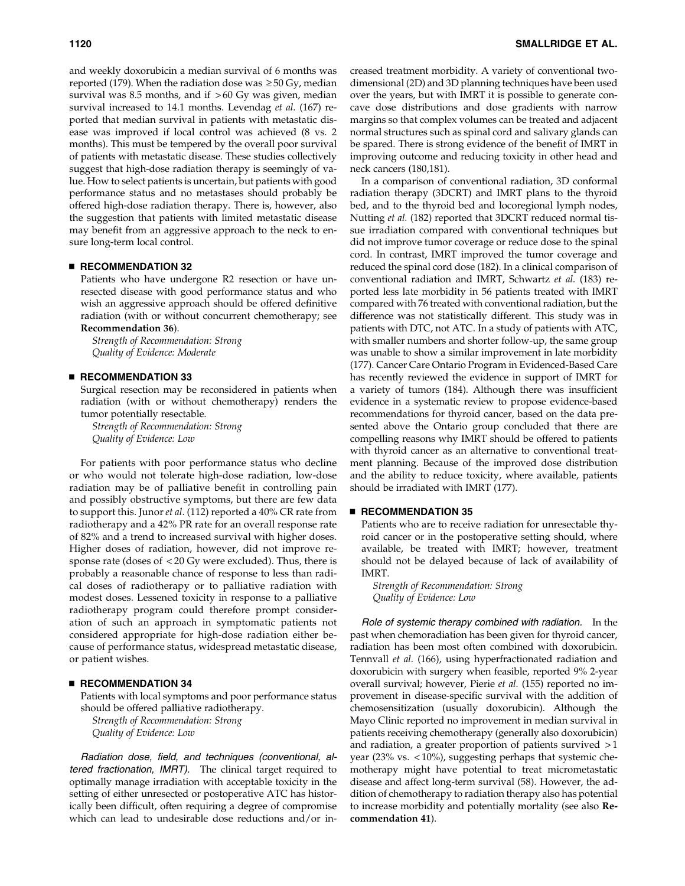and weekly doxorubicin a median survival of 6 months was reported (179). When the radiation dose was ≥50 Gy, median survival was 8.5 months, and if >60 Gy was given, median survival increased to 14.1 months. Levendag *et al.* (167) reported that median survival in patients with metastatic disease was improved if local control was achieved (8 vs. 2 months). This must be tempered by the overall poor survival of patients with metastatic disease. These studies collectively suggest that high-dose radiation therapy is seemingly of value. How to select patients is uncertain, but patients with good performance status and no metastases should probably be offered high-dose radiation therapy. There is, however, also the suggestion that patients with limited metastatic disease may benefit from an aggressive approach to the neck to ensure long-term local control.

#### ■ RECOMMENDATION 32

Patients who have undergone R2 resection or have unresected disease with good performance status and who wish an aggressive approach should be offered definitive radiation (with or without concurrent chemotherapy; see **Recommendation 36**).

*Strength of Recommendation: Strong*
*Quality of Evidence: Moderate*

#### ■ RECOMMENDATION 33

Surgical resection may be reconsidered in patients when radiation (with or without chemotherapy) renders the tumor potentially resectable.

*Strength of Recommendation: Strong*
*Quality of Evidence: Low*

For patients with poor performance status who decline or who would not tolerate high-dose radiation, low-dose radiation may be of palliative benefit in controlling pain and possibly obstructive symptoms, but there are few data to support this. Junor *et al.* (112) reported a 40% CR rate from radiotherapy and a 42% PR rate for an overall response rate of 82% and a trend to increased survival with higher doses. Higher doses of radiation, however, did not improve response rate (doses of <20 Gy were excluded). Thus, there is probably a reasonable chance of response to less than radical doses of radiotherapy or to palliative radiation with modest doses. Lessened toxicity in response to a palliative radiotherapy program could therefore prompt consideration of such an approach in symptomatic patients not considered appropriate for high-dose radiation either because of performance status, widespread metastatic disease, or patient wishes.

#### ■ RECOMMENDATION 34

Patients with local symptoms and poor performance status should be offered palliative radiotherapy.

*Strength of Recommendation: Strong*
*Quality of Evidence: Low*

*Radiation dose, field, and techniques (conventional, altered fractionation, IMRT).* The clinical target required to optimally manage irradiation with acceptable toxicity in the setting of either unresected or postoperative ATC has historically been difficult, often requiring a degree of compromise which can lead to undesirable dose reductions and/or increased treatment morbidity. A variety of conventional two-dimensional (2D) and 3D planning techniques have been used over the years, but with IMRT it is possible to generate concave dose distributions and dose gradients with narrow margins so that complex volumes can be treated and adjacent normal structures such as spinal cord and salivary glands can be spared. There is strong evidence of the benefit of IMRT in improving outcome and reducing toxicity in other head and neck cancers (180,181).

In a comparison of conventional radiation, 3D conformal radiation therapy (3DCRT) and IMRT plans to the thyroid bed, and to the thyroid bed and locoregional lymph nodes, Nutting *et al.* (182) reported that 3DCRT reduced normal tissue irradiation compared with conventional techniques but did not improve tumor coverage or reduce dose to the spinal cord. In contrast, IMRT improved the tumor coverage and reduced the spinal cord dose (182). In a clinical comparison of conventional radiation and IMRT, Schwartz *et al.* (183) reported less late morbidity in 56 patients treated with IMRT compared with 76 treated with conventional radiation, but the difference was not statistically different. This study was in patients with DTC, not ATC. In a study of patients with ATC, with smaller numbers and shorter follow-up, the same group was unable to show a similar improvement in late morbidity (177). Cancer Care Ontario Program in Evidenced-Based Care has recently reviewed the evidence in support of IMRT for a variety of tumors (184). Although there was insufficient evidence in a systematic review to propose evidence-based recommendations for thyroid cancer, based on the data presented above the Ontario group concluded that there are compelling reasons why IMRT should be offered to patients with thyroid cancer as an alternative to conventional treatment planning. Because of the improved dose distribution and the ability to reduce toxicity, where available, patients should be irradiated with IMRT (177).

#### ■ RECOMMENDATION 35

Patients who are to receive radiation for unresectable thyroid cancer or in the postoperative setting should, where available, be treated with IMRT; however, treatment should not be delayed because of lack of availability of IMRT.

*Strength of Recommendation: Strong*
*Quality of Evidence: Low*

*Role of systemic therapy combined with radiation.* In the past when chemoradiation has been given for thyroid cancer, radiation has been most often combined with doxorubicin. Tennvall *et al.* (166), using hyperfractionated radiation and doxorubicin with surgery when feasible, reported 9% 2-year overall survival; however, Pierie *et al.* (155) reported no improvement in disease-specific survival with the addition of chemosensitization (usually doxorubicin). Although the Mayo Clinic reported no improvement in median survival in patients receiving chemotherapy (generally also doxorubicin) and radiation, a greater proportion of patients survived >1 year (23% vs. <10%), suggesting perhaps that systemic chemotherapy might have potential to treat micrometastatic disease and affect long-term survival (58). However, the addition of chemotherapy to radiation therapy also has potential to increase morbidity and potentially mortality (see also **Recommendation 41**).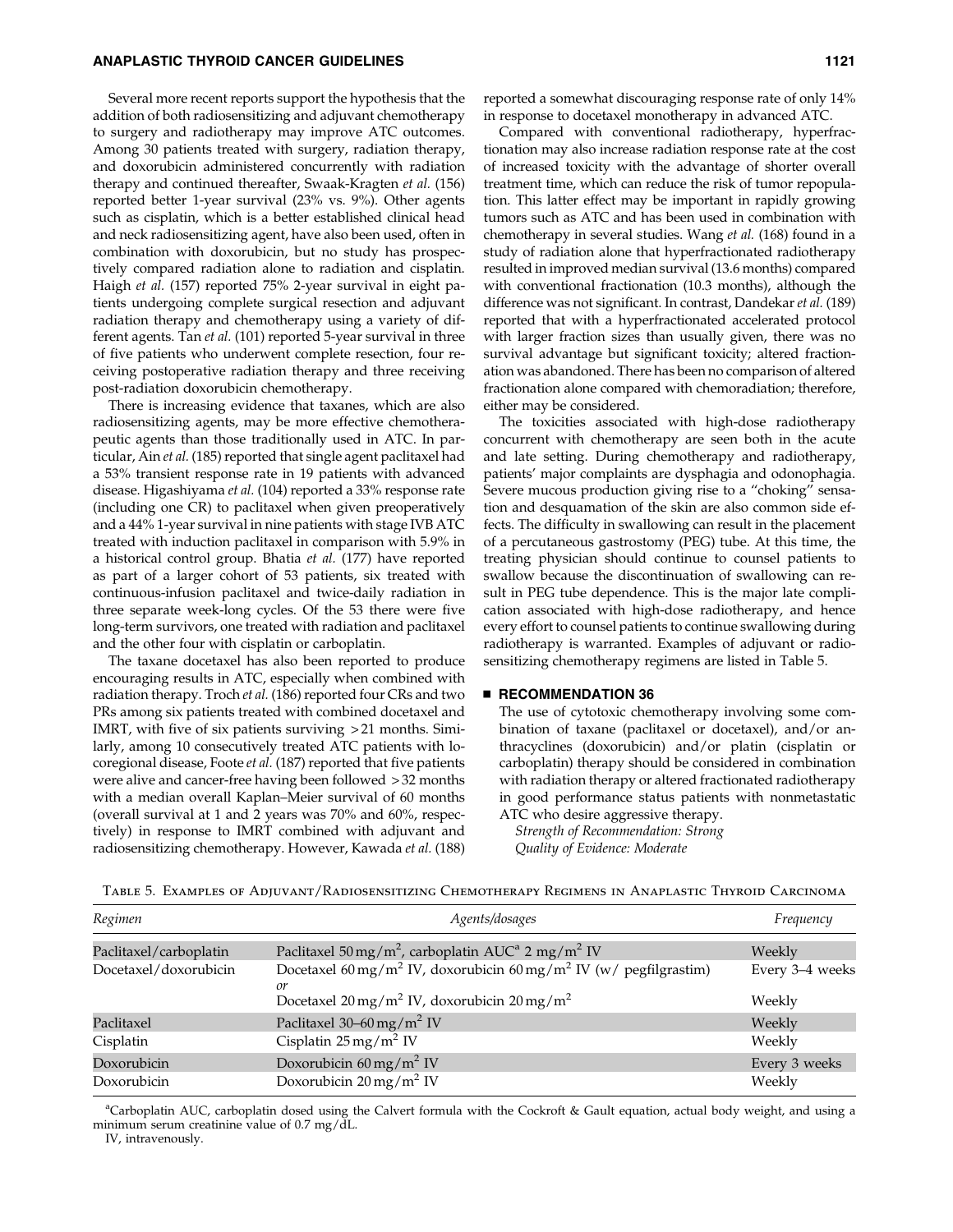Several more recent reports support the hypothesis that the addition of both radiosensitizing and adjuvant chemotherapy to surgery and radiotherapy may improve ATC outcomes. Among 30 patients treated with surgery, radiation therapy, and doxorubicin administered concurrently with radiation therapy and continued thereafter, Swaak-Kragten *et al.* (156) reported better 1-year survival (23% vs. 9%). Other agents such as cisplatin, which is a better established clinical head and neck radiosensitizing agent, have also been used, often in combination with doxorubicin, but no study has prospectively compared radiation alone to radiation and cisplatin. Haigh *et al.* (157) reported 75% 2-year survival in eight patients undergoing complete surgical resection and adjuvant radiation therapy and chemotherapy using a variety of different agents. Tan *et al.* (101) reported 5-year survival in three of five patients who underwent complete resection, four receiving postoperative radiation therapy and three receiving post-radiation doxorubicin chemotherapy.

There is increasing evidence that taxanes, which are also radiosensitizing agents, may be more effective chemotherapeutic agents than those traditionally used in ATC. In particular, Ain *et al.* (185) reported that single agent paclitaxel had a 53% transient response rate in 19 patients with advanced disease. Higashiyama *et al.* (104) reported a 33% response rate (including one CR) to paclitaxel when given preoperatively and a 44% 1-year survival in nine patients with stage IVB ATC treated with induction paclitaxel in comparison with 5.9% in a historical control group. Bhatia *et al.* (177) have reported as part of a larger cohort of 53 patients, six treated with continuous-infusion paclitaxel and twice-daily radiation in three separate week-long cycles. Of the 53 there were five long-term survivors, one treated with radiation and paclitaxel and the other four with cisplatin or carboplatin.

The taxane docetaxel has also been reported to produce encouraging results in ATC, especially when combined with radiation therapy. Troch *et al.* (186) reported four CRs and two PRs among six patients treated with combined docetaxel and IMRT, with five of six patients surviving >21 months. Similarly, among 10 consecutively treated ATC patients with locoregional disease, Foote *et al.* (187) reported that five patients were alive and cancer-free having been followed >32 months with a median overall Kaplan–Meier survival of 60 months (overall survival at 1 and 2 years was 70% and 60%, respectively) in response to IMRT combined with adjuvant and radiosensitizing chemotherapy. However, Kawada *et al.* (188) reported a somewhat discouraging response rate of only 14% in response to docetaxel monotherapy in advanced ATC.

Compared with conventional radiotherapy, hyperfractionation may also increase radiation response rate at the cost of increased toxicity with the advantage of shorter overall treatment time, which can reduce the risk of tumor repopulation. This latter effect may be important in rapidly growing tumors such as ATC and has been used in combination with chemotherapy in several studies. Wang *et al.* (168) found in a study of radiation alone that hyperfractionated radiotherapy resulted in improved median survival (13.6 months) compared with conventional fractionation (10.3 months), although the difference was not significant. In contrast, Dandekar *et al.* (189) reported that with a hyperfractionated accelerated protocol with larger fraction sizes than usually given, there was no survival advantage but significant toxicity; altered fractionation was abandoned. There has been no comparison of altered fractionation alone compared with chemoradiation; therefore, either may be considered.

The toxicities associated with high-dose radiotherapy concurrent with chemotherapy are seen both in the acute and late setting. During chemotherapy and radiotherapy, patients' major complaints are dysphagia and odonophagia. Severe mucous production giving rise to a "choking" sensation and desquamation of the skin are also common side effects. The difficulty in swallowing can result in the placement of a percutaneous gastrostomy (PEG) tube. At this time, the treating physician should continue to counsel patients to swallow because the discontinuation of swallowing can result in PEG tube dependence. This is the major late complication associated with high-dose radiotherapy, and hence every effort to counsel patients to continue swallowing during radiotherapy is warranted. Examples of adjuvant or radiosensitizing chemotherapy regimens are listed in Table 5.

## ■ RECOMMENDATION 36

The use of cytotoxic chemotherapy involving some combination of taxane (paclitaxel or docetaxel), and/or anthracyclines (doxorubicin) and/or platin (cisplatin or carboplatin) therapy should be considered in combination with radiation therapy or altered fractionated radiotherapy in good performance status patients with nonmetastatic ATC who desire aggressive therapy.

*Strength of Recommendation: Strong*
*Quality of Evidence: Moderate*

Table 5. Examples of Adjuvant/Radiosensitizing Chemotherapy Regimens in Anaplastic Thyroid Carcinoma

| *Regimen* | *Agents/dosages* | *Frequency* |
|---|---|---|
| Paclitaxel/carboplatin | Paclitaxel 50 mg/m$^2$, carboplatin AUC[a] 2 mg/m$^2$ IV | Weekly |
| Docetaxel/doxorubicin | Docetaxel 60 mg/m$^2$ IV, doxorubicin 60 mg/m$^2$ IV (w/ pegfilgrastim) | Every 3–4 weeks |
| | *or* | |
| | Docetaxel 20 mg/m$^2$ IV, doxorubicin 20 mg/m$^2$ | Weekly |
| Paclitaxel | Paclitaxel 30–60 mg/m$^2$ IV | Weekly |
| Cisplatin | Cisplatin 25 mg/m$^2$ IV | Weekly |
| Doxorubicin | Doxorubicin 60 mg/m$^2$ IV | Every 3 weeks |
| Doxorubicin | Doxorubicin 20 mg/m$^2$ IV | Weekly |

[a]Carboplatin AUC, carboplatin dosed using the Calvert formula with the Cockroft & Gault equation, actual body weight, and using a minimum serum creatinine value of 0.7 mg/dL.

IV, intravenously.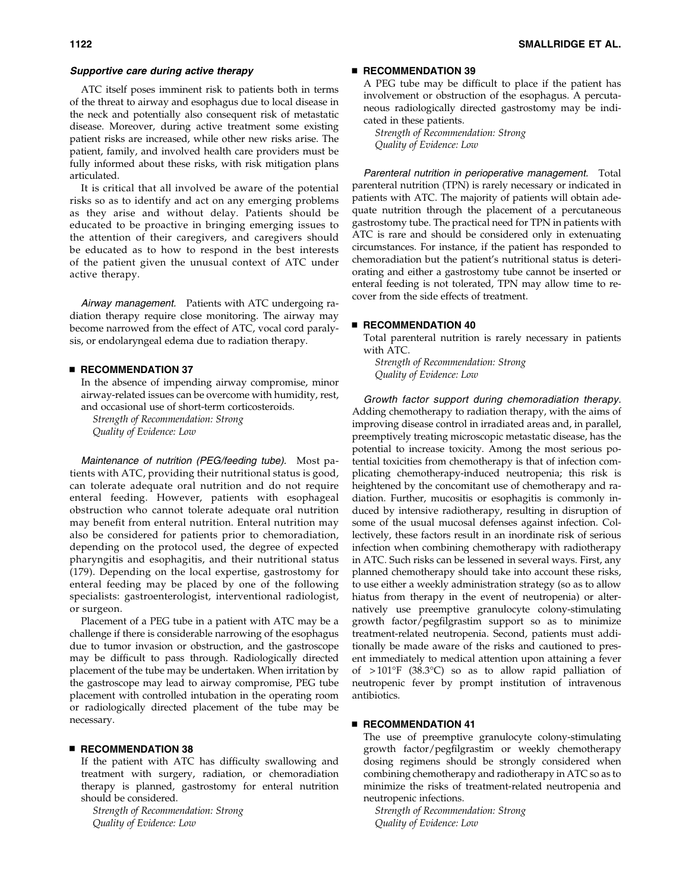### *Supportive care during active therapy*

ATC itself poses imminent risk to patients both in terms of the threat to airway and esophagus due to local disease in the neck and potentially also consequent risk of metastatic disease. Moreover, during active treatment some existing patient risks are increased, while other new risks arise. The patient, family, and involved health care providers must be fully informed about these risks, with risk mitigation plans articulated.

It is critical that all involved be aware of the potential risks so as to identify and act on any emerging problems as they arise and without delay. Patients should be educated to be proactive in bringing emerging issues to the attention of their caregivers, and caregivers should be educated as to how to respond in the best interests of the patient given the unusual context of ATC under active therapy.

*Airway management.* Patients with ATC undergoing radiation therapy require close monitoring. The airway may become narrowed from the effect of ATC, vocal cord paralysis, or endolaryngeal edema due to radiation therapy.

#### ■ RECOMMENDATION 37

In the absence of impending airway compromise, minor airway-related issues can be overcome with humidity, rest, and occasional use of short-term corticosteroids.

*Strength of Recommendation: Strong*
*Quality of Evidence: Low*

*Maintenance of nutrition (PEG/feeding tube).* Most patients with ATC, providing their nutritional status is good, can tolerate adequate oral nutrition and do not require enteral feeding. However, patients with esophageal obstruction who cannot tolerate adequate oral nutrition may benefit from enteral nutrition. Enteral nutrition may also be considered for patients prior to chemoradiation, depending on the protocol used, the degree of expected pharyngitis and esophagitis, and their nutritional status (179). Depending on the local expertise, gastrostomy for enteral feeding may be placed by one of the following specialists: gastroenterologist, interventional radiologist, or surgeon.

Placement of a PEG tube in a patient with ATC may be a challenge if there is considerable narrowing of the esophagus due to tumor invasion or obstruction, and the gastroscope may be difficult to pass through. Radiologically directed placement of the tube may be undertaken. When irritation by the gastroscope may lead to airway compromise, PEG tube placement with controlled intubation in the operating room or radiologically directed placement of the tube may be necessary.

#### ■ RECOMMENDATION 38

If the patient with ATC has difficulty swallowing and treatment with surgery, radiation, or chemoradiation therapy is planned, gastrostomy for enteral nutrition should be considered.

*Strength of Recommendation: Strong*
*Quality of Evidence: Low*

#### ■ RECOMMENDATION 39

A PEG tube may be difficult to place if the patient has involvement or obstruction of the esophagus. A percutaneous radiologically directed gastrostomy may be indicated in these patients.

*Strength of Recommendation: Strong*
*Quality of Evidence: Low*

*Parenteral nutrition in perioperative management.* Total parenteral nutrition (TPN) is rarely necessary or indicated in patients with ATC. The majority of patients will obtain adequate nutrition through the placement of a percutaneous gastrostomy tube. The practical need for TPN in patients with ATC is rare and should be considered only in extenuating circumstances. For instance, if the patient has responded to chemoradiation but the patient's nutritional status is deteriorating and either a gastrostomy tube cannot be inserted or enteral feeding is not tolerated, TPN may allow time to recover from the side effects of treatment.

#### ■ RECOMMENDATION 40

Total parenteral nutrition is rarely necessary in patients with ATC.

*Strength of Recommendation: Strong*
*Quality of Evidence: Low*

*Growth factor support during chemoradiation therapy.* Adding chemotherapy to radiation therapy, with the aims of improving disease control in irradiated areas and, in parallel, preemptively treating microscopic metastatic disease, has the potential to increase toxicity. Among the most serious potential toxicities from chemotherapy is that of infection complicating chemotherapy-induced neutropenia; this risk is heightened by the concomitant use of chemotherapy and radiation. Further, mucositis or esophagitis is commonly induced by intensive radiotherapy, resulting in disruption of some of the usual mucosal defenses against infection. Collectively, these factors result in an inordinate risk of serious infection when combining chemotherapy with radiotherapy in ATC. Such risks can be lessened in several ways. First, any planned chemotherapy should take into account these risks, to use either a weekly administration strategy (so as to allow hiatus from therapy in the event of neutropenia) or alternatively use preemptive granulocyte colony-stimulating growth factor/pegfilgrastim support so as to minimize treatment-related neutropenia. Second, patients must additionally be made aware of the risks and cautioned to present immediately to medical attention upon attaining a fever of $>101°F$ ($38.3°C$) so as to allow rapid palliation of neutropenic fever by prompt institution of intravenous antibiotics.

#### ■ RECOMMENDATION 41

The use of preemptive granulocyte colony-stimulating growth factor/pegfilgrastim or weekly chemotherapy dosing regimens should be strongly considered when combining chemotherapy and radiotherapy in ATC so as to minimize the risks of treatment-related neutropenia and neutropenic infections.

*Strength of Recommendation: Strong*
*Quality of Evidence: Low*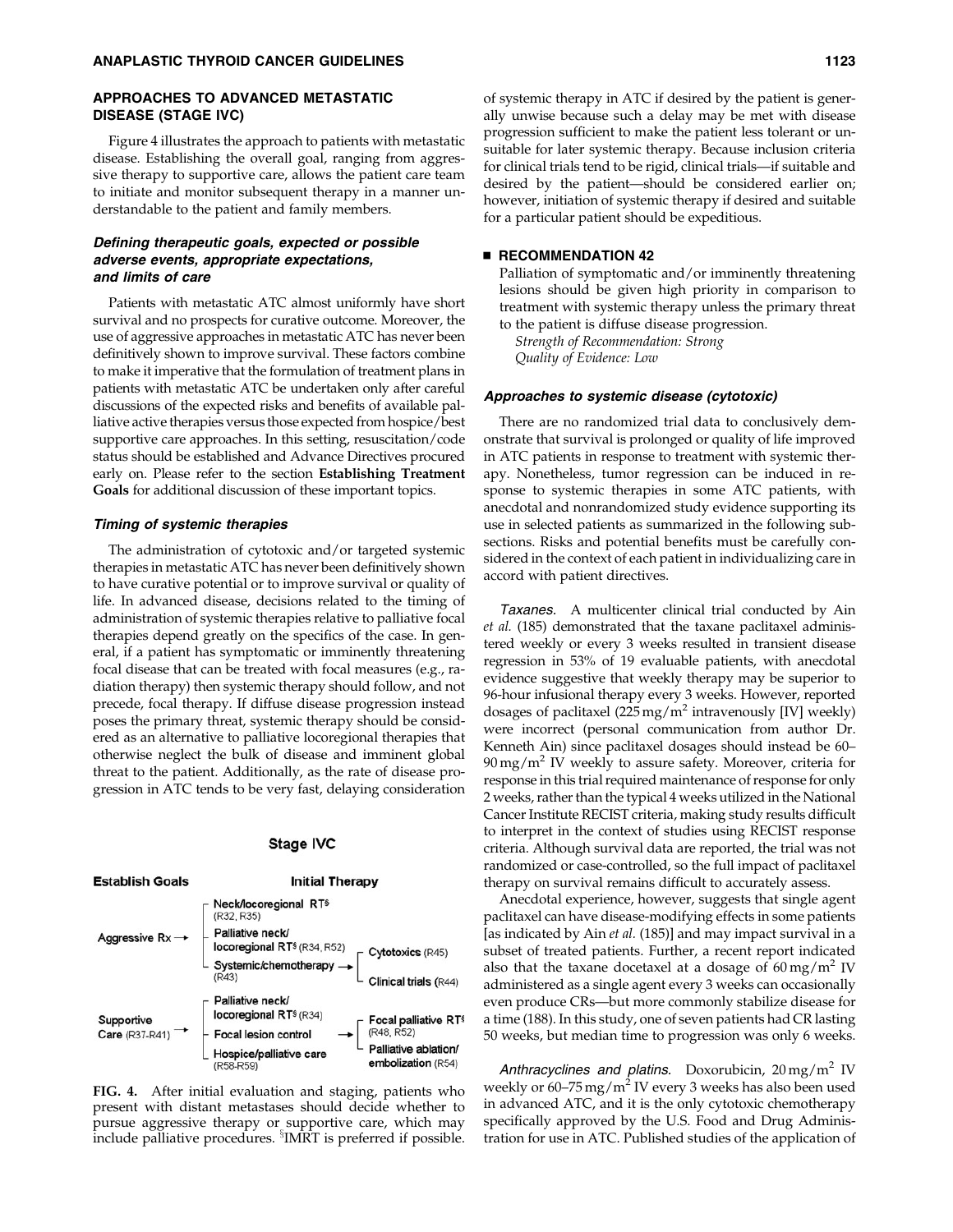## APPROACHES TO ADVANCED METASTATIC DISEASE (STAGE IVC)

Figure 4 illustrates the approach to patients with metastatic disease. Establishing the overall goal, ranging from aggressive therapy to supportive care, allows the patient care team to initiate and monitor subsequent therapy in a manner understandable to the patient and family members.

### *Defining therapeutic goals, expected or possible adverse events, appropriate expectations, and limits of care*

Patients with metastatic ATC almost uniformly have short survival and no prospects for curative outcome. Moreover, the use of aggressive approaches in metastatic ATC has never been definitively shown to improve survival. These factors combine to make it imperative that the formulation of treatment plans in patients with metastatic ATC be undertaken only after careful discussions of the expected risks and benefits of available palliative active therapies versus those expected from hospice/best supportive care approaches. In this setting, resuscitation/code status should be established and Advance Directives procured early on. Please refer to the section **Establishing Treatment Goals** for additional discussion of these important topics.

### *Timing of systemic therapies*

The administration of cytotoxic and/or targeted systemic therapies in metastatic ATC has never been definitively shown to have curative potential or to improve survival or quality of life. In advanced disease, decisions related to the timing of administration of systemic therapies relative to palliative focal therapies depend greatly on the specifics of the case. In general, if a patient has symptomatic or imminently threatening focal disease that can be treated with focal measures (e.g., radiation therapy) then systemic therapy should follow, and not precede, focal therapy. If diffuse disease progression instead poses the primary threat, systemic therapy should be considered as an alternative to palliative locoregional therapies that otherwise neglect the bulk of disease and imminent global threat to the patient. Additionally, as the rate of disease progression in ATC tends to be very fast, delaying consideration of systemic therapy in ATC if desired by the patient is generally unwise because such a delay may be met with disease progression sufficient to make the patient less tolerant or unsuitable for later systemic therapy. Because inclusion criteria for clinical trials tend to be rigid, clinical trials—if suitable and desired by the patient—should be considered earlier on; however, initiation of systemic therapy if desired and suitable for a particular patient should be expeditious.

Stage IVC

Establish Goals

Initial Therapy

Aggressive Rx →

Neck/locoregional RT§ (R32, R35)

Palliative neck/locoregional RT§ (R34, R52)

Systemic/chemotherapy → (R43)

Cytotoxics (R45)

Clinical trials (R44)

Supportive Care (R37-R41) →

Palliative neck/locoregional RT§ (R34)

Focal lesion control →

Hospice/palliative care (R58-R59)

Focal palliative RT§ (R48, R52)

Palliative ablation/embolization (R54)

**FIG. 4.** After initial evaluation and staging, patients who present with distant metastases should decide whether to pursue aggressive therapy or supportive care, which may include palliative procedures. §IMRT is preferred if possible.

### ■ RECOMMENDATION 42

Palliation of symptomatic and/or imminently threatening lesions should be given high priority in comparison to treatment with systemic therapy unless the primary threat to the patient is diffuse disease progression.

*Strength of Recommendation: Strong*
*Quality of Evidence: Low*

### *Approaches to systemic disease (cytotoxic)*

There are no randomized trial data to conclusively demonstrate that survival is prolonged or quality of life improved in ATC patients in response to treatment with systemic therapy. Nonetheless, tumor regression can be induced in response to systemic therapies in some ATC patients, with anecdotal and nonrandomized study evidence supporting its use in selected patients as summarized in the following subsections. Risks and potential benefits must be carefully considered in the context of each patient in individualizing care in accord with patient directives.

*Taxanes.* A multicenter clinical trial conducted by Ain *et al.* (185) demonstrated that the taxane paclitaxel administered weekly or every 3 weeks resulted in transient disease regression in 53% of 19 evaluable patients, with anecdotal evidence suggestive that weekly therapy may be superior to 96-hour infusional therapy every 3 weeks. However, reported dosages of paclitaxel (225 mg/m$^2$ intravenously [IV] weekly) were incorrect (personal communication from author Dr. Kenneth Ain) since paclitaxel dosages should instead be 60–90 mg/m$^2$ IV weekly to assure safety. Moreover, criteria for response in this trial required maintenance of response for only 2 weeks, rather than the typical 4 weeks utilized in the National Cancer Institute RECIST criteria, making study results difficult to interpret in the context of studies using RECIST response criteria. Although survival data are reported, the trial was not randomized or case-controlled, so the full impact of paclitaxel therapy on survival remains difficult to accurately assess.

Anecdotal experience, however, suggests that single agent paclitaxel can have disease-modifying effects in some patients [as indicated by Ain *et al.* (185)] and may impact survival in a subset of treated patients. Further, a recent report indicated also that the taxane docetaxel at a dosage of 60 mg/m$^2$ IV administered as a single agent every 3 weeks can occasionally even produce CRs—but more commonly stabilize disease for a time (188). In this study, one of seven patients had CR lasting 50 weeks, but median time to progression was only 6 weeks.

*Anthracyclines and platins.* Doxorubicin, 20 mg/m$^2$ IV weekly or 60–75 mg/m$^2$ IV every 3 weeks has also been used in advanced ATC, and it is the only cytotoxic chemotherapy specifically approved by the U.S. Food and Drug Administration for use in ATC. Published studies of the application of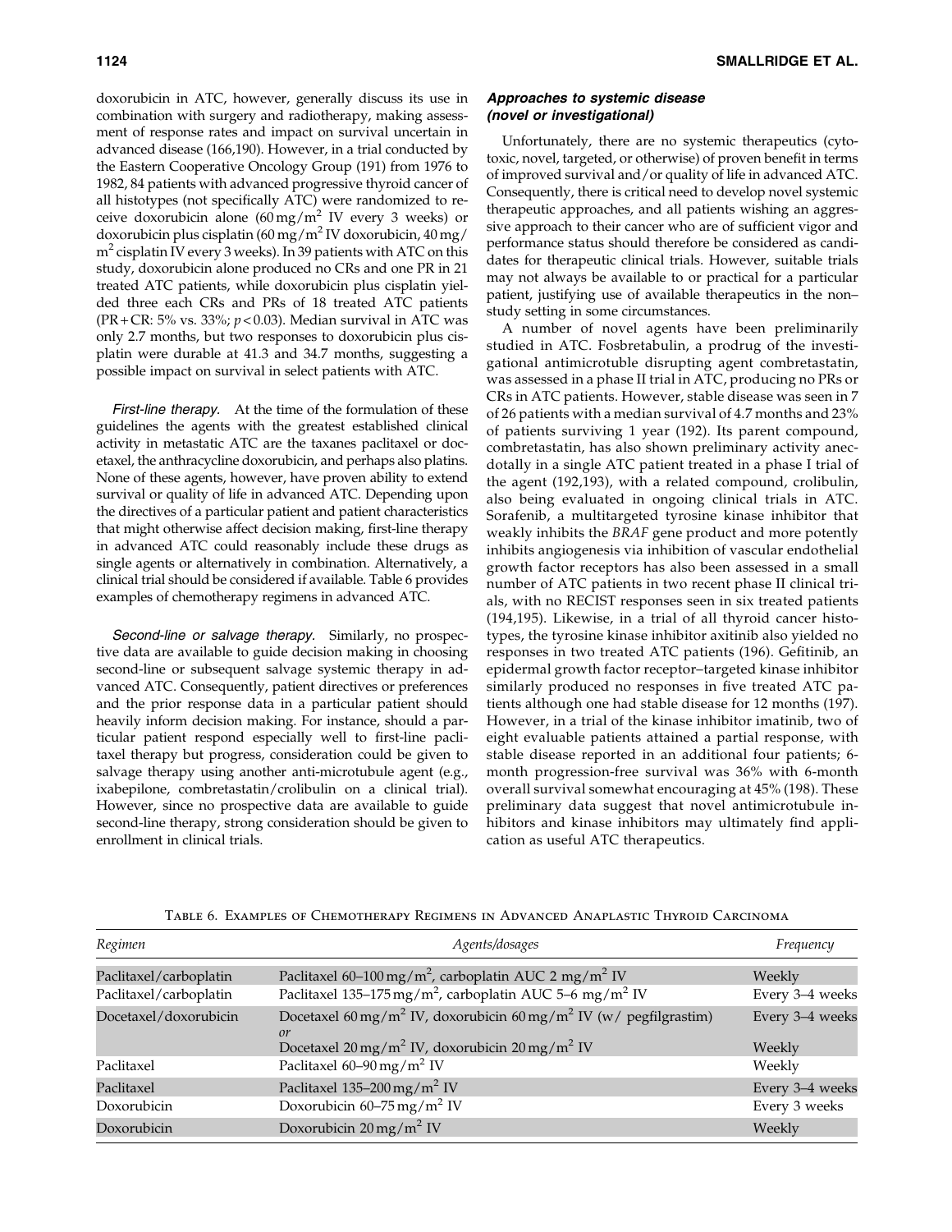doxorubicin in ATC, however, generally discuss its use in combination with surgery and radiotherapy, making assessment of response rates and impact on survival uncertain in advanced disease (166,190). However, in a trial conducted by the Eastern Cooperative Oncology Group (191) from 1976 to 1982, 84 patients with advanced progressive thyroid cancer of all histotypes (not specifically ATC) were randomized to receive doxorubicin alone (60 mg/m$^2$ IV every 3 weeks) or doxorubicin plus cisplatin (60 mg/m$^2$ IV doxorubicin, 40 mg/m$^2$ cisplatin IV every 3 weeks). In 39 patients with ATC on this study, doxorubicin alone produced no CRs and one PR in 21 treated ATC patients, while doxorubicin plus cisplatin yielded three each CRs and PRs of 18 treated ATC patients (PR+CR: 5% vs. 33%; $p < 0.03$). Median survival in ATC was only 2.7 months, but two responses to doxorubicin plus cisplatin were durable at 41.3 and 34.7 months, suggesting a possible impact on survival in select patients with ATC.

*First-line therapy.* At the time of the formulation of these guidelines the agents with the greatest established clinical activity in metastatic ATC are the taxanes paclitaxel or docetaxel, the anthracycline doxorubicin, and perhaps also platins. None of these agents, however, have proven ability to extend survival or quality of life in advanced ATC. Depending upon the directives of a particular patient and patient characteristics that might otherwise affect decision making, first-line therapy in advanced ATC could reasonably include these drugs as single agents or alternatively in combination. Alternatively, a clinical trial should be considered if available. Table 6 provides examples of chemotherapy regimens in advanced ATC.

*Second-line or salvage therapy.* Similarly, no prospective data are available to guide decision making in choosing second-line or subsequent salvage systemic therapy in advanced ATC. Consequently, patient directives or preferences and the prior response data in a particular patient should heavily inform decision making. For instance, should a particular patient respond especially well to first-line paclitaxel therapy but progress, consideration could be given to salvage therapy using another anti-microtubule agent (e.g., ixabepilone, combretastatin/crolibulin on a clinical trial). However, since no prospective data are available to guide second-line therapy, strong consideration should be given to enrollment in clinical trials.

#### *Approaches to systemic disease (novel or investigational)*

Unfortunately, there are no systemic therapeutics (cytotoxic, novel, targeted, or otherwise) of proven benefit in terms of improved survival and/or quality of life in advanced ATC. Consequently, there is critical need to develop novel systemic therapeutic approaches, and all patients wishing an aggressive approach to their cancer who are of sufficient vigor and performance status should therefore be considered as candidates for therapeutic clinical trials. However, suitable trials may not always be available to or practical for a particular patient, justifying use of available therapeutics in the non–study setting in some circumstances.

A number of novel agents have been preliminarily studied in ATC. Fosbretabulin, a prodrug of the investigational antimicrotuble disrupting agent combretastatin, was assessed in a phase II trial in ATC, producing no PRs or CRs in ATC patients. However, stable disease was seen in 7 of 26 patients with a median survival of 4.7 months and 23% of patients surviving 1 year (192). Its parent compound, combretastatin, has also shown preliminary activity anecdotally in a single ATC patient treated in a phase I trial of the agent (192,193), with a related compound, crolibulin, also being evaluated in ongoing clinical trials in ATC. Sorafenib, a multitargeted tyrosine kinase inhibitor that weakly inhibits the *BRAF* gene product and more potently inhibits angiogenesis via inhibition of vascular endothelial growth factor receptors has also been assessed in a small number of ATC patients in two recent phase II clinical trials, with no RECIST responses seen in six treated patients (194,195). Likewise, in a trial of all thyroid cancer histotypes, the tyrosine kinase inhibitor axitinib also yielded no responses in two treated ATC patients (196). Gefitinib, an epidermal growth factor receptor–targeted kinase inhibitor similarly produced no responses in five treated ATC patients although one had stable disease for 12 months (197). However, in a trial of the kinase inhibitor imatinib, two of eight evaluable patients attained a partial response, with stable disease reported in an additional four patients; 6-month progression-free survival was 36% with 6-month overall survival somewhat encouraging at 45% (198). These preliminary data suggest that novel antimicrotubule inhibitors and kinase inhibitors may ultimately find application as useful ATC therapeutics.

Table 6. Examples of Chemotherapy Regimens in Advanced Anaplastic Thyroid Carcinoma

| *Regimen* | *Agents/dosages* | *Frequency* |
|---|---|---|
| Paclitaxel/carboplatin | Paclitaxel 60–100 mg/m$^2$, carboplatin AUC 2 mg/m$^2$ IV | Weekly |
| Paclitaxel/carboplatin | Paclitaxel 135–175 mg/m$^2$, carboplatin AUC 5–6 mg/m$^2$ IV | Every 3–4 weeks |
| Docetaxel/doxorubicin | Docetaxel 60 mg/m$^2$ IV, doxorubicin 60 mg/m$^2$ IV (w/ pegfilgrastim) | Every 3–4 weeks |
| | *or* | |
| | Docetaxel 20 mg/m$^2$ IV, doxorubicin 20 mg/m$^2$ IV | Weekly |
| Paclitaxel | Paclitaxel 60–90 mg/m$^2$ IV | Weekly |
| Paclitaxel | Paclitaxel 135–200 mg/m$^2$ IV | Every 3–4 weeks |
| Doxorubicin | Doxorubicin 60–75 mg/m$^2$ IV | Every 3 weeks |
| Doxorubicin | Doxorubicin 20 mg/m$^2$ IV | Weekly |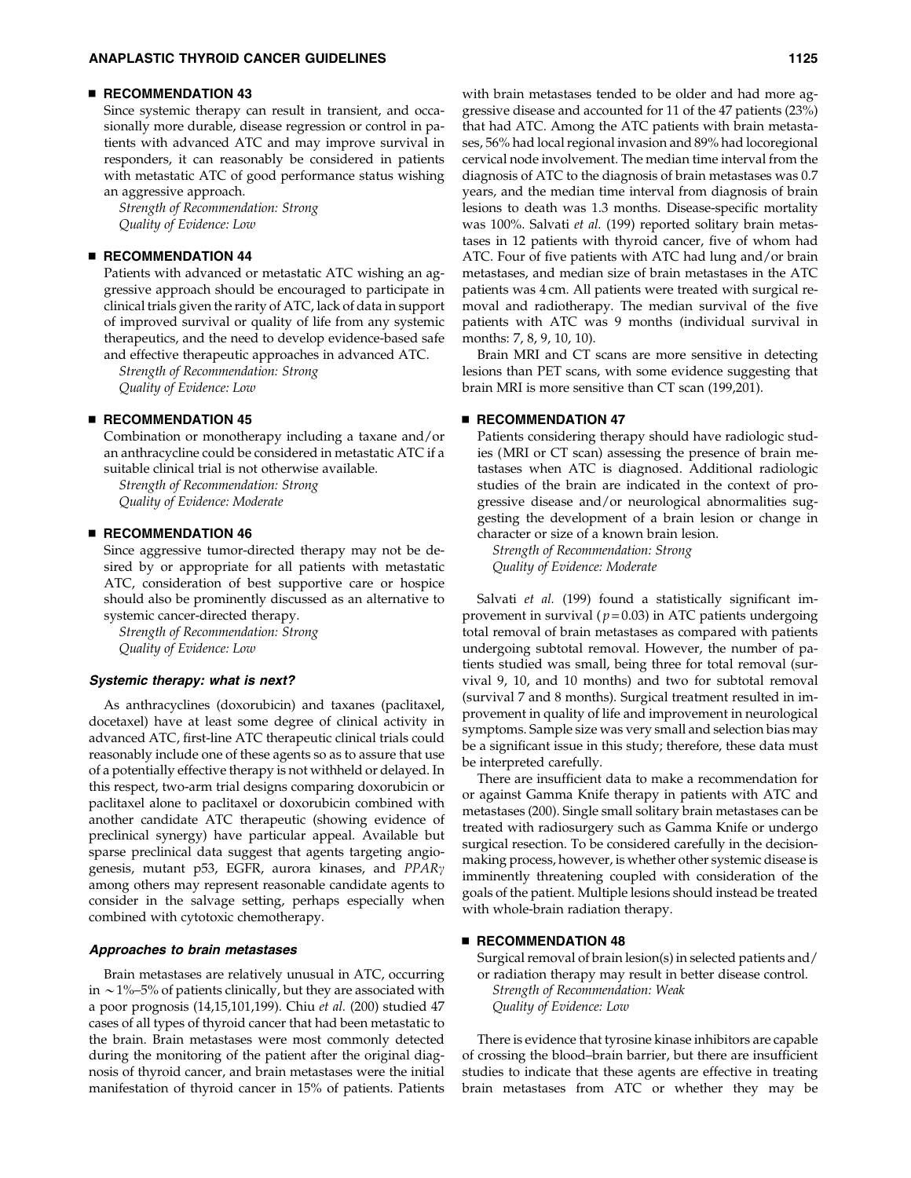### ■ RECOMMENDATION 43

Since systemic therapy can result in transient, and occasionally more durable, disease regression or control in patients with advanced ATC and may improve survival in responders, it can reasonably be considered in patients with metastatic ATC of good performance status wishing an aggressive approach.

*Strength of Recommendation: Strong*
*Quality of Evidence: Low*

### ■ RECOMMENDATION 44

Patients with advanced or metastatic ATC wishing an aggressive approach should be encouraged to participate in clinical trials given the rarity of ATC, lack of data in support of improved survival or quality of life from any systemic therapeutics, and the need to develop evidence-based safe and effective therapeutic approaches in advanced ATC.

*Strength of Recommendation: Strong*
*Quality of Evidence: Low*

### ■ RECOMMENDATION 45

Combination or monotherapy including a taxane and/or an anthracycline could be considered in metastatic ATC if a suitable clinical trial is not otherwise available.

*Strength of Recommendation: Strong*
*Quality of Evidence: Moderate*

### ■ RECOMMENDATION 46

Since aggressive tumor-directed therapy may not be desired by or appropriate for all patients with metastatic ATC, consideration of best supportive care or hospice should also be prominently discussed as an alternative to systemic cancer-directed therapy.

*Strength of Recommendation: Strong*
*Quality of Evidence: Low*

#### *Systemic therapy: what is next?*

As anthracyclines (doxorubicin) and taxanes (paclitaxel, docetaxel) have at least some degree of clinical activity in advanced ATC, first-line ATC therapeutic clinical trials could reasonably include one of these agents so as to assure that use of a potentially effective therapy is not withheld or delayed. In this respect, two-arm trial designs comparing doxorubicin or paclitaxel alone to paclitaxel or doxorubicin combined with another candidate ATC therapeutic (showing evidence of preclinical synergy) have particular appeal. Available but sparse preclinical data suggest that agents targeting angiogenesis, mutant p53, EGFR, aurora kinases, and *PPARγ* among others may represent reasonable candidate agents to consider in the salvage setting, perhaps especially when combined with cytotoxic chemotherapy.

#### *Approaches to brain metastases*

Brain metastases are relatively unusual in ATC, occurring in ~1%–5% of patients clinically, but they are associated with a poor prognosis (14,15,101,199). Chiu *et al.* (200) studied 47 cases of all types of thyroid cancer that had been metastatic to the brain. Brain metastases were most commonly detected during the monitoring of the patient after the original diagnosis of thyroid cancer, and brain metastases were the initial manifestation of thyroid cancer in 15% of patients. Patients with brain metastases tended to be older and had more aggressive disease and accounted for 11 of the 47 patients (23%) that had ATC. Among the ATC patients with brain metastases, 56% had local regional invasion and 89% had locoregional cervical node involvement. The median time interval from the diagnosis of ATC to the diagnosis of brain metastases was 0.7 years, and the median time interval from diagnosis of brain lesions to death was 1.3 months. Disease-specific mortality was 100%. Salvati *et al.* (199) reported solitary brain metastases in 12 patients with thyroid cancer, five of whom had ATC. Four of five patients with ATC had lung and/or brain metastases, and median size of brain metastases in the ATC patients was 4 cm. All patients were treated with surgical removal and radiotherapy. The median survival of the five patients with ATC was 9 months (individual survival in months: 7, 8, 9, 10, 10).

Brain MRI and CT scans are more sensitive in detecting lesions than PET scans, with some evidence suggesting that brain MRI is more sensitive than CT scan (199,201).

### ■ RECOMMENDATION 47

Patients considering therapy should have radiologic studies (MRI or CT scan) assessing the presence of brain metastases when ATC is diagnosed. Additional radiologic studies of the brain are indicated in the context of progressive disease and/or neurological abnormalities suggesting the development of a brain lesion or change in character or size of a known brain lesion.

*Strength of Recommendation: Strong*
*Quality of Evidence: Moderate*

Salvati *et al.* (199) found a statistically significant improvement in survival ($p = 0.03$) in ATC patients undergoing total removal of brain metastases as compared with patients undergoing subtotal removal. However, the number of patients studied was small, being three for total removal (survival 9, 10, and 10 months) and two for subtotal removal (survival 7 and 8 months). Surgical treatment resulted in improvement in quality of life and improvement in neurological symptoms. Sample size was very small and selection bias may be a significant issue in this study; therefore, these data must be interpreted carefully.

There are insufficient data to make a recommendation for or against Gamma Knife therapy in patients with ATC and metastases (200). Single small solitary brain metastases can be treated with radiosurgery such as Gamma Knife or undergo surgical resection. To be considered carefully in the decision-making process, however, is whether other systemic disease is imminently threatening coupled with consideration of the goals of the patient. Multiple lesions should instead be treated with whole-brain radiation therapy.

### ■ RECOMMENDATION 48

Surgical removal of brain lesion(s) in selected patients and/or radiation therapy may result in better disease control.

*Strength of Recommendation: Weak*
*Quality of Evidence: Low*

There is evidence that tyrosine kinase inhibitors are capable of crossing the blood–brain barrier, but there are insufficient studies to indicate that these agents are effective in treating brain metastases from ATC or whether they may be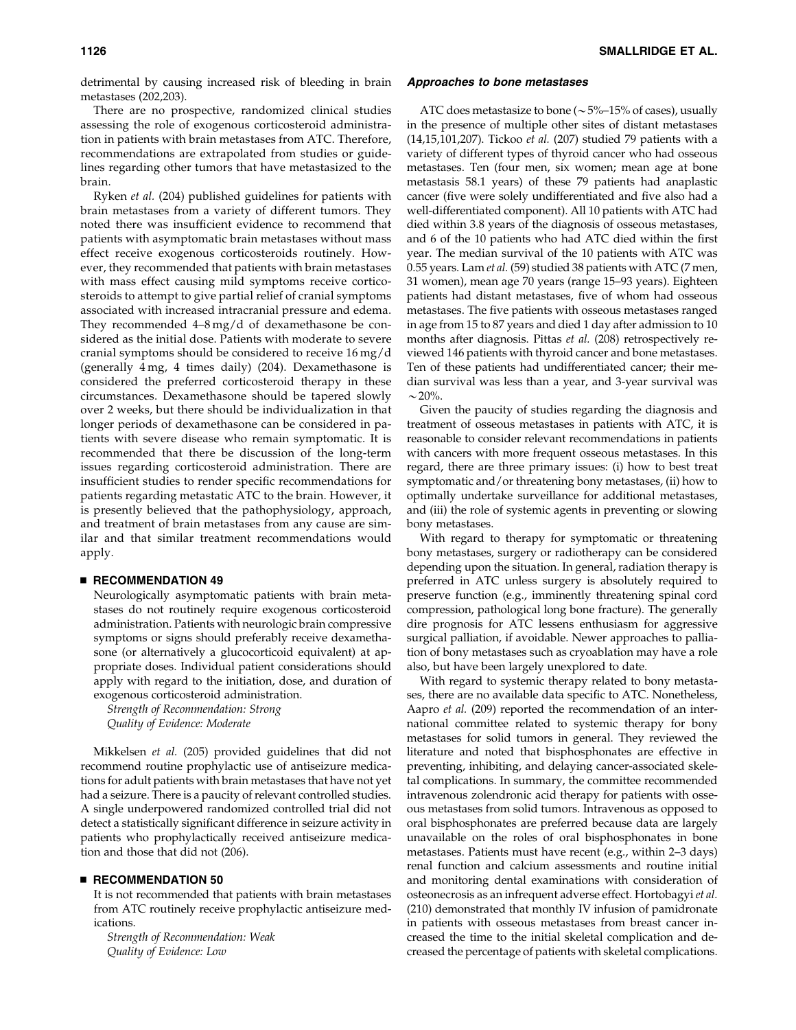detrimental by causing increased risk of bleeding in brain metastases (202,203).

There are no prospective, randomized clinical studies assessing the role of exogenous corticosteroid administration in patients with brain metastases from ATC. Therefore, recommendations are extrapolated from studies or guidelines regarding other tumors that have metastasized to the brain.

Ryken *et al.* (204) published guidelines for patients with brain metastases from a variety of different tumors. They noted there was insufficient evidence to recommend that patients with asymptomatic brain metastases without mass effect receive exogenous corticosteroids routinely. However, they recommended that patients with brain metastases with mass effect causing mild symptoms receive corticosteroids to attempt to give partial relief of cranial symptoms associated with increased intracranial pressure and edema. They recommended 4–8 mg/d of dexamethasone be considered as the initial dose. Patients with moderate to severe cranial symptoms should be considered to receive 16 mg/d (generally 4 mg, 4 times daily) (204). Dexamethasone is considered the preferred corticosteroid therapy in these circumstances. Dexamethasone should be tapered slowly over 2 weeks, but there should be individualization in that longer periods of dexamethasone can be considered in patients with severe disease who remain symptomatic. It is recommended that there be discussion of the long-term issues regarding corticosteroid administration. There are insufficient studies to render specific recommendations for patients regarding metastatic ATC to the brain. However, it is presently believed that the pathophysiology, approach, and treatment of brain metastases from any cause are similar and that similar treatment recommendations would apply.

## ■ RECOMMENDATION 49

Neurologically asymptomatic patients with brain metastases do not routinely require exogenous corticosteroid administration. Patients with neurologic brain compressive symptoms or signs should preferably receive dexamethasone (or alternatively a glucocorticoid equivalent) at appropriate doses. Individual patient considerations should apply with regard to the initiation, dose, and duration of exogenous corticosteroid administration.

*Strength of Recommendation: Strong*
*Quality of Evidence: Moderate*

Mikkelsen *et al.* (205) provided guidelines that did not recommend routine prophylactic use of antiseizure medications for adult patients with brain metastases that have not yet had a seizure. There is a paucity of relevant controlled studies. A single underpowered randomized controlled trial did not detect a statistically significant difference in seizure activity in patients who prophylactically received antiseizure medication and those that did not (206).

## ■ RECOMMENDATION 50

It is not recommended that patients with brain metastases from ATC routinely receive prophylactic antiseizure medications.

*Strength of Recommendation: Weak*
*Quality of Evidence: Low*

### *Approaches to bone metastases*

ATC does metastasize to bone (~5%–15% of cases), usually in the presence of multiple other sites of distant metastases (14,15,101,207). Tickoo *et al.* (207) studied 79 patients with a variety of different types of thyroid cancer who had osseous metastases. Ten (four men, six women; mean age at bone metastasis 58.1 years) of these 79 patients had anaplastic cancer (five were solely undifferentiated and five also had a well-differentiated component). All 10 patients with ATC had died within 3.8 years of the diagnosis of osseous metastases, and 6 of the 10 patients who had ATC died within the first year. The median survival of the 10 patients with ATC was 0.55 years. Lam *et al.* (59) studied 38 patients with ATC (7 men, 31 women), mean age 70 years (range 15–93 years). Eighteen patients had distant metastases, five of whom had osseous metastases. The five patients with osseous metastases ranged in age from 15 to 87 years and died 1 day after admission to 10 months after diagnosis. Pittas *et al.* (208) retrospectively reviewed 146 patients with thyroid cancer and bone metastases. Ten of these patients had undifferentiated cancer; their median survival was less than a year, and 3-year survival was ~20%.

Given the paucity of studies regarding the diagnosis and treatment of osseous metastases in patients with ATC, it is reasonable to consider relevant recommendations in patients with cancers with more frequent osseous metastases. In this regard, there are three primary issues: (i) how to best treat symptomatic and/or threatening bony metastases, (ii) how to optimally undertake surveillance for additional metastases, and (iii) the role of systemic agents in preventing or slowing bony metastases.

With regard to therapy for symptomatic or threatening bony metastases, surgery or radiotherapy can be considered depending upon the situation. In general, radiation therapy is preferred in ATC unless surgery is absolutely required to preserve function (e.g., imminently threatening spinal cord compression, pathological long bone fracture). The generally dire prognosis for ATC lessens enthusiasm for aggressive surgical palliation, if avoidable. Newer approaches to palliation of bony metastases such as cryoablation may have a role also, but have been largely unexplored to date.

With regard to systemic therapy related to bony metastases, there are no available data specific to ATC. Nonetheless, Aapro *et al.* (209) reported the recommendation of an international committee related to systemic therapy for bony metastases for solid tumors in general. They reviewed the literature and noted that bisphosphonates are effective in preventing, inhibiting, and delaying cancer-associated skeletal complications. In summary, the committee recommended intravenous zolendronic acid therapy for patients with osseous metastases from solid tumors. Intravenous as opposed to oral bisphosphonates are preferred because data are largely unavailable on the roles of oral bisphosphonates in bone metastases. Patients must have recent (e.g., within 2–3 days) renal function and calcium assessments and routine initial and monitoring dental examinations with consideration of osteonecrosis as an infrequent adverse effect. Hortobagyi *et al.* (210) demonstrated that monthly IV infusion of pamidronate in patients with osseous metastases from breast cancer increased the time to the initial skeletal complication and decreased the percentage of patients with skeletal complications.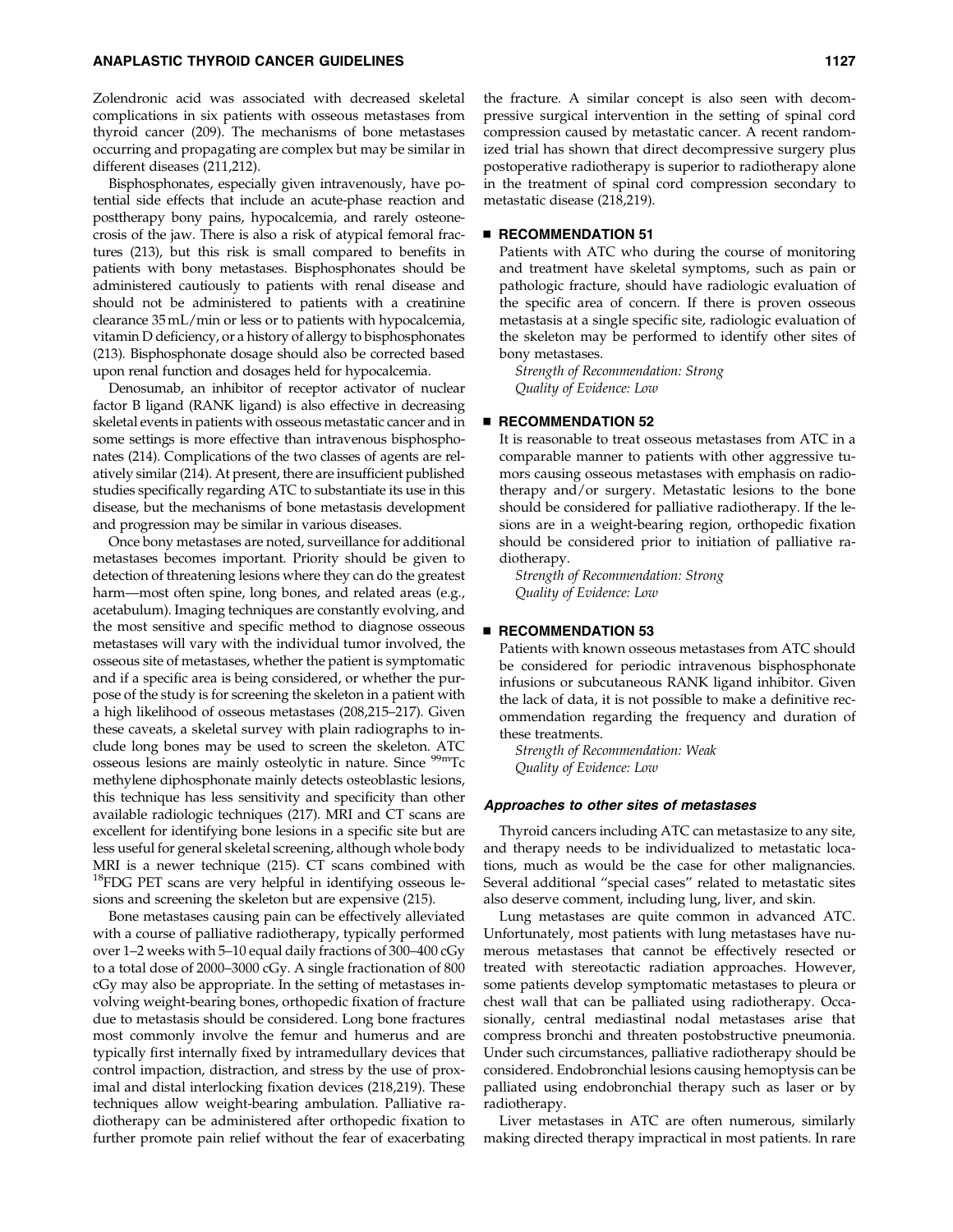Zolendronic acid was associated with decreased skeletal complications in six patients with osseous metastases from thyroid cancer (209). The mechanisms of bone metastases occurring and propagating are complex but may be similar in different diseases (211,212).

Bisphosphonates, especially given intravenously, have potential side effects that include an acute-phase reaction and posttherapy bony pains, hypocalcemia, and rarely osteonecrosis of the jaw. There is also a risk of atypical femoral fractures (213), but this risk is small compared to benefits in patients with bony metastases. Bisphosphonates should be administered cautiously to patients with renal disease and should not be administered to patients with a creatinine clearance 35 mL/min or less or to patients with hypocalcemia, vitamin D deficiency, or a history of allergy to bisphosphonates (213). Bisphosphonate dosage should also be corrected based upon renal function and dosages held for hypocalcemia.

Denosumab, an inhibitor of receptor activator of nuclear factor B ligand (RANK ligand) is also effective in decreasing skeletal events in patients with osseous metastatic cancer and in some settings is more effective than intravenous bisphosphonates (214). Complications of the two classes of agents are relatively similar (214). At present, there are insufficient published studies specifically regarding ATC to substantiate its use in this disease, but the mechanisms of bone metastasis development and progression may be similar in various diseases.

Once bony metastases are noted, surveillance for additional metastases becomes important. Priority should be given to detection of threatening lesions where they can do the greatest harm—most often spine, long bones, and related areas (e.g., acetabulum). Imaging techniques are constantly evolving, and the most sensitive and specific method to diagnose osseous metastases will vary with the individual tumor involved, the osseous site of metastases, whether the patient is symptomatic and if a specific area is being considered, or whether the purpose of the study is for screening the skeleton in a patient with a high likelihood of osseous metastases (208,215–217). Given these caveats, a skeletal survey with plain radiographs to include long bones may be used to screen the skeleton. ATC osseous lesions are mainly osteolytic in nature. Since $^{99m}$Tc methylene diphosphonate mainly detects osteoblastic lesions, this technique has less sensitivity and specificity than other available radiologic techniques (217). MRI and CT scans are excellent for identifying bone lesions in a specific site but are less useful for general skeletal screening, although whole body MRI is a newer technique (215). CT scans combined with $^{18}$FDG PET scans are very helpful in identifying osseous lesions and screening the skeleton but are expensive (215).

Bone metastases causing pain can be effectively alleviated with a course of palliative radiotherapy, typically performed over 1–2 weeks with 5–10 equal daily fractions of 300–400 cGy to a total dose of 2000–3000 cGy. A single fractionation of 800 cGy may also be appropriate. In the setting of metastases involving weight-bearing bones, orthopedic fixation of fracture due to metastasis should be considered. Long bone fractures most commonly involve the femur and humerus and are typically first internally fixed by intramedullary devices that control impaction, distraction, and stress by the use of proximal and distal interlocking fixation devices (218,219). These techniques allow weight-bearing ambulation. Palliative radiotherapy can be administered after orthopedic fixation to further promote pain relief without the fear of exacerbating the fracture. A similar concept is also seen with decompressive surgical intervention in the setting of spinal cord compression caused by metastatic cancer. A recent randomized trial has shown that direct decompressive surgery plus postoperative radiotherapy is superior to radiotherapy alone in the treatment of spinal cord compression secondary to metastatic disease (218,219).

## RECOMMENDATION 51

Patients with ATC who during the course of monitoring and treatment have skeletal symptoms, such as pain or pathologic fracture, should have radiologic evaluation of the specific area of concern. If there is proven osseous metastasis at a single specific site, radiologic evaluation of the skeleton may be performed to identify other sites of bony metastases.

*Strength of Recommendation: Strong*
*Quality of Evidence: Low*

## RECOMMENDATION 52

It is reasonable to treat osseous metastases from ATC in a comparable manner to patients with other aggressive tumors causing osseous metastases with emphasis on radiotherapy and/or surgery. Metastatic lesions to the bone should be considered for palliative radiotherapy. If the lesions are in a weight-bearing region, orthopedic fixation should be considered prior to initiation of palliative radiotherapy.

*Strength of Recommendation: Strong*
*Quality of Evidence: Low*

## RECOMMENDATION 53

Patients with known osseous metastases from ATC should be considered for periodic intravenous bisphosphonate infusions or subcutaneous RANK ligand inhibitor. Given the lack of data, it is not possible to make a definitive recommendation regarding the frequency and duration of these treatments.

*Strength of Recommendation: Weak*
*Quality of Evidence: Low*

### *Approaches to other sites of metastases*

Thyroid cancers including ATC can metastasize to any site, and therapy needs to be individualized to metastatic locations, much as would be the case for other malignancies. Several additional "special cases" related to metastatic sites also deserve comment, including lung, liver, and skin.

Lung metastases are quite common in advanced ATC. Unfortunately, most patients with lung metastases have numerous metastases that cannot be effectively resected or treated with stereotactic radiation approaches. However, some patients develop symptomatic metastases to pleura or chest wall that can be palliated using radiotherapy. Occasionally, central mediastinal nodal metastases arise that compress bronchi and threaten postobstructive pneumonia. Under such circumstances, palliative radiotherapy should be considered. Endobronchial lesions causing hemoptysis can be palliated using endobronchial therapy such as laser or by radiotherapy.

Liver metastases in ATC are often numerous, similarly making directed therapy impractical in most patients. In rare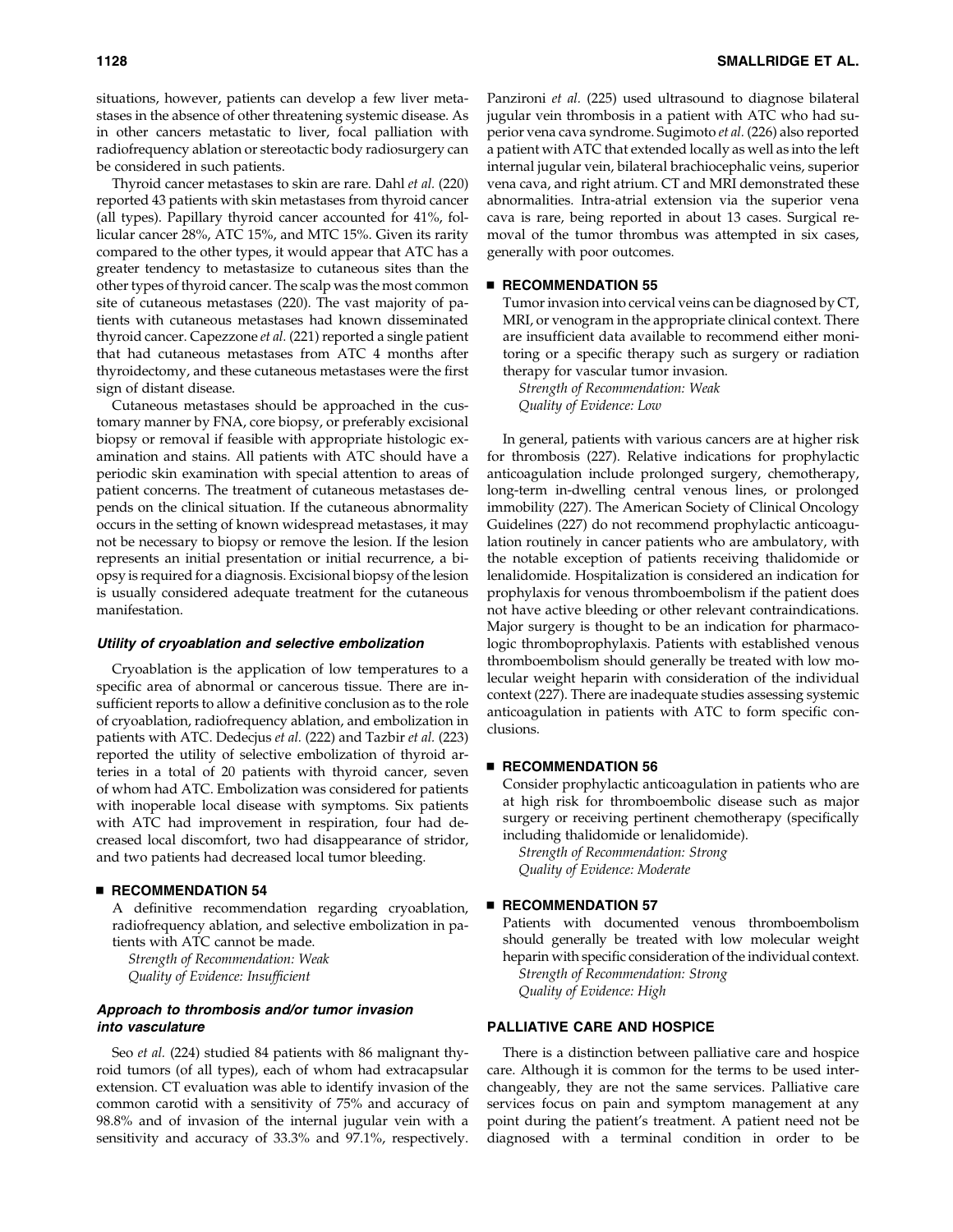situations, however, patients can develop a few liver metastases in the absence of other threatening systemic disease. As in other cancers metastatic to liver, focal palliation with radiofrequency ablation or stereotactic body radiosurgery can be considered in such patients.

Thyroid cancer metastases to skin are rare. Dahl *et al.* (220) reported 43 patients with skin metastases from thyroid cancer (all types). Papillary thyroid cancer accounted for 41%, follicular cancer 28%, ATC 15%, and MTC 15%. Given its rarity compared to the other types, it would appear that ATC has a greater tendency to metastasize to cutaneous sites than the other types of thyroid cancer. The scalp was the most common site of cutaneous metastases (220). The vast majority of patients with cutaneous metastases had known disseminated thyroid cancer. Capezzone *et al.* (221) reported a single patient that had cutaneous metastases from ATC 4 months after thyroidectomy, and these cutaneous metastases were the first sign of distant disease.

Cutaneous metastases should be approached in the customary manner by FNA, core biopsy, or preferably excisional biopsy or removal if feasible with appropriate histologic examination and stains. All patients with ATC should have a periodic skin examination with special attention to areas of patient concerns. The treatment of cutaneous metastases depends on the clinical situation. If the cutaneous abnormality occurs in the setting of known widespread metastases, it may not be necessary to biopsy or remove the lesion. If the lesion represents an initial presentation or initial recurrence, a biopsy is required for a diagnosis. Excisional biopsy of the lesion is usually considered adequate treatment for the cutaneous manifestation.

### *Utility of cryoablation and selective embolization*

Cryoablation is the application of low temperatures to a specific area of abnormal or cancerous tissue. There are insufficient reports to allow a definitive conclusion as to the role of cryoablation, radiofrequency ablation, and embolization in patients with ATC. Dedecjus *et al.* (222) and Tazbir *et al.* (223) reported the utility of selective embolization of thyroid arteries in a total of 20 patients with thyroid cancer, seven of whom had ATC. Embolization was considered for patients with inoperable local disease with symptoms. Six patients with ATC had improvement in respiration, four had decreased local discomfort, two had disappearance of stridor, and two patients had decreased local tumor bleeding.

#### ■ RECOMMENDATION 54

A definitive recommendation regarding cryoablation, radiofrequency ablation, and selective embolization in patients with ATC cannot be made.

*Strength of Recommendation: Weak*
*Quality of Evidence: Insufficient*

### *Approach to thrombosis and/or tumor invasion into vasculature*

Seo *et al.* (224) studied 84 patients with 86 malignant thyroid tumors (of all types), each of whom had extracapsular extension. CT evaluation was able to identify invasion of the common carotid with a sensitivity of 75% and accuracy of 98.8% and of invasion of the internal jugular vein with a sensitivity and accuracy of 33.3% and 97.1%, respectively. Panzironi *et al.* (225) used ultrasound to diagnose bilateral jugular vein thrombosis in a patient with ATC who had superior vena cava syndrome. Sugimoto *et al.* (226) also reported a patient with ATC that extended locally as well as into the left internal jugular vein, bilateral brachiocephalic veins, superior vena cava, and right atrium. CT and MRI demonstrated these abnormalities. Intra-atrial extension via the superior vena cava is rare, being reported in about 13 cases. Surgical removal of the tumor thrombus was attempted in six cases, generally with poor outcomes.

#### ■ RECOMMENDATION 55

Tumor invasion into cervical veins can be diagnosed by CT, MRI, or venogram in the appropriate clinical context. There are insufficient data available to recommend either monitoring or a specific therapy such as surgery or radiation therapy for vascular tumor invasion.

*Strength of Recommendation: Weak*
*Quality of Evidence: Low*

In general, patients with various cancers are at higher risk for thrombosis (227). Relative indications for prophylactic anticoagulation include prolonged surgery, chemotherapy, long-term in-dwelling central venous lines, or prolonged immobility (227). The American Society of Clinical Oncology Guidelines (227) do not recommend prophylactic anticoagulation routinely in cancer patients who are ambulatory, with the notable exception of patients receiving thalidomide or lenalidomide. Hospitalization is considered an indication for prophylaxis for venous thromboembolism if the patient does not have active bleeding or other relevant contraindications. Major surgery is thought to be an indication for pharmacologic thromboprophylaxis. Patients with established venous thromboembolism should generally be treated with low molecular weight heparin with consideration of the individual context (227). There are inadequate studies assessing systemic anticoagulation in patients with ATC to form specific conclusions.

#### ■ RECOMMENDATION 56

Consider prophylactic anticoagulation in patients who are at high risk for thromboembolic disease such as major surgery or receiving pertinent chemotherapy (specifically including thalidomide or lenalidomide).

*Strength of Recommendation: Strong*
*Quality of Evidence: Moderate*

#### ■ RECOMMENDATION 57

Patients with documented venous thromboembolism should generally be treated with low molecular weight heparin with specific consideration of the individual context.

*Strength of Recommendation: Strong*
*Quality of Evidence: High*

## PALLIATIVE CARE AND HOSPICE

There is a distinction between palliative care and hospice care. Although it is common for the terms to be used interchangeably, they are not the same services. Palliative care services focus on pain and symptom management at any point during the patient's treatment. A patient need not be diagnosed with a terminal condition in order to be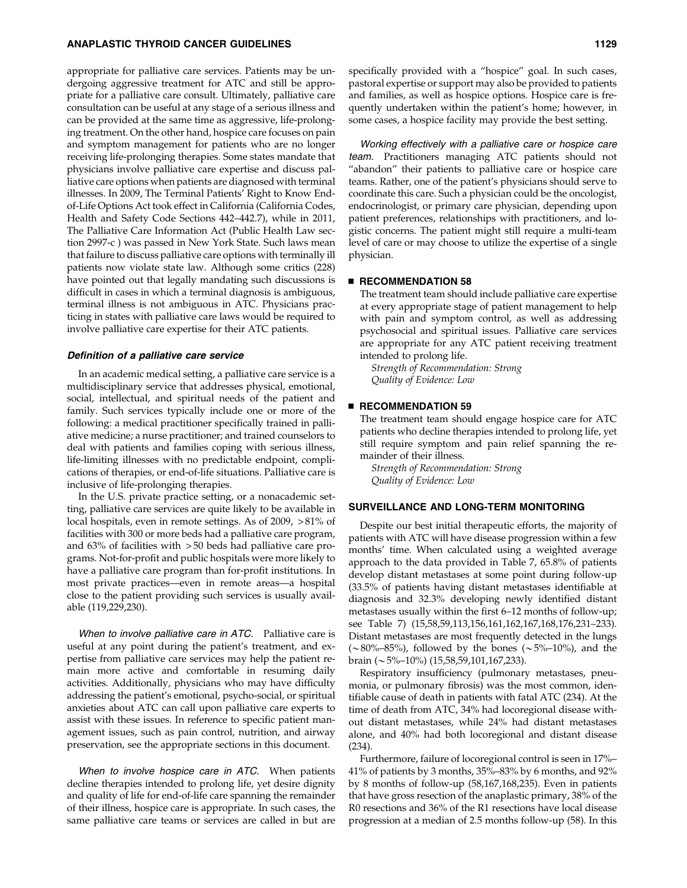appropriate for palliative care services. Patients may be undergoing aggressive treatment for ATC and still be appropriate for a palliative care consult. Ultimately, palliative care consultation can be useful at any stage of a serious illness and can be provided at the same time as aggressive, life-prolonging treatment. On the other hand, hospice care focuses on pain and symptom management for patients who are no longer receiving life-prolonging therapies. Some states mandate that physicians involve palliative care expertise and discuss palliative care options when patients are diagnosed with terminal illnesses. In 2009, The Terminal Patients' Right to Know End-of-Life Options Act took effect in California (California Codes, Health and Safety Code Sections 442–442.7), while in 2011, The Palliative Care Information Act (Public Health Law section 2997-c ) was passed in New York State. Such laws mean that failure to discuss palliative care options with terminally ill patients now violate state law. Although some critics (228) have pointed out that legally mandating such discussions is difficult in cases in which a terminal diagnosis is ambiguous, terminal illness is not ambiguous in ATC. Physicians practicing in states with palliative care laws would be required to involve palliative care expertise for their ATC patients.

### *Definition of a palliative care service*

In an academic medical setting, a palliative care service is a multidisciplinary service that addresses physical, emotional, social, intellectual, and spiritual needs of the patient and family. Such services typically include one or more of the following: a medical practitioner specifically trained in palliative medicine; a nurse practitioner; and trained counselors to deal with patients and families coping with serious illness, life-limiting illnesses with no predictable endpoint, complications of therapies, or end-of-life situations. Palliative care is inclusive of life-prolonging therapies.

In the U.S. private practice setting, or a nonacademic setting, palliative care services are quite likely to be available in local hospitals, even in remote settings. As of 2009, >81% of facilities with 300 or more beds had a palliative care program, and 63% of facilities with >50 beds had palliative care programs. Not-for-profit and public hospitals were more likely to have a palliative care program than for-profit institutions. In most private practices—even in remote areas—a hospital close to the patient providing such services is usually available (119,229,230).

*When to involve palliative care in ATC.* Palliative care is useful at any point during the patient's treatment, and expertise from palliative care services may help the patient remain more active and comfortable in resuming daily activities. Additionally, physicians who may have difficulty addressing the patient's emotional, psycho-social, or spiritual anxieties about ATC can call upon palliative care experts to assist with these issues. In reference to specific patient management issues, such as pain control, nutrition, and airway preservation, see the appropriate sections in this document.

*When to involve hospice care in ATC.* When patients decline therapies intended to prolong life, yet desire dignity and quality of life for end-of-life care spanning the remainder of their illness, hospice care is appropriate. In such cases, the same palliative care teams or services are called in but are specifically provided with a "hospice" goal. In such cases, pastoral expertise or support may also be provided to patients and families, as well as hospice options. Hospice care is frequently undertaken within the patient's home; however, in some cases, a hospice facility may provide the best setting.

*Working effectively with a palliative care or hospice care team.* Practitioners managing ATC patients should not "abandon" their patients to palliative care or hospice care teams. Rather, one of the patient's physicians should serve to coordinate this care. Such a physician could be the oncologist, endocrinologist, or primary care physician, depending upon patient preferences, relationships with practitioners, and logistic concerns. The patient might still require a multi-team level of care or may choose to utilize the expertise of a single physician.

#### ■ RECOMMENDATION 58

The treatment team should include palliative care expertise at every appropriate stage of patient management to help with pain and symptom control, as well as addressing psychosocial and spiritual issues. Palliative care services are appropriate for any ATC patient receiving treatment intended to prolong life.

*Strength of Recommendation: Strong*
*Quality of Evidence: Low*

#### ■ RECOMMENDATION 59

The treatment team should engage hospice care for ATC patients who decline therapies intended to prolong life, yet still require symptom and pain relief spanning the remainder of their illness.

*Strength of Recommendation: Strong*
*Quality of Evidence: Low*

## SURVEILLANCE AND LONG-TERM MONITORING

Despite our best initial therapeutic efforts, the majority of patients with ATC will have disease progression within a few months' time. When calculated using a weighted average approach to the data provided in Table 7, 65.8% of patients develop distant metastases at some point during follow-up (33.5% of patients having distant metastases identifiable at diagnosis and 32.3% developing newly identified distant metastases usually within the first 6–12 months of follow-up; see Table 7) (15,58,59,113,156,161,162,167,168,176,231–233). Distant metastases are most frequently detected in the lungs (~80%–85%), followed by the bones (~5%–10%), and the brain (~5%–10%) (15,58,59,101,167,233).

Respiratory insufficiency (pulmonary metastases, pneumonia, or pulmonary fibrosis) was the most common, identifiable cause of death in patients with fatal ATC (234). At the time of death from ATC, 34% had locoregional disease without distant metastases, while 24% had distant metastases alone, and 40% had both locoregional and distant disease (234).

Furthermore, failure of locoregional control is seen in 17%–41% of patients by 3 months, 35%–83% by 6 months, and 92% by 8 months of follow-up (58,167,168,235). Even in patients that have gross resection of the anaplastic primary, 38% of the R0 resections and 36% of the R1 resections have local disease progression at a median of 2.5 months follow-up (58). In this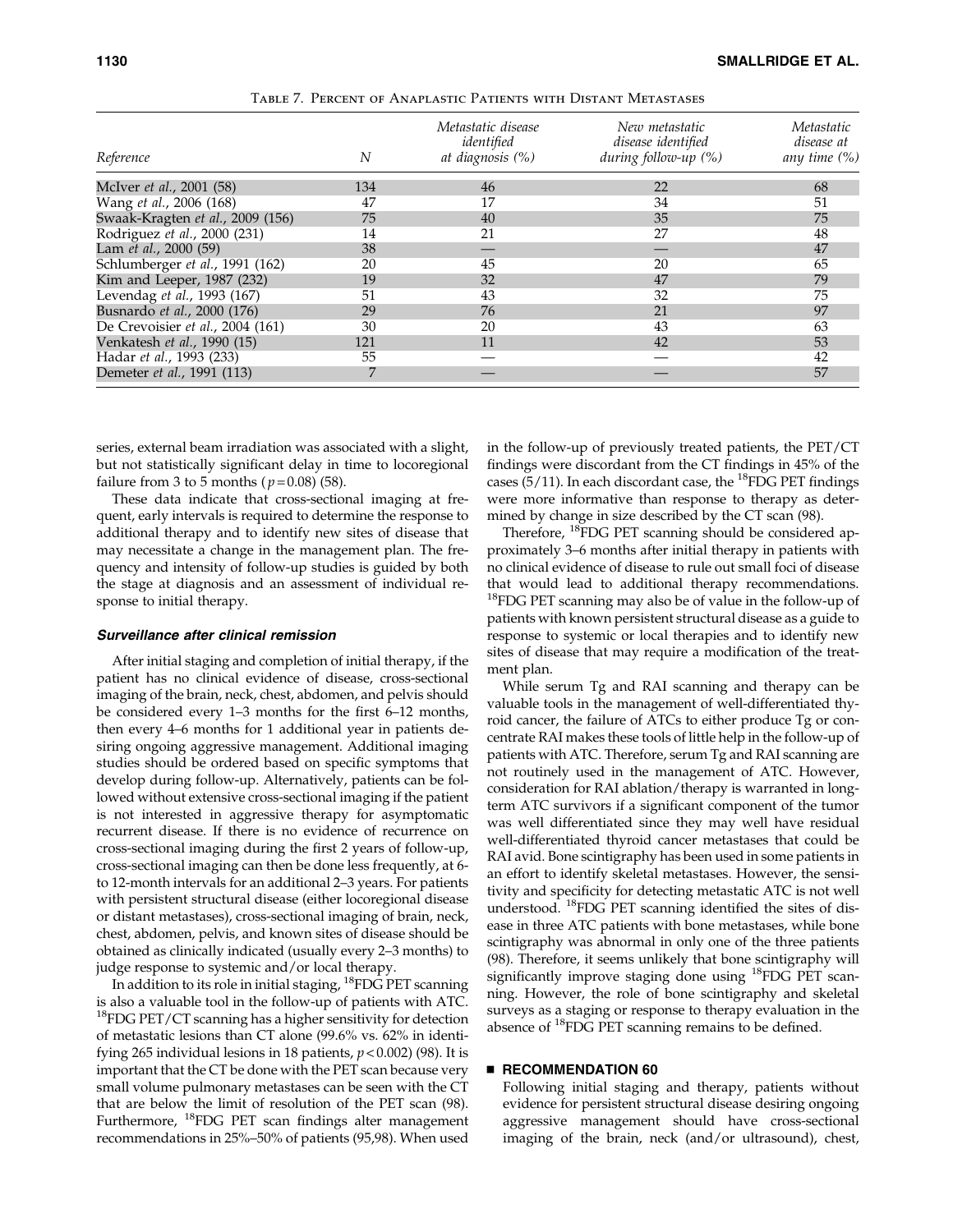Table 7. Percent of Anaplastic Patients with Distant Metastases

| Reference | N | Metastatic disease identified at diagnosis (%) | New metastatic disease identified during follow-up (%) | Metastatic disease at any time (%) |
|---|---|---|---|---|
| McIver *et al.*, 2001 (58) | 134 | 46 | 22 | 68 |
| Wang *et al.*, 2006 (168) | 47 | 17 | 34 | 51 |
| Swaak-Kragten *et al.*, 2009 (156) | 75 | 40 | 35 | 75 |
| Rodriguez *et al.*, 2000 (231) | 14 | 21 | 27 | 48 |
| Lam *et al.*, 2000 (59) | 38 | — | — | 47 |
| Schlumberger *et al.*, 1991 (162) | 20 | 45 | 20 | 65 |
| Kim and Leeper, 1987 (232) | 19 | 32 | 47 | 79 |
| Levendag *et al.*, 1993 (167) | 51 | 43 | 32 | 75 |
| Busnardo *et al.*, 2000 (176) | 29 | 76 | 21 | 97 |
| De Crevoisier *et al.*, 2004 (161) | 30 | 20 | 43 | 63 |
| Venkatesh *et al.*, 1990 (15) | 121 | 11 | 42 | 53 |
| Hadar *et al.*, 1993 (233) | 55 | — | — | 42 |
| Demeter *et al.*, 1991 (113) | 7 | — | — | 57 |

series, external beam irradiation was associated with a slight, but not statistically significant delay in time to locoregional failure from 3 to 5 months ($p = 0.08$) (58).

These data indicate that cross-sectional imaging at frequent, early intervals is required to determine the response to additional therapy and to identify new sites of disease that may necessitate a change in the management plan. The frequency and intensity of follow-up studies is guided by both the stage at diagnosis and an assessment of individual response to initial therapy.

### *Surveillance after clinical remission*

After initial staging and completion of initial therapy, if the patient has no clinical evidence of disease, cross-sectional imaging of the brain, neck, chest, abdomen, and pelvis should be considered every 1–3 months for the first 6–12 months, then every 4–6 months for 1 additional year in patients desiring ongoing aggressive management. Additional imaging studies should be ordered based on specific symptoms that develop during follow-up. Alternatively, patients can be followed without extensive cross-sectional imaging if the patient is not interested in aggressive therapy for asymptomatic recurrent disease. If there is no evidence of recurrence on cross-sectional imaging during the first 2 years of follow-up, cross-sectional imaging can then be done less frequently, at 6- to 12-month intervals for an additional 2–3 years. For patients with persistent structural disease (either locoregional disease or distant metastases), cross-sectional imaging of brain, neck, chest, abdomen, pelvis, and known sites of disease should be obtained as clinically indicated (usually every 2–3 months) to judge response to systemic and/or local therapy.

In addition to its role in initial staging, $^{18}$FDG PET scanning is also a valuable tool in the follow-up of patients with ATC. $^{18}$FDG PET/CT scanning has a higher sensitivity for detection of metastatic lesions than CT alone (99.6% vs. 62% in identifying 265 individual lesions in 18 patients, $p < 0.002$) (98). It is important that the CT be done with the PET scan because very small volume pulmonary metastases can be seen with the CT that are below the limit of resolution of the PET scan (98). Furthermore, $^{18}$FDG PET scan findings alter management recommendations in 25%–50% of patients (95,98). When used in the follow-up of previously treated patients, the PET/CT findings were discordant from the CT findings in 45% of the cases (5/11). In each discordant case, the $^{18}$FDG PET findings were more informative than response to therapy as determined by change in size described by the CT scan (98).

Therefore, $^{18}$FDG PET scanning should be considered approximately 3–6 months after initial therapy in patients with no clinical evidence of disease to rule out small foci of disease that would lead to additional therapy recommendations. $^{18}$FDG PET scanning may also be of value in the follow-up of patients with known persistent structural disease as a guide to response to systemic or local therapies and to identify new sites of disease that may require a modification of the treatment plan.

While serum Tg and RAI scanning and therapy can be valuable tools in the management of well-differentiated thyroid cancer, the failure of ATCs to either produce Tg or concentrate RAI makes these tools of little help in the follow-up of patients with ATC. Therefore, serum Tg and RAI scanning are not routinely used in the management of ATC. However, consideration for RAI ablation/therapy is warranted in long-term ATC survivors if a significant component of the tumor was well differentiated since they may well have residual well-differentiated thyroid cancer metastases that could be RAI avid. Bone scintigraphy has been used in some patients in an effort to identify skeletal metastases. However, the sensitivity and specificity for detecting metastatic ATC is not well understood. $^{18}$FDG PET scanning identified the sites of disease in three ATC patients with bone metastases, while bone scintigraphy was abnormal in only one of the three patients (98). Therefore, it seems unlikely that bone scintigraphy will significantly improve staging done using $^{18}$FDG PET scanning. However, the role of bone scintigraphy and skeletal surveys as a staging or response to therapy evaluation in the absence of $^{18}$FDG PET scanning remains to be defined.

#### ■ RECOMMENDATION 60

Following initial staging and therapy, patients without evidence for persistent structural disease desiring ongoing aggressive management should have cross-sectional imaging of the brain, neck (and/or ultrasound), chest,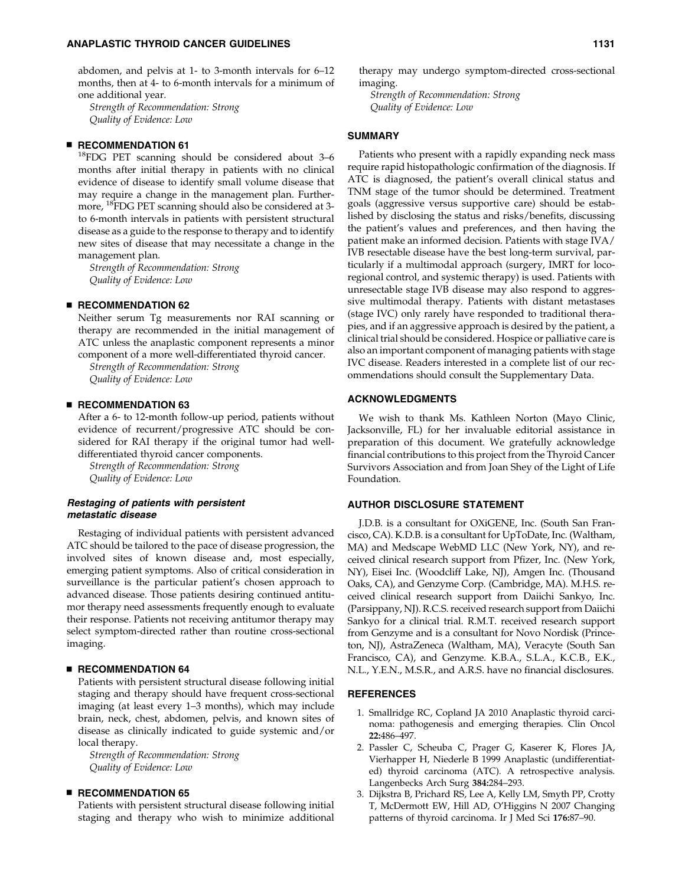abdomen, and pelvis at 1- to 3-month intervals for 6–12 months, then at 4- to 6-month intervals for a minimum of one additional year.

*Strength of Recommendation: Strong*
*Quality of Evidence: Low*

## ■ RECOMMENDATION 61

$^{18}$FDG PET scanning should be considered about 3–6 months after initial therapy in patients with no clinical evidence of disease to identify small volume disease that may require a change in the management plan. Furthermore, $^{18}$FDG PET scanning should also be considered at 3- to 6-month intervals in patients with persistent structural disease as a guide to the response to therapy and to identify new sites of disease that may necessitate a change in the management plan.

*Strength of Recommendation: Strong*
*Quality of Evidence: Low*

## ■ RECOMMENDATION 62

Neither serum Tg measurements nor RAI scanning or therapy are recommended in the initial management of ATC unless the anaplastic component represents a minor component of a more well-differentiated thyroid cancer.

*Strength of Recommendation: Strong*
*Quality of Evidence: Low*

## ■ RECOMMENDATION 63

After a 6- to 12-month follow-up period, patients without evidence of recurrent/progressive ATC should be considered for RAI therapy if the original tumor had well-differentiated thyroid cancer components.

*Strength of Recommendation: Strong*
*Quality of Evidence: Low*

### *Restaging of patients with persistent metastatic disease*

Restaging of individual patients with persistent advanced ATC should be tailored to the pace of disease progression, the involved sites of known disease and, most especially, emerging patient symptoms. Also of critical consideration in surveillance is the particular patient's chosen approach to advanced disease. Those patients desiring continued antitumor therapy need assessments frequently enough to evaluate their response. Patients not receiving antitumor therapy may select symptom-directed rather than routine cross-sectional imaging.

## ■ RECOMMENDATION 64

Patients with persistent structural disease following initial staging and therapy should have frequent cross-sectional imaging (at least every 1–3 months), which may include brain, neck, chest, abdomen, pelvis, and known sites of disease as clinically indicated to guide systemic and/or local therapy.

*Strength of Recommendation: Strong*
*Quality of Evidence: Low*

## ■ RECOMMENDATION 65

Patients with persistent structural disease following initial staging and therapy who wish to minimize additional therapy may undergo symptom-directed cross-sectional imaging.

*Strength of Recommendation: Strong*
*Quality of Evidence: Low*

## SUMMARY

Patients who present with a rapidly expanding neck mass require rapid histopathologic confirmation of the diagnosis. If ATC is diagnosed, the patient's overall clinical status and TNM stage of the tumor should be determined. Treatment goals (aggressive versus supportive care) should be established by disclosing the status and risks/benefits, discussing the patient's values and preferences, and then having the patient make an informed decision. Patients with stage IVA/IVB resectable disease have the best long-term survival, particularly if a multimodal approach (surgery, IMRT for locoregional control, and systemic therapy) is used. Patients with unresectable stage IVB disease may also respond to aggressive multimodal therapy. Patients with distant metastases (stage IVC) only rarely have responded to traditional therapies, and if an aggressive approach is desired by the patient, a clinical trial should be considered. Hospice or palliative care is also an important component of managing patients with stage IVC disease. Readers interested in a complete list of our recommendations should consult the Supplementary Data.

## ACKNOWLEDGMENTS

We wish to thank Ms. Kathleen Norton (Mayo Clinic, Jacksonville, FL) for her invaluable editorial assistance in preparation of this document. We gratefully acknowledge financial contributions to this project from the Thyroid Cancer Survivors Association and from Joan Shey of the Light of Life Foundation.

## AUTHOR DISCLOSURE STATEMENT

J.D.B. is a consultant for OXiGENE, Inc. (South San Francisco, CA). K.D.B. is a consultant for UpToDate, Inc. (Waltham, MA) and Medscape WebMD LLC (New York, NY), and received clinical research support from Pfizer, Inc. (New York, NY), Eisei Inc. (Woodcliff Lake, NJ), Amgen Inc. (Thousand Oaks, CA), and Genzyme Corp. (Cambridge, MA). M.H.S. received clinical research support from Daiichi Sankyo, Inc. (Parsippany, NJ). R.C.S. received research support from Daiichi Sankyo for a clinical trial. R.M.T. received research support from Genzyme and is a consultant for Novo Nordisk (Princeton, NJ), AstraZeneca (Waltham, MA), Veracyte (South San Francisco, CA), and Genzyme. K.B.A., S.L.A., K.C.B., E.K., N.L., Y.E.N., M.S.R., and A.R.S. have no financial disclosures.

## REFERENCES

1. Smallridge RC, Copland JA 2010 Anaplastic thyroid carcinoma: pathogenesis and emerging therapies. Clin Oncol **22**:486–497.
2. Passler C, Scheuba C, Prager G, Kaserer K, Flores JA, Vierhapper H, Niederle B 1999 Anaplastic (undifferentiated) thyroid carcinoma (ATC). A retrospective analysis. Langenbecks Arch Surg **384**:284–293.
3. Dijkstra B, Prichard RS, Lee A, Kelly LM, Smyth PP, Crotty T, McDermott EW, Hill AD, O'Higgins N 2007 Changing patterns of thyroid carcinoma. Ir J Med Sci **176**:87–90.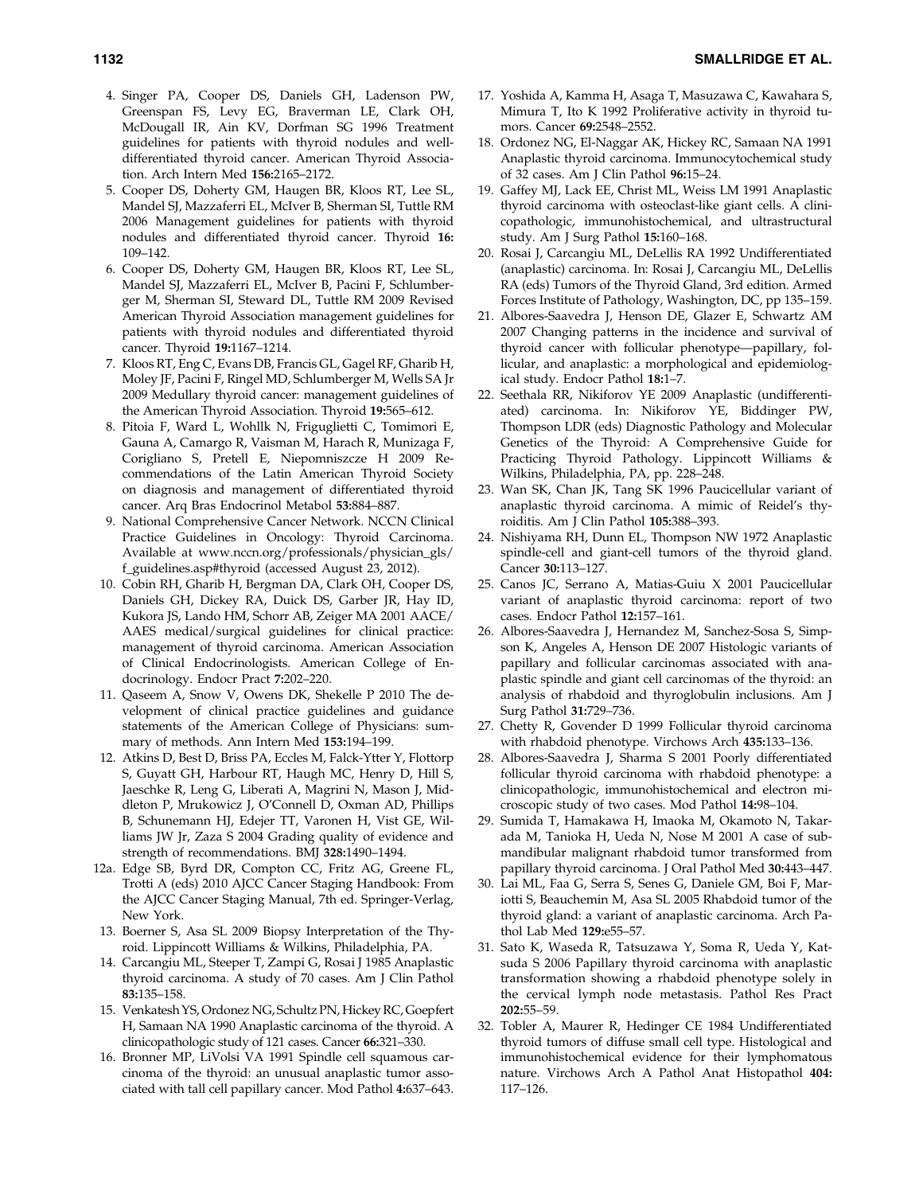4. Singer PA, Cooper DS, Daniels GH, Ladenson PW, Greenspan FS, Levy EG, Braverman LE, Clark OH, McDougall IR, Ain KV, Dorfman SG 1996 Treatment guidelines for patients with thyroid nodules and well-differentiated thyroid cancer. American Thyroid Association. Arch Intern Med **156:**2165–2172.
5. Cooper DS, Doherty GM, Haugen BR, Kloos RT, Lee SL, Mandel SJ, Mazzaferri EL, McIver B, Sherman SI, Tuttle RM 2006 Management guidelines for patients with thyroid nodules and differentiated thyroid cancer. Thyroid **16:** 109–142.
6. Cooper DS, Doherty GM, Haugen BR, Kloos RT, Lee SL, Mandel SJ, Mazzaferri EL, McIver B, Pacini F, Schlumberger M, Sherman SI, Steward DL, Tuttle RM 2009 Revised American Thyroid Association management guidelines for patients with thyroid nodules and differentiated thyroid cancer. Thyroid **19:**1167–1214.
7. Kloos RT, Eng C, Evans DB, Francis GL, Gagel RF, Gharib H, Moley JF, Pacini F, Ringel MD, Schlumberger M, Wells SA Jr 2009 Medullary thyroid cancer: management guidelines of the American Thyroid Association. Thyroid **19:**565–612.
8. Pitoia F, Ward L, Wohllk N, Friguglietti C, Tomimori E, Gauna A, Camargo R, Vaisman M, Harach R, Munizaga F, Corigliano S, Pretell E, Niepomniszcze H 2009 Recommendations of the Latin American Thyroid Society on diagnosis and management of differentiated thyroid cancer. Arq Bras Endocrinol Metabol **53:**884–887.
9. National Comprehensive Cancer Network. NCCN Clinical Practice Guidelines in Oncology: Thyroid Carcinoma. Available at www.nccn.org/professionals/physician_gls/f_guidelines.asp#thyroid (accessed August 23, 2012).
10. Cobin RH, Gharib H, Bergman DA, Clark OH, Cooper DS, Daniels GH, Dickey RA, Duick DS, Garber JR, Hay ID, Kukora JS, Lando HM, Schorr AB, Zeiger MA 2001 AACE/AAES medical/surgical guidelines for clinical practice: management of thyroid carcinoma. American Association of Clinical Endocrinologists. American College of Endocrinology. Endocr Pract **7:**202–220.
11. Qaseem A, Snow V, Owens DK, Shekelle P 2010 The development of clinical practice guidelines and guidance statements of the American College of Physicians: summary of methods. Ann Intern Med **153:**194–199.
12. Atkins D, Best D, Briss PA, Eccles M, Falck-Ytter Y, Flottorp S, Guyatt GH, Harbour RT, Haugh MC, Henry D, Hill S, Jaeschke R, Leng G, Liberati A, Magrini N, Mason J, Middleton P, Mrukowicz J, O'Connell D, Oxman AD, Phillips B, Schunemann HJ, Edejer TT, Varonen H, Vist GE, Williams JW Jr, Zaza S 2004 Grading quality of evidence and strength of recommendations. BMJ **328:**1490–1494.

12a. Edge SB, Byrd DR, Compton CC, Fritz AG, Greene FL, Trotti A (eds) 2010 AJCC Cancer Staging Handbook: From the AJCC Cancer Staging Manual, 7th ed. Springer-Verlag, New York.

13. Boerner S, Asa SL 2009 Biopsy Interpretation of the Thyroid. Lippincott Williams & Wilkins, Philadelphia, PA.
14. Carcangiu ML, Steeper T, Zampi G, Rosai J 1985 Anaplastic thyroid carcinoma. A study of 70 cases. Am J Clin Pathol **83:**135–158.
15. Venkatesh YS, Ordonez NG, Schultz PN, Hickey RC, Goepfert H, Samaan NA 1990 Anaplastic carcinoma of the thyroid. A clinicopathologic study of 121 cases. Cancer **66:**321–330.
16. Bronner MP, LiVolsi VA 1991 Spindle cell squamous carcinoma of the thyroid: an unusual anaplastic tumor associated with tall cell papillary cancer. Mod Pathol **4:**637–643.
17. Yoshida A, Kamma H, Asaga T, Masuzawa C, Kawahara S, Mimura T, Ito K 1992 Proliferative activity in thyroid tumors. Cancer **69:**2548–2552.
18. Ordonez NG, El-Naggar AK, Hickey RC, Samaan NA 1991 Anaplastic thyroid carcinoma. Immunocytochemical study of 32 cases. Am J Clin Pathol **96:**15–24.
19. Gaffey MJ, Lack EE, Christ ML, Weiss LM 1991 Anaplastic thyroid carcinoma with osteoclast-like giant cells. A clinicopathologic, immunohistochemical, and ultrastructural study. Am J Surg Pathol **15:**160–168.
20. Rosai J, Carcangiu ML, DeLellis RA 1992 Undifferentiated (anaplastic) carcinoma. In: Rosai J, Carcangiu ML, DeLellis RA (eds) Tumors of the Thyroid Gland, 3rd edition. Armed Forces Institute of Pathology, Washington, DC, pp 135–159.
21. Albores-Saavedra J, Henson DE, Glazer E, Schwartz AM 2007 Changing patterns in the incidence and survival of thyroid cancer with follicular phenotype—papillary, follicular, and anaplastic: a morphological and epidemiological study. Endocr Pathol **18:**1–7.
22. Seethala RR, Nikiforov YE 2009 Anaplastic (undifferentiated) carcinoma. In: Nikiforov YE, Biddinger PW, Thompson LDR (eds) Diagnostic Pathology and Molecular Genetics of the Thyroid: A Comprehensive Guide for Practicing Thyroid Pathology. Lippincott Williams & Wilkins, Philadelphia, PA, pp. 228–248.
23. Wan SK, Chan JK, Tang SK 1996 Paucicellular variant of anaplastic thyroid carcinoma. A mimic of Reidel's thyroiditis. Am J Clin Pathol **105:**388–393.
24. Nishiyama RH, Dunn EL, Thompson NW 1972 Anaplastic spindle-cell and giant-cell tumors of the thyroid gland. Cancer **30:**113–127.
25. Canos JC, Serrano A, Matias-Guiu X 2001 Paucicellular variant of anaplastic thyroid carcinoma: report of two cases. Endocr Pathol **12:**157–161.
26. Albores-Saavedra J, Hernandez M, Sanchez-Sosa S, Simpson K, Angeles A, Henson DE 2007 Histologic variants of papillary and follicular carcinomas associated with anaplastic spindle and giant cell carcinomas of the thyroid: an analysis of rhabdoid and thyroglobulin inclusions. Am J Surg Pathol **31:**729–736.
27. Chetty R, Govender D 1999 Follicular thyroid carcinoma with rhabdoid phenotype. Virchows Arch **435:**133–136.
28. Albores-Saavedra J, Sharma S 2001 Poorly differentiated follicular thyroid carcinoma with rhabdoid phenotype: a clinicopathologic, immunohistochemical and electron microscopic study of two cases. Mod Pathol **14:**98–104.
29. Sumida T, Hamakawa H, Imaoka M, Okamoto N, Takarada M, Tanioka H, Ueda N, Nose M 2001 A case of submandibular malignant rhabdoid tumor transformed from papillary thyroid carcinoma. J Oral Pathol Med **30:**443–447.
30. Lai ML, Faa G, Serra S, Senes G, Daniele GM, Boi F, Mariotti S, Beauchemin M, Asa SL 2005 Rhabdoid tumor of the thyroid gland: a variant of anaplastic carcinoma. Arch Pathol Lab Med **129:**e55–57.
31. Sato K, Waseda R, Tatsuzawa Y, Soma R, Ueda Y, Katsuda S 2006 Papillary thyroid carcinoma with anaplastic transformation showing a rhabdoid phenotype solely in the cervical lymph node metastasis. Pathol Res Pract **202:**55–59.
32. Tobler A, Maurer R, Hedinger CE 1984 Undifferentiated thyroid tumors of diffuse small cell type. Histological and immunohistochemical evidence for their lymphomatous nature. Virchows Arch A Pathol Anat Histopathol **404:** 117–126.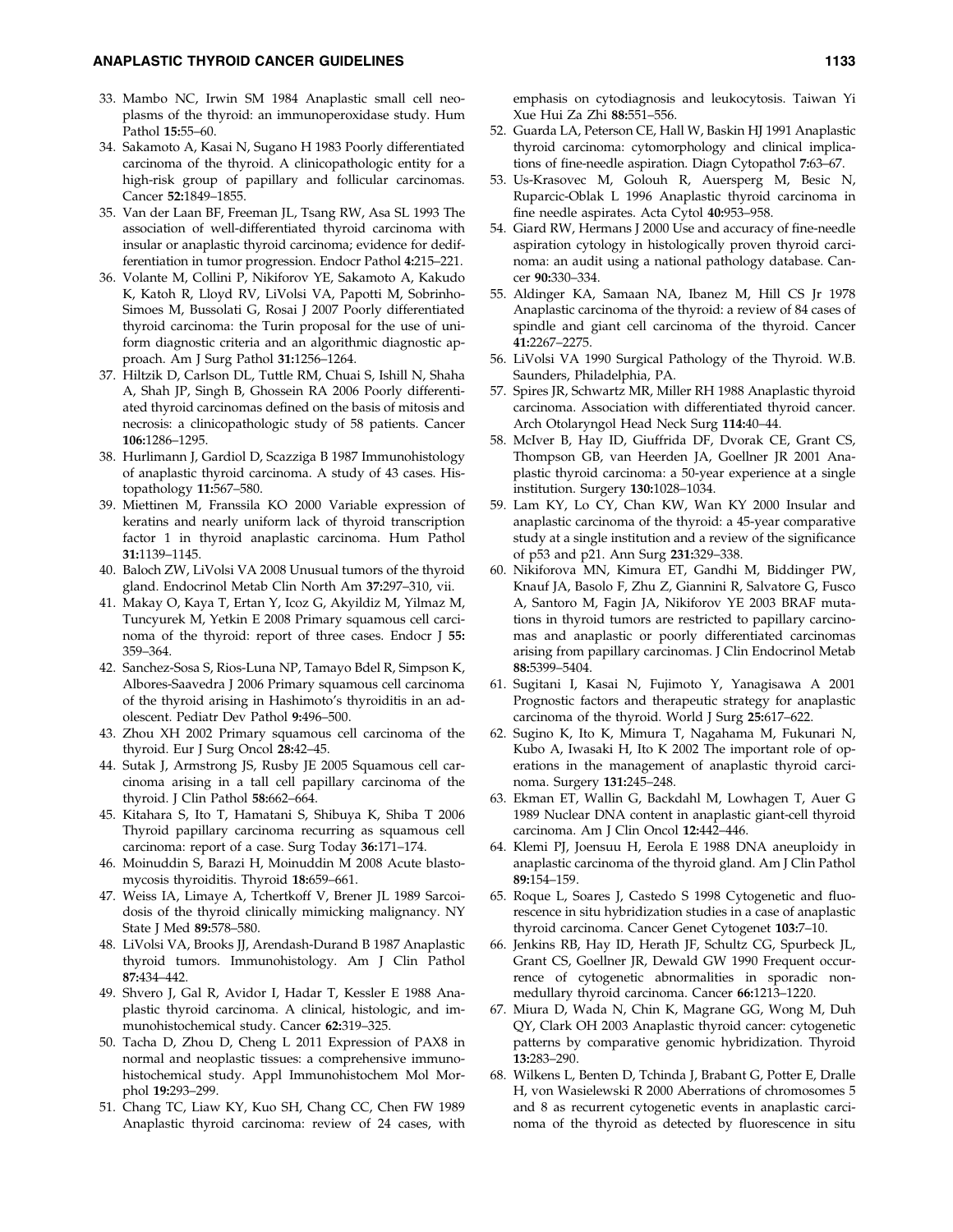33. Mambo NC, Irwin SM 1984 Anaplastic small cell neoplasms of the thyroid: an immunoperoxidase study. Hum Pathol **15:**55–60.
34. Sakamoto A, Kasai N, Sugano H 1983 Poorly differentiated carcinoma of the thyroid. A clinicopathologic entity for a high-risk group of papillary and follicular carcinomas. Cancer **52:**1849–1855.
35. Van der Laan BF, Freeman JL, Tsang RW, Asa SL 1993 The association of well-differentiated thyroid carcinoma with insular or anaplastic thyroid carcinoma; evidence for dedifferentiation in tumor progression. Endocr Pathol **4:**215–221.
36. Volante M, Collini P, Nikiforov YE, Sakamoto A, Kakudo K, Katoh R, Lloyd RV, LiVolsi VA, Papotti M, Sobrinho-Simoes M, Bussolati G, Rosai J 2007 Poorly differentiated thyroid carcinoma: the Turin proposal for the use of uniform diagnostic criteria and an algorithmic diagnostic approach. Am J Surg Pathol **31:**1256–1264.
37. Hiltzik D, Carlson DL, Tuttle RM, Chuai S, Ishill N, Shaha A, Shah JP, Singh B, Ghossein RA 2006 Poorly differentiated thyroid carcinomas defined on the basis of mitosis and necrosis: a clinicopathologic study of 58 patients. Cancer **106:**1286–1295.
38. Hurlimann J, Gardiol D, Scazziga B 1987 Immunohistology of anaplastic thyroid carcinoma. A study of 43 cases. Histopathology **11:**567–580.
39. Miettinen M, Franssila KO 2000 Variable expression of keratins and nearly uniform lack of thyroid transcription factor 1 in thyroid anaplastic carcinoma. Hum Pathol **31:**1139–1145.
40. Baloch ZW, LiVolsi VA 2008 Unusual tumors of the thyroid gland. Endocrinol Metab Clin North Am **37:**297–310, vii.
41. Makay O, Kaya T, Ertan Y, Icoz G, Akyildiz M, Yilmaz M, Tuncyurek M, Yetkin E 2008 Primary squamous cell carcinoma of the thyroid: report of three cases. Endocr J **55:** 359–364.
42. Sanchez-Sosa S, Rios-Luna NP, Tamayo Bdel R, Simpson K, Albores-Saavedra J 2006 Primary squamous cell carcinoma of the thyroid arising in Hashimoto's thyroiditis in an adolescent. Pediatr Dev Pathol **9:**496–500.
43. Zhou XH 2002 Primary squamous cell carcinoma of the thyroid. Eur J Surg Oncol **28:**42–45.
44. Sutak J, Armstrong JS, Rusby JE 2005 Squamous cell carcinoma arising in a tall cell papillary carcinoma of the thyroid. J Clin Pathol **58:**662–664.
45. Kitahara S, Ito T, Hamatani S, Shibuya K, Shiba T 2006 Thyroid papillary carcinoma recurring as squamous cell carcinoma: report of a case. Surg Today **36:**171–174.
46. Moinuddin S, Barazi H, Moinuddin M 2008 Acute blastomycosis thyroiditis. Thyroid **18:**659–661.
47. Weiss IA, Limaye A, Tchertkoff V, Brener JL 1989 Sarcoidosis of the thyroid clinically mimicking malignancy. NY State J Med **89:**578–580.
48. LiVolsi VA, Brooks JJ, Arendash-Durand B 1987 Anaplastic thyroid tumors. Immunohistology. Am J Clin Pathol **87:**434–442.
49. Shvero J, Gal R, Avidor I, Hadar T, Kessler E 1988 Anaplastic thyroid carcinoma. A clinical, histologic, and immunohistochemical study. Cancer **62:**319–325.
50. Tacha D, Zhou D, Cheng L 2011 Expression of PAX8 in normal and neoplastic tissues: a comprehensive immunohistochemical study. Appl Immunohistochem Mol Morphol **19:**293–299.
51. Chang TC, Liaw KY, Kuo SH, Chang CC, Chen FW 1989 Anaplastic thyroid carcinoma: review of 24 cases, with emphasis on cytodiagnosis and leukocytosis. Taiwan Yi Xue Hui Za Zhi **88:**551–556.
52. Guarda LA, Peterson CE, Hall W, Baskin HJ 1991 Anaplastic thyroid carcinoma: cytomorphology and clinical implications of fine-needle aspiration. Diagn Cytopathol **7:**63–67.
53. Us-Krasovec M, Golouh R, Auersperg M, Besic N, Ruparcic-Oblak L 1996 Anaplastic thyroid carcinoma in fine needle aspirates. Acta Cytol **40:**953–958.
54. Giard RW, Hermans J 2000 Use and accuracy of fine-needle aspiration cytology in histologically proven thyroid carcinoma: an audit using a national pathology database. Cancer **90:**330–334.
55. Aldinger KA, Samaan NA, Ibanez M, Hill CS Jr 1978 Anaplastic carcinoma of the thyroid: a review of 84 cases of spindle and giant cell carcinoma of the thyroid. Cancer **41:**2267–2275.
56. LiVolsi VA 1990 Surgical Pathology of the Thyroid. W.B. Saunders, Philadelphia, PA.
57. Spires JR, Schwartz MR, Miller RH 1988 Anaplastic thyroid carcinoma. Association with differentiated thyroid cancer. Arch Otolaryngol Head Neck Surg **114:**40–44.
58. McIver B, Hay ID, Giuffrida DF, Dvorak CE, Grant CS, Thompson GB, van Heerden JA, Goellner JR 2001 Anaplastic thyroid carcinoma: a 50-year experience at a single institution. Surgery **130:**1028–1034.
59. Lam KY, Lo CY, Chan KW, Wan KY 2000 Insular and anaplastic carcinoma of the thyroid: a 45-year comparative study at a single institution and a review of the significance of p53 and p21. Ann Surg **231:**329–338.
60. Nikiforova MN, Kimura ET, Gandhi M, Biddinger PW, Knauf JA, Basolo F, Zhu Z, Giannini R, Salvatore G, Fusco A, Santoro M, Fagin JA, Nikiforov YE 2003 BRAF mutations in thyroid tumors are restricted to papillary carcinomas and anaplastic or poorly differentiated carcinomas arising from papillary carcinomas. J Clin Endocrinol Metab **88:**5399–5404.
61. Sugitani I, Kasai N, Fujimoto Y, Yanagisawa A 2001 Prognostic factors and therapeutic strategy for anaplastic carcinoma of the thyroid. World J Surg **25:**617–622.
62. Sugino K, Ito K, Mimura T, Nagahama M, Fukunari N, Kubo A, Iwasaki H, Ito K 2002 The important role of operations in the management of anaplastic thyroid carcinoma. Surgery **131:**245–248.
63. Ekman ET, Wallin G, Backdahl M, Lowhagen T, Auer G 1989 Nuclear DNA content in anaplastic giant-cell thyroid carcinoma. Am J Clin Oncol **12:**442–446.
64. Klemi PJ, Joensuu H, Eerola E 1988 DNA aneuploidy in anaplastic carcinoma of the thyroid gland. Am J Clin Pathol **89:**154–159.
65. Roque L, Soares J, Castedo S 1998 Cytogenetic and fluorescence in situ hybridization studies in a case of anaplastic thyroid carcinoma. Cancer Genet Cytogenet **103:**7–10.
66. Jenkins RB, Hay ID, Herath JF, Schultz CG, Spurbeck JL, Grant CS, Goellner JR, Dewald GW 1990 Frequent occurrence of cytogenetic abnormalities in sporadic nonmedullary thyroid carcinoma. Cancer **66:**1213–1220.
67. Miura D, Wada N, Chin K, Magrane GG, Wong M, Duh QY, Clark OH 2003 Anaplastic thyroid cancer: cytogenetic patterns by comparative genomic hybridization. Thyroid **13:**283–290.
68. Wilkens L, Benten D, Tchinda J, Brabant G, Potter E, Dralle H, von Wasielewski R 2000 Aberrations of chromosomes 5 and 8 as recurrent cytogenetic events in anaplastic carcinoma of the thyroid as detected by fluorescence in situ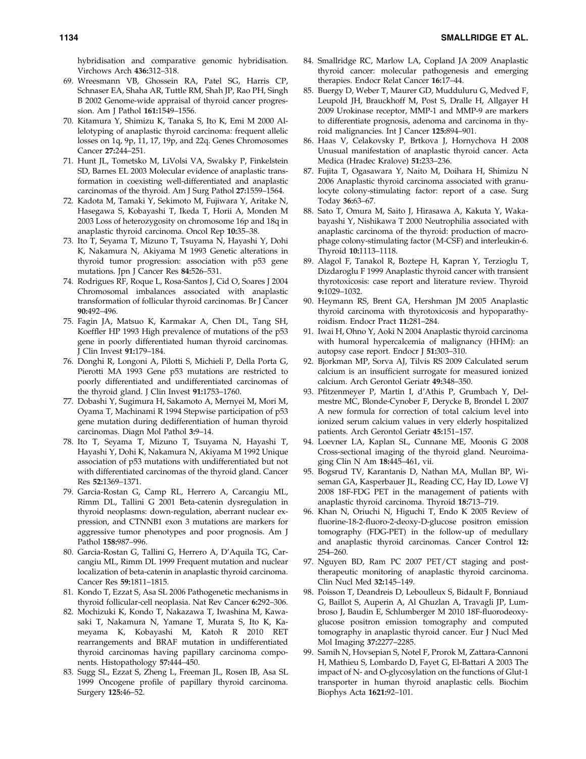hybridisation and comparative genomic hybridisation. Virchows Arch **436:**312–318.

69. Wreesmann VB, Ghossein RA, Patel SG, Harris CP, Schnaser EA, Shaha AR, Tuttle RM, Shah JP, Rao PH, Singh B 2002 Genome-wide appraisal of thyroid cancer progression. Am J Pathol **161:**1549–1556.
70. Kitamura Y, Shimizu K, Tanaka S, Ito K, Emi M 2000 Allelotyping of anaplastic thyroid carcinoma: frequent allelic losses on 1q, 9p, 11, 17, 19p, and 22q. Genes Chromosomes Cancer **27:**244–251.
71. Hunt JL, Tometsko M, LiVolsi VA, Swalsky P, Finkelstein SD, Barnes EL 2003 Molecular evidence of anaplastic transformation in coexisting well-differentiated and anaplastic carcinomas of the thyroid. Am J Surg Pathol **27:**1559–1564.
72. Kadota M, Tamaki Y, Sekimoto M, Fujiwara Y, Aritake N, Hasegawa S, Kobayashi T, Ikeda T, Horii A, Monden M 2003 Loss of heterozygosity on chromosome 16p and 18q in anaplastic thyroid carcinoma. Oncol Rep **10:**35–38.
73. Ito T, Seyama T, Mizuno T, Tsuyama N, Hayashi Y, Dohi K, Nakamura N, Akiyama M 1993 Genetic alterations in thyroid tumor progression: association with p53 gene mutations. Jpn J Cancer Res **84:**526–531.
74. Rodrigues RF, Roque L, Rosa-Santos J, Cid O, Soares J 2004 Chromosomal imbalances associated with anaplastic transformation of follicular thyroid carcinomas. Br J Cancer **90:**492–496.
75. Fagin JA, Matsuo K, Karmakar A, Chen DL, Tang SH, Koeffler HP 1993 High prevalence of mutations of the p53 gene in poorly differentiated human thyroid carcinomas. J Clin Invest **91:**179–184.
76. Donghi R, Longoni A, Pilotti S, Michieli P, Della Porta G, Pierotti MA 1993 Gene p53 mutations are restricted to poorly differentiated and undifferentiated carcinomas of the thyroid gland. J Clin Invest **91:**1753–1760.
77. Dobashi Y, Sugimura H, Sakamoto A, Mernyei M, Mori M, Oyama T, Machinami R 1994 Stepwise participation of p53 gene mutation during dedifferentiation of human thyroid carcinomas. Diagn Mol Pathol **3:**9–14.
78. Ito T, Seyama T, Mizuno T, Tsuyama N, Hayashi T, Hayashi Y, Dohi K, Nakamura N, Akiyama M 1992 Unique association of p53 mutations with undifferentiated but not with differentiated carcinomas of the thyroid gland. Cancer Res **52:**1369–1371.
79. Garcia-Rostan G, Camp RL, Herrero A, Carcangiu ML, Rimm DL, Tallini G 2001 Beta-catenin dysregulation in thyroid neoplasms: down-regulation, aberrant nuclear expression, and CTNNB1 exon 3 mutations are markers for aggressive tumor phenotypes and poor prognosis. Am J Pathol **158:**987–996.
80. Garcia-Rostan G, Tallini G, Herrero A, D'Aquila TG, Carcangiu ML, Rimm DL 1999 Frequent mutation and nuclear localization of beta-catenin in anaplastic thyroid carcinoma. Cancer Res **59:**1811–1815.
81. Kondo T, Ezzat S, Asa SL 2006 Pathogenetic mechanisms in thyroid follicular-cell neoplasia. Nat Rev Cancer **6:**292–306.
82. Mochizuki K, Kondo T, Nakazawa T, Iwashina M, Kawasaki T, Nakamura N, Yamane T, Murata S, Ito K, Kameyama K, Kobayashi M, Katoh R 2010 RET rearrangements and BRAF mutation in undifferentiated thyroid carcinomas having papillary carcinoma components. Histopathology **57:**444–450.
83. Sugg SL, Ezzat S, Zheng L, Freeman JL, Rosen IB, Asa SL 1999 Oncogene profile of papillary thyroid carcinoma. Surgery **125:**46–52.
84. Smallridge RC, Marlow LA, Copland JA 2009 Anaplastic thyroid cancer: molecular pathogenesis and emerging therapies. Endocr Relat Cancer **16:**17–44.
85. Buergy D, Weber T, Maurer GD, Mudduluru G, Medved F, Leupold JH, Brauckhoff M, Post S, Dralle H, Allgayer H 2009 Urokinase receptor, MMP-1 and MMP-9 are markers to differentiate prognosis, adenoma and carcinoma in thyroid malignancies. Int J Cancer **125:**894–901.
86. Haas V, Celakovsky P, Brtkova J, Hornychova H 2008 Unusual manifestation of anaplastic thyroid cancer. Acta Medica (Hradec Kralove) **51:**233–236.
87. Fujita T, Ogasawara Y, Naito M, Doihara H, Shimizu N 2006 Anaplastic thyroid carcinoma associated with granulocyte colony-stimulating factor: report of a case. Surg Today **36:**63–67.
88. Sato T, Omura M, Saito J, Hirasawa A, Kakuta Y, Wakabayashi Y, Nishikawa T 2000 Neutrophilia associated with anaplastic carcinoma of the thyroid: production of macrophage colony-stimulating factor (M-CSF) and interleukin-6. Thyroid **10:**1113–1118.
89. Alagol F, Tanakol R, Boztepe H, Kapran Y, Terzioglu T, Dizdaroglu F 1999 Anaplastic thyroid cancer with transient thyrotoxicosis: case report and literature review. Thyroid **9:**1029–1032.
90. Heymann RS, Brent GA, Hershman JM 2005 Anaplastic thyroid carcinoma with thyrotoxicosis and hypoparathyroidism. Endocr Pract **11:**281–284.
91. Iwai H, Ohno Y, Aoki N 2004 Anaplastic thyroid carcinoma with humoral hypercalcemia of malignancy (HHM): an autopsy case report. Endocr J **51:**303–310.
92. Bjorkman MP, Sorva AJ, Tilvis RS 2009 Calculated serum calcium is an insufficient surrogate for measured ionized calcium. Arch Gerontol Geriatr **49:**348–350.
93. Pfitzenmeyer P, Martin I, d'Athis P, Grumbach Y, Delmestre MC, Blonde-Cynober F, Derycke B, Brondel L 2007 A new formula for correction of total calcium level into ionized serum calcium values in very elderly hospitalized patients. Arch Gerontol Geriatr **45:**151–157.
94. Loevner LA, Kaplan SL, Cunnane ME, Moonis G 2008 Cross-sectional imaging of the thyroid gland. Neuroimaging Clin N Am **18:**445–461, vii.
95. Bogsrud TV, Karantanis D, Nathan MA, Mullan BP, Wiseman GA, Kasperbauer JL, Reading CC, Hay ID, Lowe VJ 2008 18F-FDG PET in the management of patients with anaplastic thyroid carcinoma. Thyroid **18:**713–719.
96. Khan N, Oriuchi N, Higuchi T, Endo K 2005 Review of fluorine-18-2-fluoro-2-deoxy-D-glucose positron emission tomography (FDG-PET) in the follow-up of medullary and anaplastic thyroid carcinomas. Cancer Control **12:** 254–260.
97. Nguyen BD, Ram PC 2007 PET/CT staging and post-therapeutic monitoring of anaplastic thyroid carcinoma. Clin Nucl Med **32:**145–149.
98. Poisson T, Deandreis D, Leboulleux S, Bidault F, Bonniaud G, Baillot S, Auperin A, Al Ghuzlan A, Travagli JP, Lumbroso J, Baudin E, Schlumberger M 2010 18F-fluorodeoxyglucose positron emission tomography and computed tomography in anaplastic thyroid cancer. Eur J Nucl Med Mol Imaging **37:**2277–2285.
99. Samih N, Hovsepian S, Notel F, Prorok M, Zattara-Cannoni H, Mathieu S, Lombardo D, Fayet G, El-Battari A 2003 The impact of N- and O-glycosylation on the functions of Glut-1 transporter in human thyroid anaplastic cells. Biochim Biophys Acta **1621:**92–101.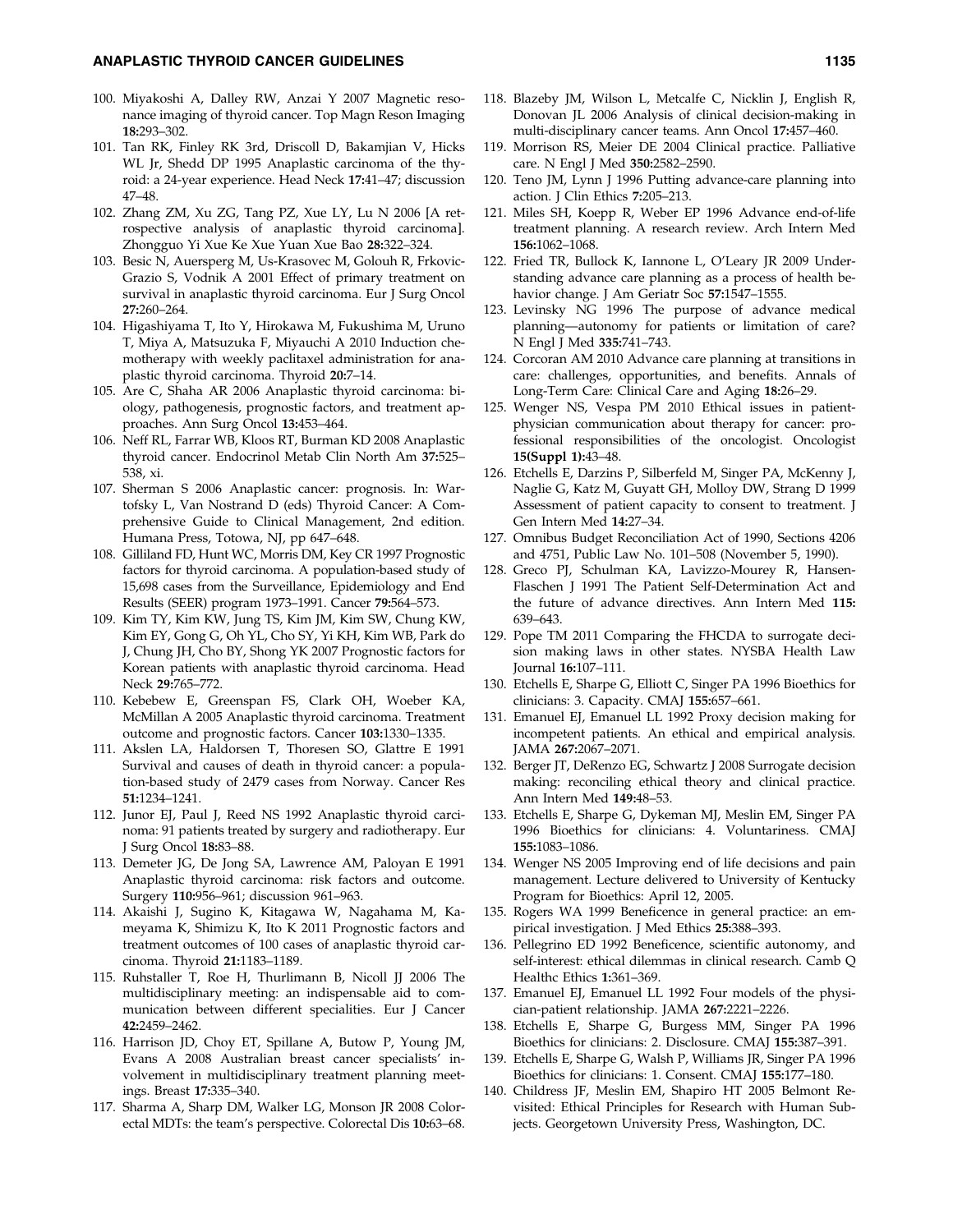100. Miyakoshi A, Dalley RW, Anzai Y 2007 Magnetic resonance imaging of thyroid cancer. Top Magn Reson Imaging **18:**293–302.
101. Tan RK, Finley RK 3rd, Driscoll D, Bakamjian V, Hicks WL Jr, Shedd DP 1995 Anaplastic carcinoma of the thyroid: a 24-year experience. Head Neck **17:**41–47; discussion 47–48.
102. Zhang ZM, Xu ZG, Tang PZ, Xue LY, Lu N 2006 [A retrospective analysis of anaplastic thyroid carcinoma]. Zhongguo Yi Xue Ke Xue Yuan Xue Bao **28:**322–324.
103. Besic N, Auersperg M, Us-Krasovec M, Golouh R, Frkovic-Grazio S, Vodnik A 2001 Effect of primary treatment on survival in anaplastic thyroid carcinoma. Eur J Surg Oncol **27:**260–264.
104. Higashiyama T, Ito Y, Hirokawa M, Fukushima M, Uruno T, Miya A, Matsuzuka F, Miyauchi A 2010 Induction chemotherapy with weekly paclitaxel administration for anaplastic thyroid carcinoma. Thyroid **20:**7–14.
105. Are C, Shaha AR 2006 Anaplastic thyroid carcinoma: biology, pathogenesis, prognostic factors, and treatment approaches. Ann Surg Oncol **13:**453–464.
106. Neff RL, Farrar WB, Kloos RT, Burman KD 2008 Anaplastic thyroid cancer. Endocrinol Metab Clin North Am **37:**525–538, xi.
107. Sherman S 2006 Anaplastic cancer: prognosis. In: Wartofsky L, Van Nostrand D (eds) Thyroid Cancer: A Comprehensive Guide to Clinical Management, 2nd edition. Humana Press, Totowa, NJ, pp 647–648.
108. Gilliland FD, Hunt WC, Morris DM, Key CR 1997 Prognostic factors for thyroid carcinoma. A population-based study of 15,698 cases from the Surveillance, Epidemiology and End Results (SEER) program 1973–1991. Cancer **79:**564–573.
109. Kim TY, Kim KW, Jung TS, Kim JM, Kim SW, Chung KW, Kim EY, Gong G, Oh YL, Cho SY, Yi KH, Kim WB, Park do J, Chung JH, Cho BY, Shong YK 2007 Prognostic factors for Korean patients with anaplastic thyroid carcinoma. Head Neck **29:**765–772.
110. Kebebew E, Greenspan FS, Clark OH, Woeber KA, McMillan A 2005 Anaplastic thyroid carcinoma. Treatment outcome and prognostic factors. Cancer **103:**1330–1335.
111. Akslen LA, Haldorsen T, Thoresen SO, Glattre E 1991 Survival and causes of death in thyroid cancer: a population-based study of 2479 cases from Norway. Cancer Res **51:**1234–1241.
112. Junor EJ, Paul J, Reed NS 1992 Anaplastic thyroid carcinoma: 91 patients treated by surgery and radiotherapy. Eur J Surg Oncol **18:**83–88.
113. Demeter JG, De Jong SA, Lawrence AM, Paloyan E 1991 Anaplastic thyroid carcinoma: risk factors and outcome. Surgery **110:**956–961; discussion 961–963.
114. Akaishi J, Sugino K, Kitagawa W, Nagahama M, Kameyama K, Shimizu K, Ito K 2011 Prognostic factors and treatment outcomes of 100 cases of anaplastic thyroid carcinoma. Thyroid **21:**1183–1189.
115. Ruhstaller T, Roe H, Thurlimann B, Nicoll JJ 2006 The multidisciplinary meeting: an indispensable aid to communication between different specialities. Eur J Cancer **42:**2459–2462.
116. Harrison JD, Choy ET, Spillane A, Butow P, Young JM, Evans A 2008 Australian breast cancer specialists' involvement in multidisciplinary treatment planning meetings. Breast **17:**335–340.
117. Sharma A, Sharp DM, Walker LG, Monson JR 2008 Colorectal MDTs: the team's perspective. Colorectal Dis **10:**63–68.
118. Blazeby JM, Wilson L, Metcalfe C, Nicklin J, English R, Donovan JL 2006 Analysis of clinical decision-making in multi-disciplinary cancer teams. Ann Oncol **17:**457–460.
119. Morrison RS, Meier DE 2004 Clinical practice. Palliative care. N Engl J Med **350:**2582–2590.
120. Teno JM, Lynn J 1996 Putting advance-care planning into action. J Clin Ethics **7:**205–213.
121. Miles SH, Koepp R, Weber EP 1996 Advance end-of-life treatment planning. A research review. Arch Intern Med **156:**1062–1068.
122. Fried TR, Bullock K, Iannone L, O'Leary JR 2009 Understanding advance care planning as a process of health behavior change. J Am Geriatr Soc **57:**1547–1555.
123. Levinsky NG 1996 The purpose of advance medical planning—autonomy for patients or limitation of care? N Engl J Med **335:**741–743.
124. Corcoran AM 2010 Advance care planning at transitions in care: challenges, opportunities, and benefits. Annals of Long-Term Care: Clinical Care and Aging **18:**26–29.
125. Wenger NS, Vespa PM 2010 Ethical issues in patient-physician communication about therapy for cancer: professional responsibilities of the oncologist. Oncologist **15(Suppl 1):**43–48.
126. Etchells E, Darzins P, Silberfeld M, Singer PA, McKenny J, Naglie G, Katz M, Guyatt GH, Molloy DW, Strang D 1999 Assessment of patient capacity to consent to treatment. J Gen Intern Med **14:**27–34.
127. Omnibus Budget Reconciliation Act of 1990, Sections 4206 and 4751, Public Law No. 101–508 (November 5, 1990).
128. Greco PJ, Schulman KA, Lavizzo-Mourey R, Hansen-Flaschen J 1991 The Patient Self-Determination Act and the future of advance directives. Ann Intern Med **115:** 639–643.
129. Pope TM 2011 Comparing the FHCDA to surrogate decision making laws in other states. NYSBA Health Law Journal **16:**107–111.
130. Etchells E, Sharpe G, Elliott C, Singer PA 1996 Bioethics for clinicians: 3. Capacity. CMAJ **155:**657–661.
131. Emanuel EJ, Emanuel LL 1992 Proxy decision making for incompetent patients. An ethical and empirical analysis. JAMA **267:**2067–2071.
132. Berger JT, DeRenzo EG, Schwartz J 2008 Surrogate decision making: reconciling ethical theory and clinical practice. Ann Intern Med **149:**48–53.
133. Etchells E, Sharpe G, Dykeman MJ, Meslin EM, Singer PA 1996 Bioethics for clinicians: 4. Voluntariness. CMAJ **155:**1083–1086.
134. Wenger NS 2005 Improving end of life decisions and pain management. Lecture delivered to University of Kentucky Program for Bioethics: April 12, 2005.
135. Rogers WA 1999 Beneficence in general practice: an empirical investigation. J Med Ethics **25:**388–393.
136. Pellegrino ED 1992 Beneficence, scientific autonomy, and self-interest: ethical dilemmas in clinical research. Camb Q Healthc Ethics **1:**361–369.
137. Emanuel EJ, Emanuel LL 1992 Four models of the physician-patient relationship. JAMA **267:**2221–2226.
138. Etchells E, Sharpe G, Burgess MM, Singer PA 1996 Bioethics for clinicians: 2. Disclosure. CMAJ **155:**387–391.
139. Etchells E, Sharpe G, Walsh P, Williams JR, Singer PA 1996 Bioethics for clinicians: 1. Consent. CMAJ **155:**177–180.
140. Childress JF, Meslin EM, Shapiro HT 2005 Belmont Revisited: Ethical Principles for Research with Human Subjects. Georgetown University Press, Washington, DC.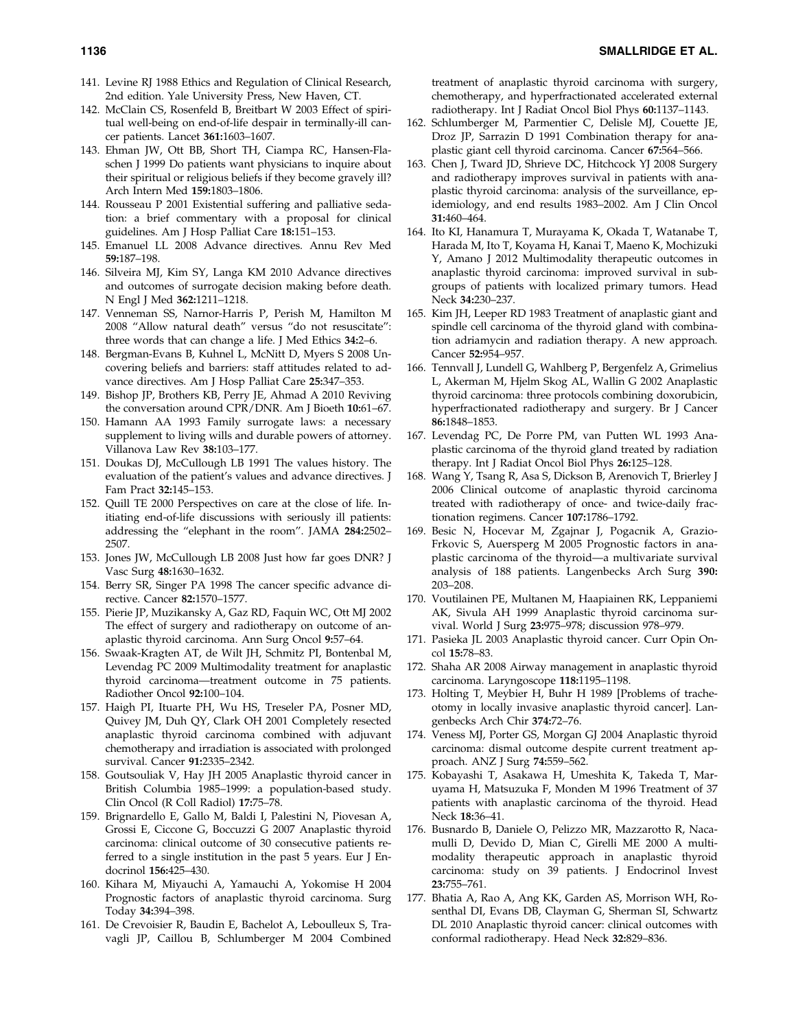141. Levine RJ 1988 Ethics and Regulation of Clinical Research, 2nd edition. Yale University Press, New Haven, CT.
142. McClain CS, Rosenfeld B, Breitbart W 2003 Effect of spiritual well-being on end-of-life despair in terminally-ill cancer patients. Lancet **361:**1603–1607.
143. Ehman JW, Ott BB, Short TH, Ciampa RC, Hansen-Flaschen J 1999 Do patients want physicians to inquire about their spiritual or religious beliefs if they become gravely ill? Arch Intern Med **159:**1803–1806.
144. Rousseau P 2001 Existential suffering and palliative sedation: a brief commentary with a proposal for clinical guidelines. Am J Hosp Palliat Care **18:**151–153.
145. Emanuel LL 2008 Advance directives. Annu Rev Med **59:**187–198.
146. Silveira MJ, Kim SY, Langa KM 2010 Advance directives and outcomes of surrogate decision making before death. N Engl J Med **362:**1211–1218.
147. Venneman SS, Narnor-Harris P, Perish M, Hamilton M 2008 "Allow natural death" versus "do not resuscitate": three words that can change a life. J Med Ethics **34:**2–6.
148. Bergman-Evans B, Kuhnel L, McNitt D, Myers S 2008 Uncovering beliefs and barriers: staff attitudes related to advance directives. Am J Hosp Palliat Care **25:**347–353.
149. Bishop JP, Brothers KB, Perry JE, Ahmad A 2010 Reviving the conversation around CPR/DNR. Am J Bioeth **10:**61–67.
150. Hamann AA 1993 Family surrogate laws: a necessary supplement to living wills and durable powers of attorney. Villanova Law Rev **38:**103–177.
151. Doukas DJ, McCullough LB 1991 The values history. The evaluation of the patient's values and advance directives. J Fam Pract **32:**145–153.
152. Quill TE 2000 Perspectives on care at the close of life. Initiating end-of-life discussions with seriously ill patients: addressing the "elephant in the room". JAMA **284:**2502–2507.
153. Jones JW, McCullough LB 2008 Just how far goes DNR? J Vasc Surg **48:**1630–1632.
154. Berry SR, Singer PA 1998 The cancer specific advance directive. Cancer **82:**1570–1577.
155. Pierie JP, Muzikansky A, Gaz RD, Faquin WC, Ott MJ 2002 The effect of surgery and radiotherapy on outcome of anaplastic thyroid carcinoma. Ann Surg Oncol **9:**57–64.
156. Swaak-Kragten AT, de Wilt JH, Schmitz PI, Bontenbal M, Levendag PC 2009 Multimodality treatment for anaplastic thyroid carcinoma—treatment outcome in 75 patients. Radiother Oncol **92:**100–104.
157. Haigh PI, Ituarte PH, Wu HS, Treseler PA, Posner MD, Quivey JM, Duh QY, Clark OH 2001 Completely resected anaplastic thyroid carcinoma combined with adjuvant chemotherapy and irradiation is associated with prolonged survival. Cancer **91:**2335–2342.
158. Goutsouliak V, Hay JH 2005 Anaplastic thyroid cancer in British Columbia 1985–1999: a population-based study. Clin Oncol (R Coll Radiol) **17:**75–78.
159. Brignardello E, Gallo M, Baldi I, Palestini N, Piovesan A, Grossi E, Ciccone G, Boccuzzi G 2007 Anaplastic thyroid carcinoma: clinical outcome of 30 consecutive patients referred to a single institution in the past 5 years. Eur J Endocrinol **156:**425–430.
160. Kihara M, Miyauchi A, Yamauchi A, Yokomise H 2004 Prognostic factors of anaplastic thyroid carcinoma. Surg Today **34:**394–398.
161. De Crevoisier R, Baudin E, Bachelot A, Leboulleux S, Travagli JP, Caillou B, Schlumberger M 2004 Combined treatment of anaplastic thyroid carcinoma with surgery, chemotherapy, and hyperfractionated accelerated external radiotherapy. Int J Radiat Oncol Biol Phys **60:**1137–1143.
162. Schlumberger M, Parmentier C, Delisle MJ, Couette JE, Droz JP, Sarrazin D 1991 Combination therapy for anaplastic giant cell thyroid carcinoma. Cancer **67:**564–566.
163. Chen J, Tward JD, Shrieve DC, Hitchcock YJ 2008 Surgery and radiotherapy improves survival in patients with anaplastic thyroid carcinoma: analysis of the surveillance, epidemiology, and end results 1983–2002. Am J Clin Oncol **31:**460–464.
164. Ito KI, Hanamura T, Murayama K, Okada T, Watanabe T, Harada M, Ito T, Koyama H, Kanai T, Maeno K, Mochizuki Y, Amano J 2012 Multimodality therapeutic outcomes in anaplastic thyroid carcinoma: improved survival in subgroups of patients with localized primary tumors. Head Neck **34:**230–237.
165. Kim JH, Leeper RD 1983 Treatment of anaplastic giant and spindle cell carcinoma of the thyroid gland with combination adriamycin and radiation therapy. A new approach. Cancer **52:**954–957.
166. Tennvall J, Lundell G, Wahlberg P, Bergenfelz A, Grimelius L, Akerman M, Hjelm Skog AL, Wallin G 2002 Anaplastic thyroid carcinoma: three protocols combining doxorubicin, hyperfractionated radiotherapy and surgery. Br J Cancer **86:**1848–1853.
167. Levendag PC, De Porre PM, van Putten WL 1993 Anaplastic carcinoma of the thyroid gland treated by radiation therapy. Int J Radiat Oncol Biol Phys **26:**125–128.
168. Wang Y, Tsang R, Asa S, Dickson B, Arenovich T, Brierley J 2006 Clinical outcome of anaplastic thyroid carcinoma treated with radiotherapy of once- and twice-daily fractionation regimens. Cancer **107:**1786–1792.
169. Besic N, Hocevar M, Zgajnar J, Pogacnik A, Grazio-Frkovic S, Auersperg M 2005 Prognostic factors in anaplastic carcinoma of the thyroid—a multivariate survival analysis of 188 patients. Langenbecks Arch Surg **390:** 203–208.
170. Voutilainen PE, Multanen M, Haapiainen RK, Leppaniemi AK, Sivula AH 1999 Anaplastic thyroid carcinoma survival. World J Surg **23:**975–978; discussion 978–979.
171. Pasieka JL 2003 Anaplastic thyroid cancer. Curr Opin Oncol **15:**78–83.
172. Shaha AR 2008 Airway management in anaplastic thyroid carcinoma. Laryngoscope **118:**1195–1198.
173. Holting T, Meybier H, Buhr H 1989 [Problems of tracheotomy in locally invasive anaplastic thyroid cancer]. Langenbecks Arch Chir **374:**72–76.
174. Veness MJ, Porter GS, Morgan GJ 2004 Anaplastic thyroid carcinoma: dismal outcome despite current treatment approach. ANZ J Surg **74:**559–562.
175. Kobayashi T, Asakawa H, Umeshita K, Takeda T, Maruyama H, Matsuzuka F, Monden M 1996 Treatment of 37 patients with anaplastic carcinoma of the thyroid. Head Neck **18:**36–41.
176. Busnardo B, Daniele O, Pelizzo MR, Mazzarotto R, Nacamulli D, Devido D, Mian C, Girelli ME 2000 A multimodality therapeutic approach in anaplastic thyroid carcinoma: study on 39 patients. J Endocrinol Invest **23:**755–761.
177. Bhatia A, Rao A, Ang KK, Garden AS, Morrison WH, Rosenthal DI, Evans DB, Clayman G, Sherman SI, Schwartz DL 2010 Anaplastic thyroid cancer: clinical outcomes with conformal radiotherapy. Head Neck **32:**829–836.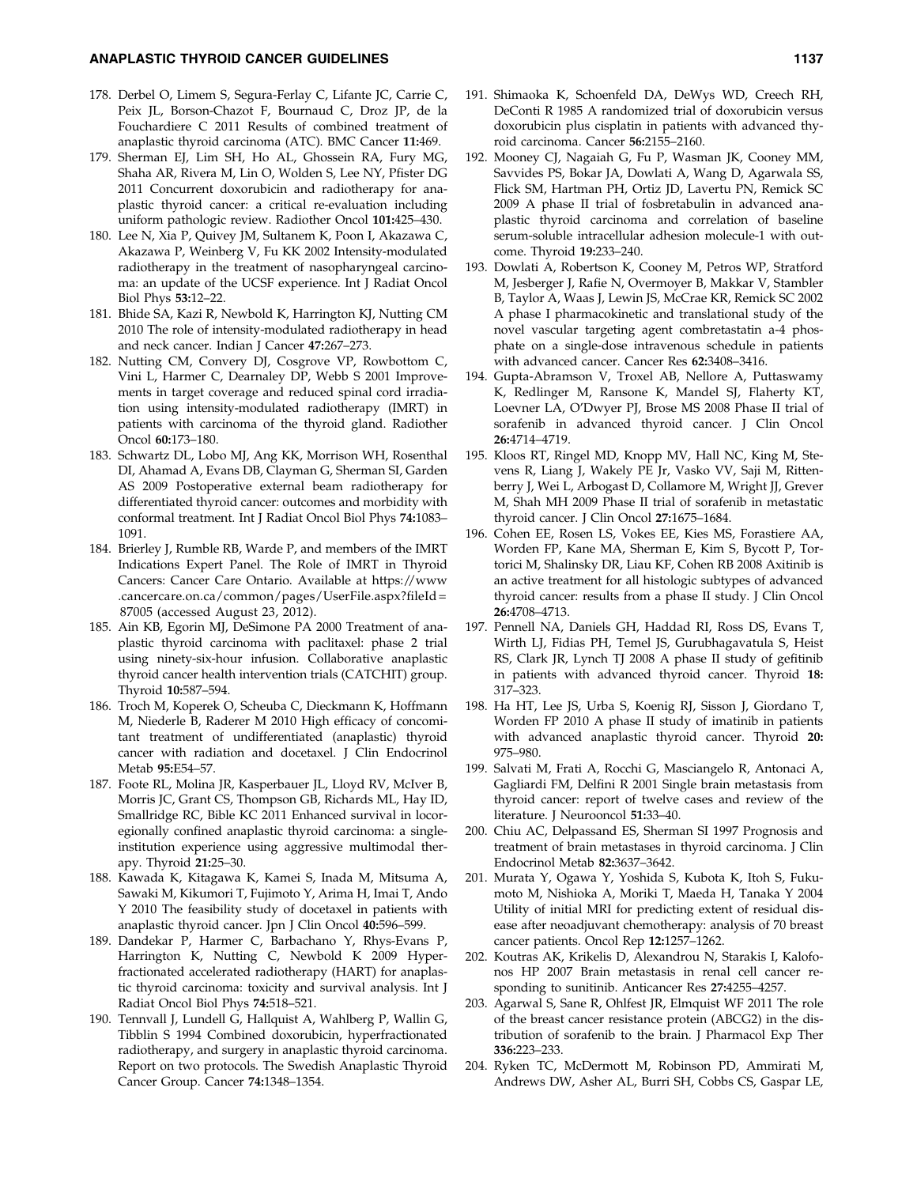178. Derbel O, Limem S, Segura-Ferlay C, Lifante JC, Carrie C, Peix JL, Borson-Chazot F, Bournaud C, Droz JP, de la Fouchardiere C 2011 Results of combined treatment of anaplastic thyroid carcinoma (ATC). BMC Cancer **11:**469.

179. Sherman EJ, Lim SH, Ho AL, Ghossein RA, Fury MG, Shaha AR, Rivera M, Lin O, Wolden S, Lee NY, Pfister DG 2011 Concurrent doxorubicin and radiotherapy for anaplastic thyroid cancer: a critical re-evaluation including uniform pathologic review. Radiother Oncol **101:**425–430.

180. Lee N, Xia P, Quivey JM, Sultanem K, Poon I, Akazawa C, Akazawa P, Weinberg V, Fu KK 2002 Intensity-modulated radiotherapy in the treatment of nasopharyngeal carcinoma: an update of the UCSF experience. Int J Radiat Oncol Biol Phys **53:**12–22.

181. Bhide SA, Kazi R, Newbold K, Harrington KJ, Nutting CM 2010 The role of intensity-modulated radiotherapy in head and neck cancer. Indian J Cancer **47:**267–273.

182. Nutting CM, Convery DJ, Cosgrove VP, Rowbottom C, Vini L, Harmer C, Dearnaley DP, Webb S 2001 Improvements in target coverage and reduced spinal cord irradiation using intensity-modulated radiotherapy (IMRT) in patients with carcinoma of the thyroid gland. Radiother Oncol **60:**173–180.

183. Schwartz DL, Lobo MJ, Ang KK, Morrison WH, Rosenthal DI, Ahamad A, Evans DB, Clayman G, Sherman SI, Garden AS 2009 Postoperative external beam radiotherapy for differentiated thyroid cancer: outcomes and morbidity with conformal treatment. Int J Radiat Oncol Biol Phys **74:**1083–1091.

184. Brierley J, Rumble RB, Warde P, and members of the IMRT Indications Expert Panel. The Role of IMRT in Thyroid Cancers: Cancer Care Ontario. Available at https://www.cancercare.on.ca/common/pages/UserFile.aspx?fileId=87005 (accessed August 23, 2012).

185. Ain KB, Egorin MJ, DeSimone PA 2000 Treatment of anaplastic thyroid carcinoma with paclitaxel: phase 2 trial using ninety-six-hour infusion. Collaborative anaplastic thyroid cancer health intervention trials (CATCHIT) group. Thyroid **10:**587–594.

186. Troch M, Koperek O, Scheuba C, Dieckmann K, Hoffmann M, Niederle B, Raderer M 2010 High efficacy of concomitant treatment of undifferentiated (anaplastic) thyroid cancer with radiation and docetaxel. J Clin Endocrinol Metab **95:**E54–57.

187. Foote RL, Molina JR, Kasperbauer JL, Lloyd RV, McIver B, Morris JC, Grant CS, Thompson GB, Richards ML, Hay ID, Smallridge RC, Bible KC 2011 Enhanced survival in locoregionally confined anaplastic thyroid carcinoma: a single-institution experience using aggressive multimodal therapy. Thyroid **21:**25–30.

188. Kawada K, Kitagawa K, Kamei S, Inada M, Mitsuma A, Sawaki M, Kikumori T, Fujimoto Y, Arima H, Imai T, Ando Y 2010 The feasibility study of docetaxel in patients with anaplastic thyroid cancer. Jpn J Clin Oncol **40:**596–599.

189. Dandekar P, Harmer C, Barbachano Y, Rhys-Evans P, Harrington K, Nutting C, Newbold K 2009 Hyperfractionated accelerated radiotherapy (HART) for anaplastic thyroid carcinoma: toxicity and survival analysis. Int J Radiat Oncol Biol Phys **74:**518–521.

190. Tennvall J, Lundell G, Hallquist A, Wahlberg P, Wallin G, Tibblin S 1994 Combined doxorubicin, hyperfractionated radiotherapy, and surgery in anaplastic thyroid carcinoma. Report on two protocols. The Swedish Anaplastic Thyroid Cancer Group. Cancer **74:**1348–1354.

191. Shimaoka K, Schoenfeld DA, DeWys WD, Creech RH, DeConti R 1985 A randomized trial of doxorubicin versus doxorubicin plus cisplatin in patients with advanced thyroid carcinoma. Cancer **56:**2155–2160.

192. Mooney CJ, Nagaiah G, Fu P, Wasman JK, Cooney MM, Savvides PS, Bokar JA, Dowlati A, Wang D, Agarwala SS, Flick SM, Hartman PH, Ortiz JD, Lavertu PN, Remick SC 2009 A phase II trial of fosbretabulin in advanced anaplastic thyroid carcinoma and correlation of baseline serum-soluble intracellular adhesion molecule-1 with outcome. Thyroid **19:**233–240.

193. Dowlati A, Robertson K, Cooney M, Petros WP, Stratford M, Jesberger J, Rafie N, Overmoyer B, Makkar V, Stambler B, Taylor A, Waas J, Lewin JS, McCrae KR, Remick SC 2002 A phase I pharmacokinetic and translational study of the novel vascular targeting agent combretastatin a-4 phosphate on a single-dose intravenous schedule in patients with advanced cancer. Cancer Res **62:**3408–3416.

194. Gupta-Abramson V, Troxel AB, Nellore A, Puttaswamy K, Redlinger M, Ransone K, Mandel SJ, Flaherty KT, Loevner LA, O'Dwyer PJ, Brose MS 2008 Phase II trial of sorafenib in advanced thyroid cancer. J Clin Oncol **26:**4714–4719.

195. Kloos RT, Ringel MD, Knopp MV, Hall NC, King M, Stevens R, Liang J, Wakely PE Jr, Vasko VV, Saji M, Rittenberry J, Wei L, Arbogast D, Collamore M, Wright JJ, Grever M, Shah MH 2009 Phase II trial of sorafenib in metastatic thyroid cancer. J Clin Oncol **27:**1675–1684.

196. Cohen EE, Rosen LS, Vokes EE, Kies MS, Forastiere AA, Worden FP, Kane MA, Sherman E, Kim S, Bycott P, Tortorici M, Shalinsky DR, Liau KF, Cohen RB 2008 Axitinib is an active treatment for all histologic subtypes of advanced thyroid cancer: results from a phase II study. J Clin Oncol **26:**4708–4713.

197. Pennell NA, Daniels GH, Haddad RI, Ross DS, Evans T, Wirth LJ, Fidias PH, Temel JS, Gurubhagavatula S, Heist RS, Clark JR, Lynch TJ 2008 A phase II study of gefitinib in patients with advanced thyroid cancer. Thyroid **18:** 317–323.

198. Ha HT, Lee JS, Urba S, Koenig RJ, Sisson J, Giordano T, Worden FP 2010 A phase II study of imatinib in patients with advanced anaplastic thyroid cancer. Thyroid **20:** 975–980.

199. Salvati M, Frati A, Rocchi G, Masciangelo R, Antonaci A, Gagliardi FM, Delfini R 2001 Single brain metastasis from thyroid cancer: report of twelve cases and review of the literature. J Neurooncol **51:**33–40.

200. Chiu AC, Delpassand ES, Sherman SI 1997 Prognosis and treatment of brain metastases in thyroid carcinoma. J Clin Endocrinol Metab **82:**3637–3642.

201. Murata Y, Ogawa Y, Yoshida S, Kubota K, Itoh S, Fukumoto M, Nishioka A, Moriki T, Maeda H, Tanaka Y 2004 Utility of initial MRI for predicting extent of residual disease after neoadjuvant chemotherapy: analysis of 70 breast cancer patients. Oncol Rep **12:**1257–1262.

202. Koutras AK, Krikelis D, Alexandrou N, Starakis I, Kalofonos HP 2007 Brain metastasis in renal cell cancer responding to sunitinib. Anticancer Res **27:**4255–4257.

203. Agarwal S, Sane R, Ohlfest JR, Elmquist WF 2011 The role of the breast cancer resistance protein (ABCG2) in the distribution of sorafenib to the brain. J Pharmacol Exp Ther **336:**223–233.

204. Ryken TC, McDermott M, Robinson PD, Ammirati M, Andrews DW, Asher AL, Burri SH, Cobbs CS, Gaspar LE,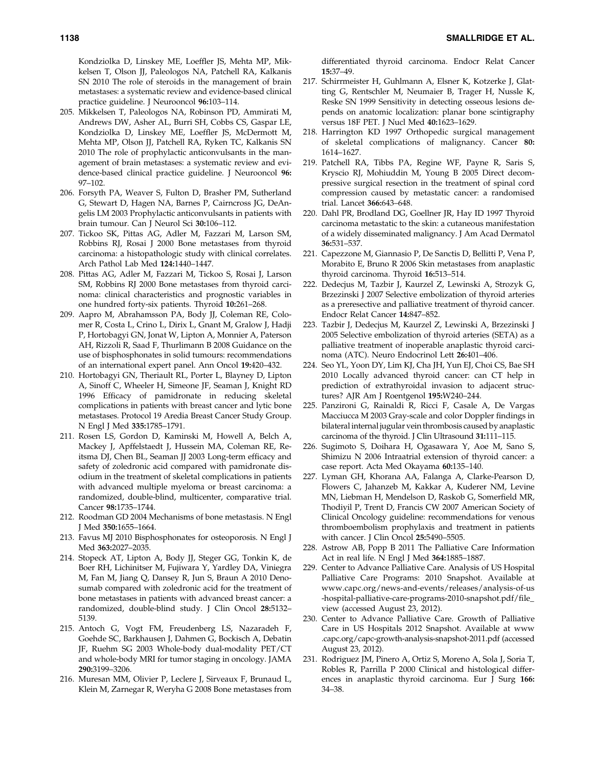Kondziolka D, Linskey ME, Loeffler JS, Mehta MP, Mikkelsen T, Olson JJ, Paleologos NA, Patchell RA, Kalkanis SN 2010 The role of steroids in the management of brain metastases: a systematic review and evidence-based clinical practice guideline. J Neurooncol **96:**103–114.

205. Mikkelsen T, Paleologos NA, Robinson PD, Ammirati M, Andrews DW, Asher AL, Burri SH, Cobbs CS, Gaspar LE, Kondziolka D, Linskey ME, Loeffler JS, McDermott M, Mehta MP, Olson JJ, Patchell RA, Ryken TC, Kalkanis SN 2010 The role of prophylactic anticonvulsants in the management of brain metastases: a systematic review and evidence-based clinical practice guideline. J Neurooncol **96:** 97–102.
206. Forsyth PA, Weaver S, Fulton D, Brasher PM, Sutherland G, Stewart D, Hagen NA, Barnes P, Cairncross JG, DeAngelis LM 2003 Prophylactic anticonvulsants in patients with brain tumour. Can J Neurol Sci **30:**106–112.
207. Tickoo SK, Pittas AG, Adler M, Fazzari M, Larson SM, Robbins RJ, Rosai J 2000 Bone metastases from thyroid carcinoma: a histopathologic study with clinical correlates. Arch Pathol Lab Med **124:**1440–1447.
208. Pittas AG, Adler M, Fazzari M, Tickoo S, Rosai J, Larson SM, Robbins RJ 2000 Bone metastases from thyroid carcinoma: clinical characteristics and prognostic variables in one hundred forty-six patients. Thyroid **10:**261–268.
209. Aapro M, Abrahamsson PA, Body JJ, Coleman RE, Colomer R, Costa L, Crino L, Dirix L, Gnant M, Gralow J, Hadji P, Hortobagyi GN, Jonat W, Lipton A, Monnier A, Paterson AH, Rizzoli R, Saad F, Thurlimann B 2008 Guidance on the use of bisphosphonates in solid tumours: recommendations of an international expert panel. Ann Oncol **19:**420–432.
210. Hortobagyi GN, Theriault RL, Porter L, Blayney D, Lipton A, Sinoff C, Wheeler H, Simeone JF, Seaman J, Knight RD 1996 Efficacy of pamidronate in reducing skeletal complications in patients with breast cancer and lytic bone metastases. Protocol 19 Aredia Breast Cancer Study Group. N Engl J Med **335:**1785–1791.
211. Rosen LS, Gordon D, Kaminski M, Howell A, Belch A, Mackey J, Apffelstaedt J, Hussein MA, Coleman RE, Reitsma DJ, Chen BL, Seaman JJ 2003 Long-term efficacy and safety of zoledronic acid compared with pamidronate disodium in the treatment of skeletal complications in patients with advanced multiple myeloma or breast carcinoma: a randomized, double-blind, multicenter, comparative trial. Cancer **98:**1735–1744.
212. Roodman GD 2004 Mechanisms of bone metastasis. N Engl J Med **350:**1655–1664.
213. Favus MJ 2010 Bisphosphonates for osteoporosis. N Engl J Med **363:**2027–2035.
214. Stopeck AT, Lipton A, Body JJ, Steger GG, Tonkin K, de Boer RH, Lichinitser M, Fujiwara Y, Yardley DA, Viniegra M, Fan M, Jiang Q, Dansey R, Jun S, Braun A 2010 Denosumab compared with zoledronic acid for the treatment of bone metastases in patients with advanced breast cancer: a randomized, double-blind study. J Clin Oncol **28:**5132–5139.
215. Antoch G, Vogt FM, Freudenberg LS, Nazaradeh F, Goehde SC, Barkhausen J, Dahmen G, Bockisch A, Debatin JF, Ruehm SG 2003 Whole-body dual-modality PET/CT and whole-body MRI for tumor staging in oncology. JAMA **290:**3199–3206.
216. Muresan MM, Olivier P, Leclere J, Sirveaux F, Brunaud L, Klein M, Zarnegar R, Weryha G 2008 Bone metastases from differentiated thyroid carcinoma. Endocr Relat Cancer **15:**37–49.
217. Schirrmeister H, Guhlmann A, Elsner K, Kotzerke J, Glatting G, Rentschler M, Neumaier B, Trager H, Nussle K, Reske SN 1999 Sensitivity in detecting osseous lesions depends on anatomic localization: planar bone scintigraphy versus 18F PET. J Nucl Med **40:**1623–1629.
218. Harrington KD 1997 Orthopedic surgical management of skeletal complications of malignancy. Cancer **80:** 1614–1627.
219. Patchell RA, Tibbs PA, Regine WF, Payne R, Saris S, Kryscio RJ, Mohiuddin M, Young B 2005 Direct decompressive surgical resection in the treatment of spinal cord compression caused by metastatic cancer: a randomised trial. Lancet **366:**643–648.
220. Dahl PR, Brodland DG, Goellner JR, Hay ID 1997 Thyroid carcinoma metastatic to the skin: a cutaneous manifestation of a widely disseminated malignancy. J Am Acad Dermatol **36:**531–537.
221. Capezzone M, Giannasio P, De Sanctis D, Bellitti P, Vena P, Morabito E, Bruno R 2006 Skin metastases from anaplastic thyroid carcinoma. Thyroid **16:**513–514.
222. Dedecjus M, Tazbir J, Kaurzel Z, Lewinski A, Strozyk G, Brzezinski J 2007 Selective embolization of thyroid arteries as a preresective and palliative treatment of thyroid cancer. Endocr Relat Cancer **14:**847–852.
223. Tazbir J, Dedecjus M, Kaurzel Z, Lewinski A, Brzezinski J 2005 Selective embolization of thyroid arteries (SETA) as a palliative treatment of inoperable anaplastic thyroid carcinoma (ATC). Neuro Endocrinol Lett **26:**401–406.
224. Seo YL, Yoon DY, Lim KJ, Cha JH, Yun EJ, Choi CS, Bae SH 2010 Locally advanced thyroid cancer: can CT help in prediction of extrathyroidal invasion to adjacent structures? AJR Am J Roentgenol **195:**W240–244.
225. Panzironi G, Rainaldi R, Ricci F, Casale A, De Vargas Macciucca M 2003 Gray-scale and color Doppler findings in bilateral internal jugular vein thrombosis caused by anaplastic carcinoma of the thyroid. J Clin Ultrasound **31:**111–115.
226. Sugimoto S, Doihara H, Ogasawara Y, Aoe M, Sano S, Shimizu N 2006 Intraatrial extension of thyroid cancer: a case report. Acta Med Okayama **60:**135–140.
227. Lyman GH, Khorana AA, Falanga A, Clarke-Pearson D, Flowers C, Jahanzeb M, Kakkar A, Kuderer NM, Levine MN, Liebman H, Mendelson D, Raskob G, Somerfield MR, Thodiyil P, Trent D, Francis CW 2007 American Society of Clinical Oncology guideline: recommendations for venous thromboembolism prophylaxis and treatment in patients with cancer. J Clin Oncol **25:**5490–5505.
228. Astrow AB, Popp B 2011 The Palliative Care Information Act in real life. N Engl J Med **364:**1885–1887.
229. Center to Advance Palliative Care. Analysis of US Hospital Palliative Care Programs: 2010 Snapshot. Available at www.capc.org/news-and-events/releases/analysis-of-us-hospital-palliative-care-programs-2010-snapshot.pdf/file_view (accessed August 23, 2012).
230. Center to Advance Palliative Care. Growth of Palliative Care in US Hospitals 2012 Snapshot. Available at www.capc.org/capc-growth-analysis-snapshot-2011.pdf (accessed August 23, 2012).
231. Rodriguez JM, Pinero A, Ortiz S, Moreno A, Sola J, Soria T, Robles R, Parrilla P 2000 Clinical and histological differences in anaplastic thyroid carcinoma. Eur J Surg **166:** 34–38.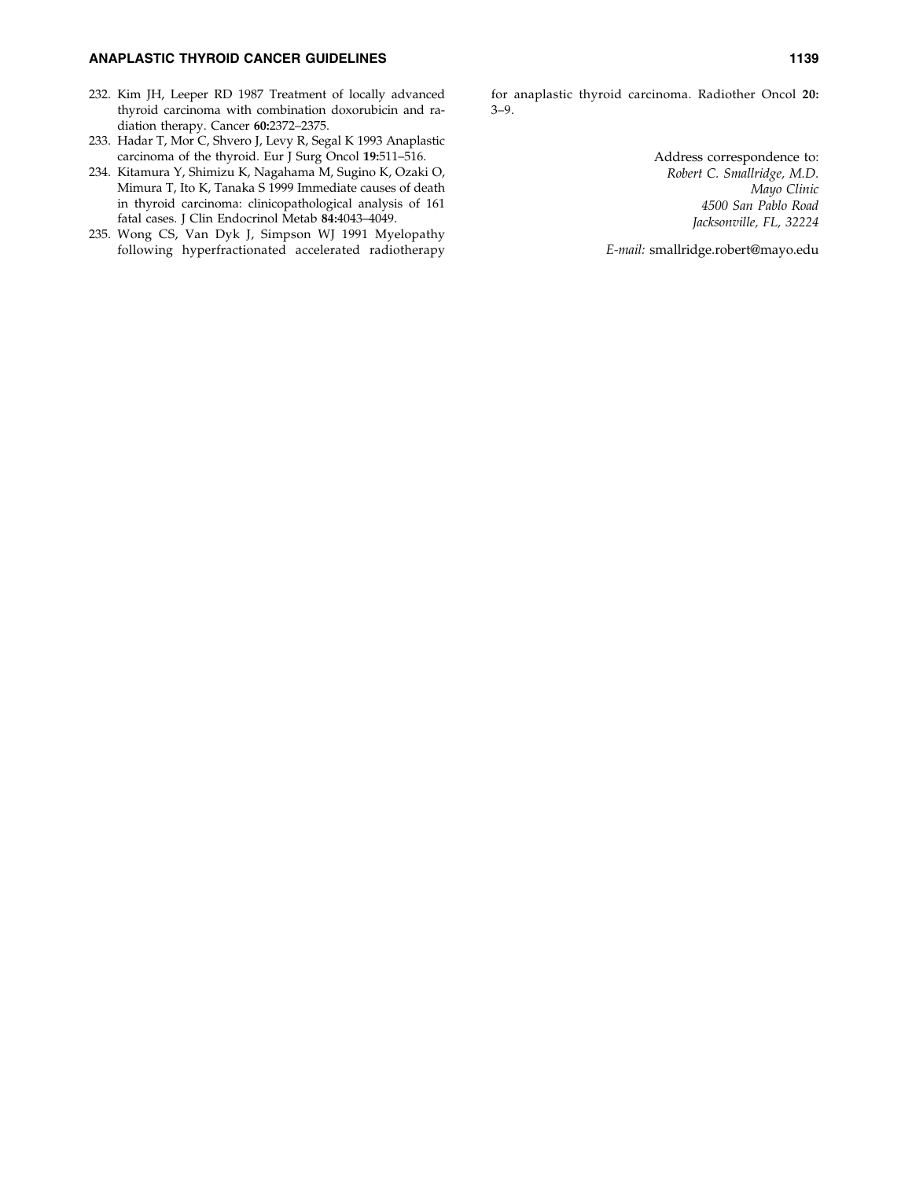232. Kim JH, Leeper RD 1987 Treatment of locally advanced thyroid carcinoma with combination doxorubicin and radiation therapy. Cancer **60:**2372–2375.
233. Hadar T, Mor C, Shvero J, Levy R, Segal K 1993 Anaplastic carcinoma of the thyroid. Eur J Surg Oncol **19:**511–516.
234. Kitamura Y, Shimizu K, Nagahama M, Sugino K, Ozaki O, Mimura T, Ito K, Tanaka S 1999 Immediate causes of death in thyroid carcinoma: clinicopathological analysis of 161 fatal cases. J Clin Endocrinol Metab **84:**4043–4049.
235. Wong CS, Van Dyk J, Simpson WJ 1991 Myelopathy following hyperfractionated accelerated radiotherapy for anaplastic thyroid carcinoma. Radiother Oncol **20:** 3–9.

Address correspondence to:
*Robert C. Smallridge, M.D.*
*Mayo Clinic*
*4500 San Pablo Road*
*Jacksonville, FL, 32224*

*E-mail:* smallridge.robert@mayo.edu